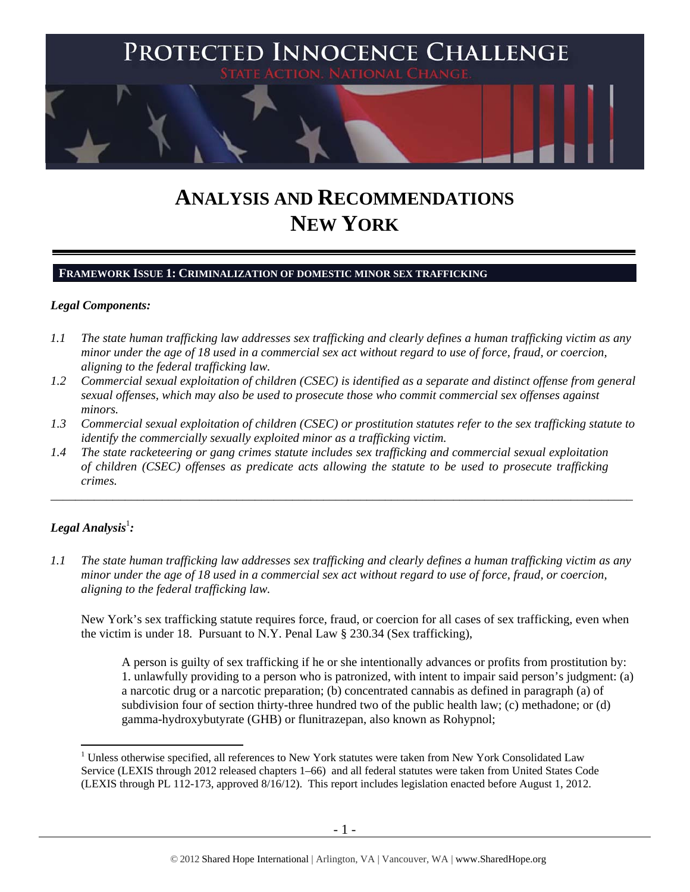# PROTECTED INNOCENCE CHALLENGE

STATE ACTION. NATIONAL CHANGE.

# ANALYSIS AND RECOMMENDATIONS
# NEW YORK

## FRAMEWORK ISSUE 1: CRIMINALIZATION OF DOMESTIC MINOR SEX TRAFFICKING

### *Legal Components:*

*1.1 The state human trafficking law addresses sex trafficking and clearly defines a human trafficking victim as any minor under the age of 18 used in a commercial sex act without regard to use of force, fraud, or coercion, aligning to the federal trafficking law.*

*1.2 Commercial sexual exploitation of children (CSEC) is identified as a separate and distinct offense from general sexual offenses, which may also be used to prosecute those who commit commercial sex offenses against minors.*

*1.3 Commercial sexual exploitation of children (CSEC) or prostitution statutes refer to the sex trafficking statute to identify the commercially sexually exploited minor as a trafficking victim.*

*1.4 The state racketeering or gang crimes statute includes sex trafficking and commercial sexual exploitation of children (CSEC) offenses as predicate acts allowing the statute to be used to prosecute trafficking crimes.*

---

### *Legal Analysis*[1]*:*

*1.1 The state human trafficking law addresses sex trafficking and clearly defines a human trafficking victim as any minor under the age of 18 used in a commercial sex act without regard to use of force, fraud, or coercion, aligning to the federal trafficking law.*

New York's sex trafficking statute requires force, fraud, or coercion for all cases of sex trafficking, even when the victim is under 18. Pursuant to N.Y. Penal Law § 230.34 (Sex trafficking),

> A person is guilty of sex trafficking if he or she intentionally advances or profits from prostitution by:
> 1. unlawfully providing to a person who is patronized, with intent to impair said person's judgment: (a) a narcotic drug or a narcotic preparation; (b) concentrated cannabis as defined in paragraph (a) of subdivision four of section thirty-three hundred two of the public health law; (c) methadone; or (d) gamma-hydroxybutyrate (GHB) or flunitrazepan, also known as Rohypnol;

[1] Unless otherwise specified, all references to New York statutes were taken from New York Consolidated Law Service (LEXIS through 2012 released chapters 1–66) and all federal statutes were taken from United States Code (LEXIS through PL 112-173, approved 8/16/12). This report includes legislation enacted before August 1, 2012.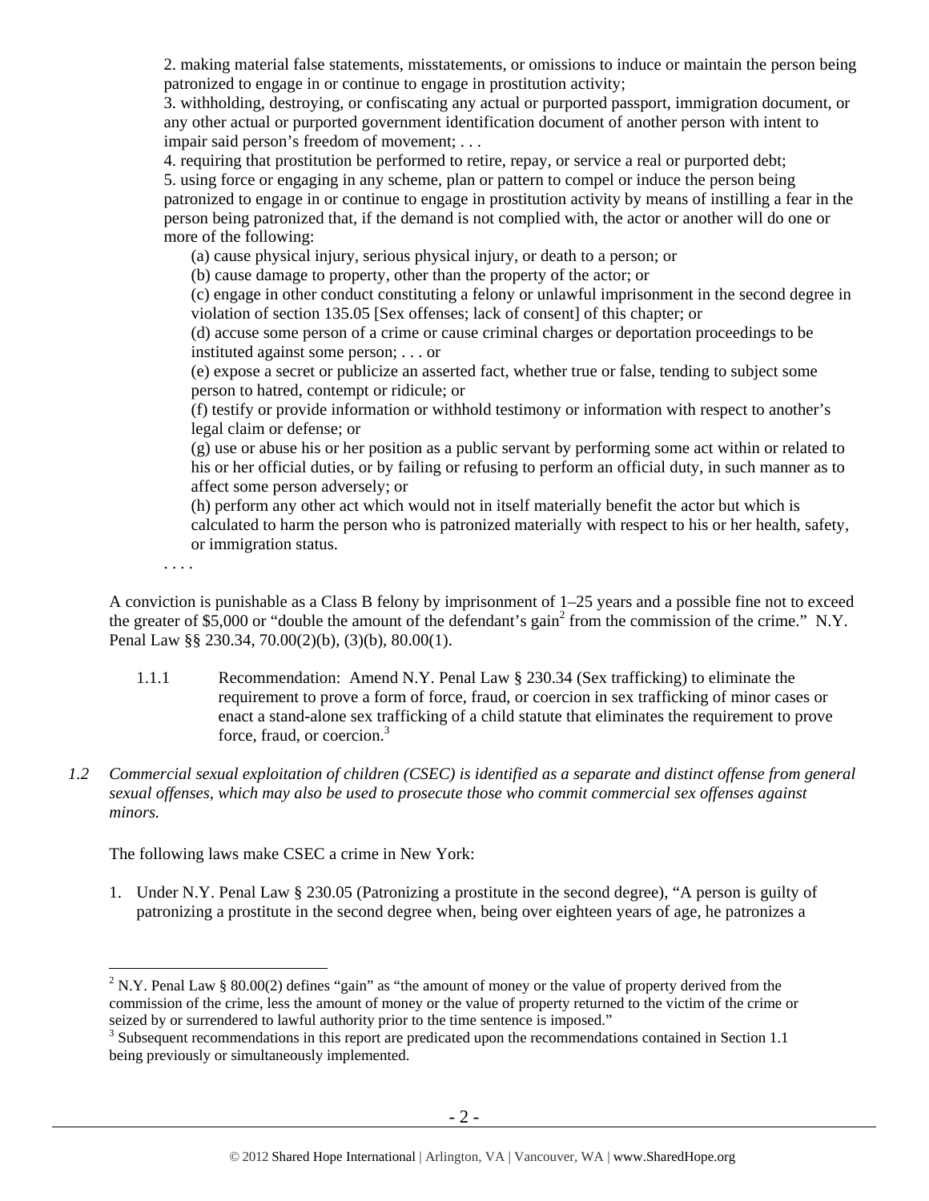2. making material false statements, misstatements, or omissions to induce or maintain the person being patronized to engage in or continue to engage in prostitution activity;

3. withholding, destroying, or confiscating any actual or purported passport, immigration document, or any other actual or purported government identification document of another person with intent to impair said person's freedom of movement; . . .

4. requiring that prostitution be performed to retire, repay, or service a real or purported debt;

5. using force or engaging in any scheme, plan or pattern to compel or induce the person being patronized to engage in or continue to engage in prostitution activity by means of instilling a fear in the person being patronized that, if the demand is not complied with, the actor or another will do one or more of the following:

(a) cause physical injury, serious physical injury, or death to a person; or

(b) cause damage to property, other than the property of the actor; or

(c) engage in other conduct constituting a felony or unlawful imprisonment in the second degree in violation of section 135.05 [Sex offenses; lack of consent] of this chapter; or

(d) accuse some person of a crime or cause criminal charges or deportation proceedings to be instituted against some person; . . . or

(e) expose a secret or publicize an asserted fact, whether true or false, tending to subject some person to hatred, contempt or ridicule; or

(f) testify or provide information or withhold testimony or information with respect to another's legal claim or defense; or

(g) use or abuse his or her position as a public servant by performing some act within or related to his or her official duties, or by failing or refusing to perform an official duty, in such manner as to affect some person adversely; or

(h) perform any other act which would not in itself materially benefit the actor but which is calculated to harm the person who is patronized materially with respect to his or her health, safety, or immigration status.

. . . .

A conviction is punishable as a Class B felony by imprisonment of 1–25 years and a possible fine not to exceed the greater of $5,000 or "double the amount of the defendant's gain[2] from the commission of the crime." N.Y. Penal Law §§ 230.34, 70.00(2)(b), (3)(b), 80.00(1).

1.1.1 Recommendation: Amend N.Y. Penal Law § 230.34 (Sex trafficking) to eliminate the requirement to prove a form of force, fraud, or coercion in sex trafficking of minor cases or enact a stand-alone sex trafficking of a child statute that eliminates the requirement to prove force, fraud, or coercion.[3]

*1.2 Commercial sexual exploitation of children (CSEC) is identified as a separate and distinct offense from general sexual offenses, which may also be used to prosecute those who commit commercial sex offenses against minors.*

The following laws make CSEC a crime in New York:

1. Under N.Y. Penal Law § 230.05 (Patronizing a prostitute in the second degree), "A person is guilty of patronizing a prostitute in the second degree when, being over eighteen years of age, he patronizes a

---

[2] N.Y. Penal Law § 80.00(2) defines "gain" as "the amount of money or the value of property derived from the commission of the crime, less the amount of money or the value of property returned to the victim of the crime or seized by or surrendered to lawful authority prior to the time sentence is imposed."

[3] Subsequent recommendations in this report are predicated upon the recommendations contained in Section 1.1 being previously or simultaneously implemented.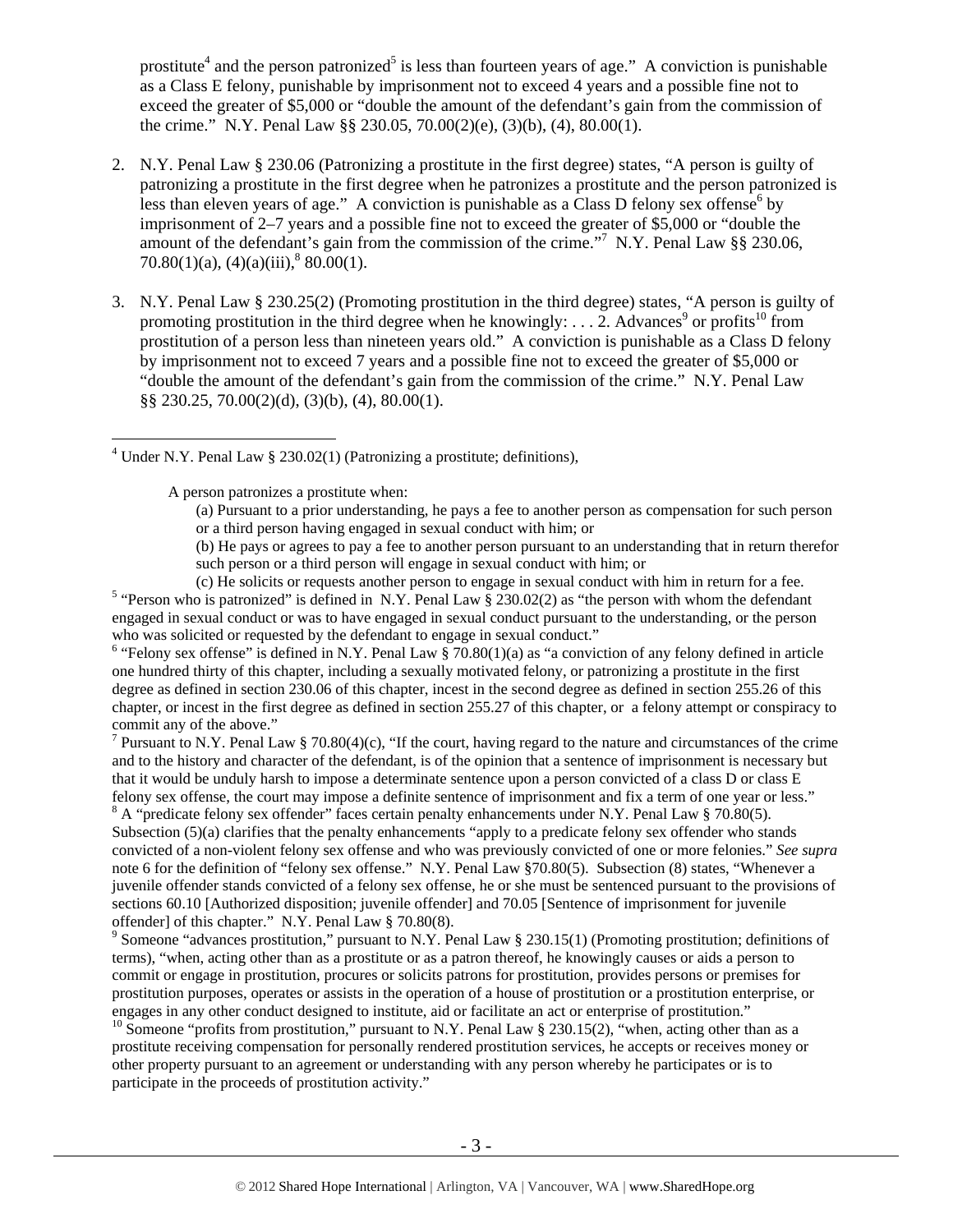prostitute[4] and the person patronized[5] is less than fourteen years of age." A conviction is punishable as a Class E felony, punishable by imprisonment not to exceed 4 years and a possible fine not to exceed the greater of $5,000 or "double the amount of the defendant's gain from the commission of the crime." N.Y. Penal Law §§ 230.05, 70.00(2)(e), (3)(b), (4), 80.00(1).

2. N.Y. Penal Law § 230.06 (Patronizing a prostitute in the first degree) states, "A person is guilty of patronizing a prostitute in the first degree when he patronizes a prostitute and the person patronized is less than eleven years of age." A conviction is punishable as a Class D felony sex offense[6] by imprisonment of 2–7 years and a possible fine not to exceed the greater of $5,000 or "double the amount of the defendant's gain from the commission of the crime."[7] N.Y. Penal Law §§ 230.06, 70.80(1)(a), (4)(a)(iii),[8] 80.00(1).

3. N.Y. Penal Law § 230.25(2) (Promoting prostitution in the third degree) states, "A person is guilty of promoting prostitution in the third degree when he knowingly: . . . 2. Advances[9] or profits[10] from prostitution of a person less than nineteen years old." A conviction is punishable as a Class D felony by imprisonment not to exceed 7 years and a possible fine not to exceed the greater of $5,000 or "double the amount of the defendant's gain from the commission of the crime." N.Y. Penal Law §§ 230.25, 70.00(2)(d), (3)(b), (4), 80.00(1).

---

[4] Under N.Y. Penal Law § 230.02(1) (Patronizing a prostitute; definitions),

> A person patronizes a prostitute when:
>
> (a) Pursuant to a prior understanding, he pays a fee to another person as compensation for such person or a third person having engaged in sexual conduct with him; or
>
> (b) He pays or agrees to pay a fee to another person pursuant to an understanding that in return therefor such person or a third person will engage in sexual conduct with him; or
>
> (c) He solicits or requests another person to engage in sexual conduct with him in return for a fee.

[5] "Person who is patronized" is defined in N.Y. Penal Law § 230.02(2) as "the person with whom the defendant engaged in sexual conduct or was to have engaged in sexual conduct pursuant to the understanding, or the person who was solicited or requested by the defendant to engage in sexual conduct."

[6] "Felony sex offense" is defined in N.Y. Penal Law § 70.80(1)(a) as "a conviction of any felony defined in article one hundred thirty of this chapter, including a sexually motivated felony, or patronizing a prostitute in the first degree as defined in section 230.06 of this chapter, incest in the second degree as defined in section 255.26 of this chapter, or incest in the first degree as defined in section 255.27 of this chapter, or a felony attempt or conspiracy to commit any of the above."

[7] Pursuant to N.Y. Penal Law § 70.80(4)(c), "If the court, having regard to the nature and circumstances of the crime and to the history and character of the defendant, is of the opinion that a sentence of imprisonment is necessary but that it would be unduly harsh to impose a determinate sentence upon a person convicted of a class D or class E felony sex offense, the court may impose a definite sentence of imprisonment and fix a term of one year or less."

[8] A "predicate felony sex offender" faces certain penalty enhancements under N.Y. Penal Law § 70.80(5). Subsection (5)(a) clarifies that the penalty enhancements "apply to a predicate felony sex offender who stands convicted of a non-violent felony sex offense and who was previously convicted of one or more felonies." *See supra* note 6 for the definition of "felony sex offense." N.Y. Penal Law §70.80(5). Subsection (8) states, "Whenever a juvenile offender stands convicted of a felony sex offense, he or she must be sentenced pursuant to the provisions of sections 60.10 [Authorized disposition; juvenile offender] and 70.05 [Sentence of imprisonment for juvenile offender] of this chapter." N.Y. Penal Law § 70.80(8).

[9] Someone "advances prostitution," pursuant to N.Y. Penal Law § 230.15(1) (Promoting prostitution; definitions of terms), "when, acting other than as a prostitute or as a patron thereof, he knowingly causes or aids a person to commit or engage in prostitution, procures or solicits patrons for prostitution, provides persons or premises for prostitution purposes, operates or assists in the operation of a house of prostitution or a prostitution enterprise, or engages in any other conduct designed to institute, aid or facilitate an act or enterprise of prostitution."

[10] Someone "profits from prostitution," pursuant to N.Y. Penal Law § 230.15(2), "when, acting other than as a prostitute receiving compensation for personally rendered prostitution services, he accepts or receives money or other property pursuant to an agreement or understanding with any person whereby he participates or is to participate in the proceeds of prostitution activity."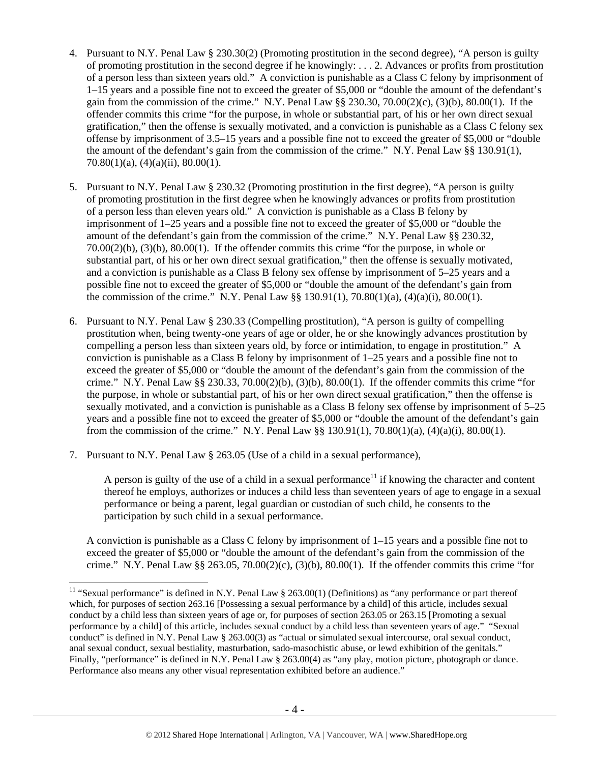4. Pursuant to N.Y. Penal Law § 230.30(2) (Promoting prostitution in the second degree), "A person is guilty of promoting prostitution in the second degree if he knowingly: . . . 2. Advances or profits from prostitution of a person less than sixteen years old." A conviction is punishable as a Class C felony by imprisonment of 1–15 years and a possible fine not to exceed the greater of $5,000 or "double the amount of the defendant's gain from the commission of the crime." N.Y. Penal Law §§ 230.30, 70.00(2)(c), (3)(b), 80.00(1). If the offender commits this crime "for the purpose, in whole or substantial part, of his or her own direct sexual gratification," then the offense is sexually motivated, and a conviction is punishable as a Class C felony sex offense by imprisonment of 3.5–15 years and a possible fine not to exceed the greater of $5,000 or "double the amount of the defendant's gain from the commission of the crime." N.Y. Penal Law §§ 130.91(1), 70.80(1)(a), (4)(a)(ii), 80.00(1).

5. Pursuant to N.Y. Penal Law § 230.32 (Promoting prostitution in the first degree), "A person is guilty of promoting prostitution in the first degree when he knowingly advances or profits from prostitution of a person less than eleven years old." A conviction is punishable as a Class B felony by imprisonment of 1–25 years and a possible fine not to exceed the greater of $5,000 or "double the amount of the defendant's gain from the commission of the crime." N.Y. Penal Law §§ 230.32, 70.00(2)(b), (3)(b), 80.00(1). If the offender commits this crime "for the purpose, in whole or substantial part, of his or her own direct sexual gratification," then the offense is sexually motivated, and a conviction is punishable as a Class B felony sex offense by imprisonment of 5–25 years and a possible fine not to exceed the greater of $5,000 or "double the amount of the defendant's gain from the commission of the crime." N.Y. Penal Law §§ 130.91(1), 70.80(1)(a), (4)(a)(i), 80.00(1).

6. Pursuant to N.Y. Penal Law § 230.33 (Compelling prostitution), "A person is guilty of compelling prostitution when, being twenty-one years of age or older, he or she knowingly advances prostitution by compelling a person less than sixteen years old, by force or intimidation, to engage in prostitution." A conviction is punishable as a Class B felony by imprisonment of 1–25 years and a possible fine not to exceed the greater of $5,000 or "double the amount of the defendant's gain from the commission of the crime." N.Y. Penal Law §§ 230.33, 70.00(2)(b), (3)(b), 80.00(1). If the offender commits this crime "for the purpose, in whole or substantial part, of his or her own direct sexual gratification," then the offense is sexually motivated, and a conviction is punishable as a Class B felony sex offense by imprisonment of 5–25 years and a possible fine not to exceed the greater of $5,000 or "double the amount of the defendant's gain from the commission of the crime." N.Y. Penal Law §§ 130.91(1), 70.80(1)(a), (4)(a)(i), 80.00(1).

7. Pursuant to N.Y. Penal Law § 263.05 (Use of a child in a sexual performance),

   > A person is guilty of the use of a child in a sexual performance[11] if knowing the character and content thereof he employs, authorizes or induces a child less than seventeen years of age to engage in a sexual performance or being a parent, legal guardian or custodian of such child, he consents to the participation by such child in a sexual performance.

   A conviction is punishable as a Class C felony by imprisonment of 1–15 years and a possible fine not to exceed the greater of $5,000 or "double the amount of the defendant's gain from the commission of the crime." N.Y. Penal Law §§ 263.05, 70.00(2)(c), (3)(b), 80.00(1). If the offender commits this crime "for

[11] "Sexual performance" is defined in N.Y. Penal Law § 263.00(1) (Definitions) as "any performance or part thereof which, for purposes of section 263.16 [Possessing a sexual performance by a child] of this article, includes sexual conduct by a child less than sixteen years of age or, for purposes of section 263.05 or 263.15 [Promoting a sexual performance by a child] of this article, includes sexual conduct by a child less than seventeen years of age." "Sexual conduct" is defined in N.Y. Penal Law § 263.00(3) as "actual or simulated sexual intercourse, oral sexual conduct, anal sexual conduct, sexual bestiality, masturbation, sado-masochistic abuse, or lewd exhibition of the genitals." Finally, "performance" is defined in N.Y. Penal Law § 263.00(4) as "any play, motion picture, photograph or dance. Performance also means any other visual representation exhibited before an audience."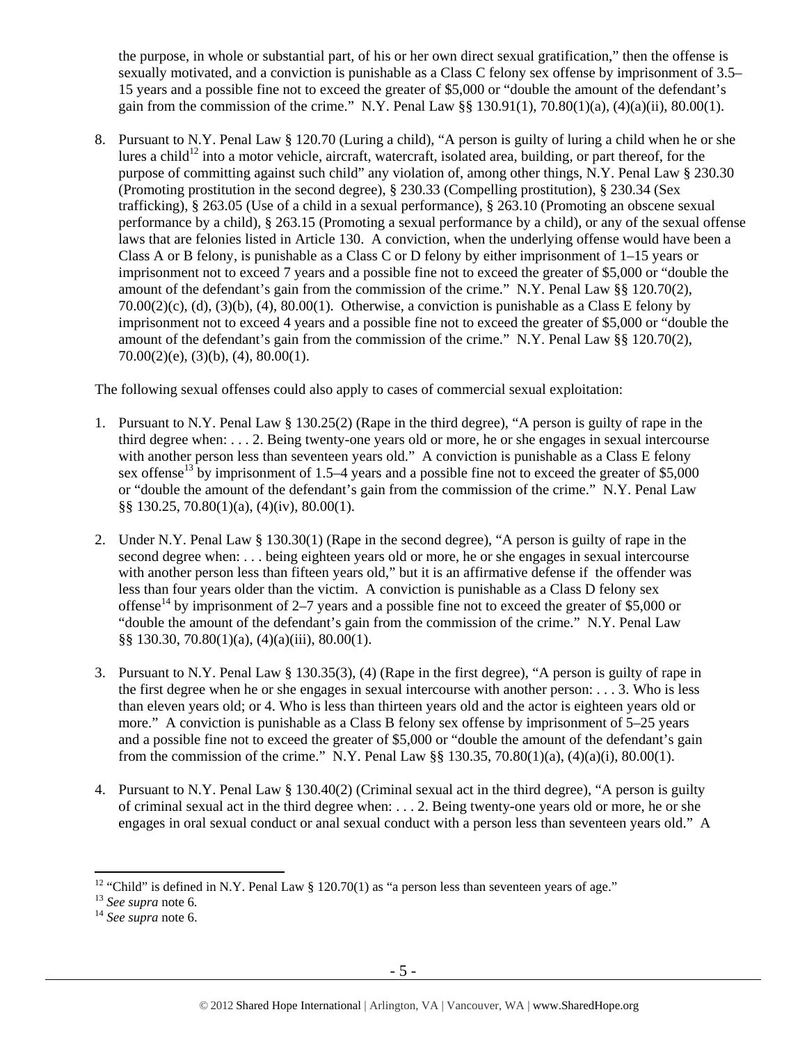the purpose, in whole or substantial part, of his or her own direct sexual gratification," then the offense is sexually motivated, and a conviction is punishable as a Class C felony sex offense by imprisonment of 3.5–15 years and a possible fine not to exceed the greater of $5,000 or "double the amount of the defendant's gain from the commission of the crime." N.Y. Penal Law §§ 130.91(1), 70.80(1)(a), (4)(a)(ii), 80.00(1).

8. Pursuant to N.Y. Penal Law § 120.70 (Luring a child), "A person is guilty of luring a child when he or she lures a child[12] into a motor vehicle, aircraft, watercraft, isolated area, building, or part thereof, for the purpose of committing against such child" any violation of, among other things, N.Y. Penal Law § 230.30 (Promoting prostitution in the second degree), § 230.33 (Compelling prostitution), § 230.34 (Sex trafficking), § 263.05 (Use of a child in a sexual performance), § 263.10 (Promoting an obscene sexual performance by a child), § 263.15 (Promoting a sexual performance by a child), or any of the sexual offense laws that are felonies listed in Article 130. A conviction, when the underlying offense would have been a Class A or B felony, is punishable as a Class C or D felony by either imprisonment of 1–15 years or imprisonment not to exceed 7 years and a possible fine not to exceed the greater of $5,000 or "double the amount of the defendant's gain from the commission of the crime." N.Y. Penal Law §§ 120.70(2), 70.00(2)(c), (d), (3)(b), (4), 80.00(1). Otherwise, a conviction is punishable as a Class E felony by imprisonment not to exceed 4 years and a possible fine not to exceed the greater of $5,000 or "double the amount of the defendant's gain from the commission of the crime." N.Y. Penal Law §§ 120.70(2), 70.00(2)(e), (3)(b), (4), 80.00(1).

The following sexual offenses could also apply to cases of commercial sexual exploitation:

1. Pursuant to N.Y. Penal Law § 130.25(2) (Rape in the third degree), "A person is guilty of rape in the third degree when: . . . 2. Being twenty-one years old or more, he or she engages in sexual intercourse with another person less than seventeen years old." A conviction is punishable as a Class E felony sex offense[13] by imprisonment of 1.5–4 years and a possible fine not to exceed the greater of $5,000 or "double the amount of the defendant's gain from the commission of the crime." N.Y. Penal Law §§ 130.25, 70.80(1)(a), (4)(iv), 80.00(1).

2. Under N.Y. Penal Law § 130.30(1) (Rape in the second degree), "A person is guilty of rape in the second degree when: . . . being eighteen years old or more, he or she engages in sexual intercourse with another person less than fifteen years old," but it is an affirmative defense if the offender was less than four years older than the victim. A conviction is punishable as a Class D felony sex offense[14] by imprisonment of 2–7 years and a possible fine not to exceed the greater of $5,000 or "double the amount of the defendant's gain from the commission of the crime." N.Y. Penal Law §§ 130.30, 70.80(1)(a), (4)(a)(iii), 80.00(1).

3. Pursuant to N.Y. Penal Law § 130.35(3), (4) (Rape in the first degree), "A person is guilty of rape in the first degree when he or she engages in sexual intercourse with another person: . . . 3. Who is less than eleven years old; or 4. Who is less than thirteen years old and the actor is eighteen years old or more." A conviction is punishable as a Class B felony sex offense by imprisonment of 5–25 years and a possible fine not to exceed the greater of $5,000 or "double the amount of the defendant's gain from the commission of the crime." N.Y. Penal Law §§ 130.35, 70.80(1)(a), (4)(a)(i), 80.00(1).

4. Pursuant to N.Y. Penal Law § 130.40(2) (Criminal sexual act in the third degree), "A person is guilty of criminal sexual act in the third degree when: . . . 2. Being twenty-one years old or more, he or she engages in oral sexual conduct or anal sexual conduct with a person less than seventeen years old." A

---

[12] "Child" is defined in N.Y. Penal Law § 120.70(1) as "a person less than seventeen years of age."

[13] *See supra* note 6.

[14] *See supra* note 6.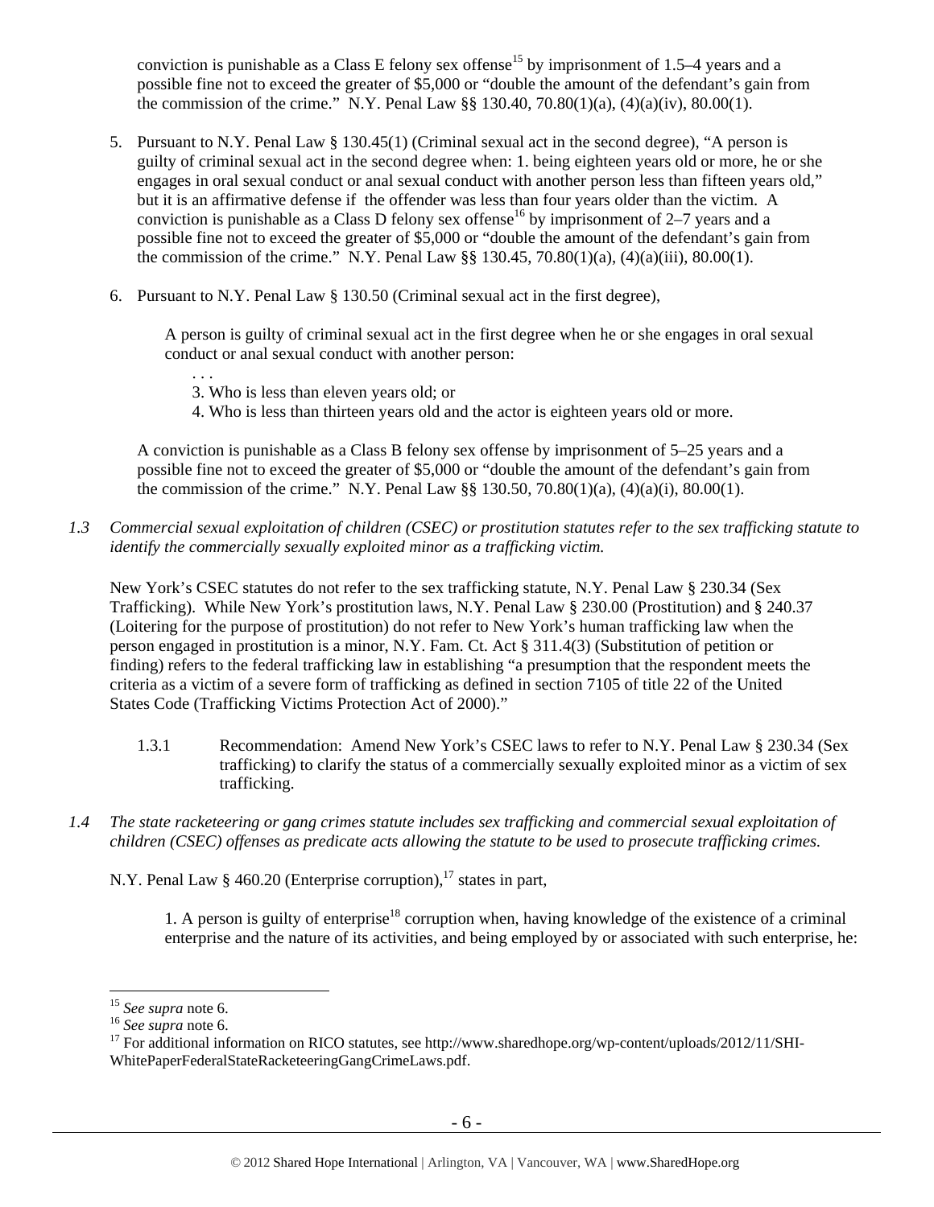conviction is punishable as a Class E felony sex offense[15] by imprisonment of 1.5–4 years and a possible fine not to exceed the greater of $5,000 or "double the amount of the defendant's gain from the commission of the crime." N.Y. Penal Law §§ 130.40, 70.80(1)(a), (4)(a)(iv), 80.00(1).

5. Pursuant to N.Y. Penal Law § 130.45(1) (Criminal sexual act in the second degree), "A person is guilty of criminal sexual act in the second degree when: 1. being eighteen years old or more, he or she engages in oral sexual conduct or anal sexual conduct with another person less than fifteen years old," but it is an affirmative defense if the offender was less than four years older than the victim. A conviction is punishable as a Class D felony sex offense[16] by imprisonment of 2–7 years and a possible fine not to exceed the greater of $5,000 or "double the amount of the defendant's gain from the commission of the crime." N.Y. Penal Law §§ 130.45, 70.80(1)(a), (4)(a)(iii), 80.00(1).

6. Pursuant to N.Y. Penal Law § 130.50 (Criminal sexual act in the first degree),

   A person is guilty of criminal sexual act in the first degree when he or she engages in oral sexual conduct or anal sexual conduct with another person:

   . . .
   3. Who is less than eleven years old; or
   4. Who is less than thirteen years old and the actor is eighteen years old or more.

   A conviction is punishable as a Class B felony sex offense by imprisonment of 5–25 years and a possible fine not to exceed the greater of $5,000 or "double the amount of the defendant's gain from the commission of the crime." N.Y. Penal Law §§ 130.50, 70.80(1)(a), (4)(a)(i), 80.00(1).

*1.3 Commercial sexual exploitation of children (CSEC) or prostitution statutes refer to the sex trafficking statute to identify the commercially sexually exploited minor as a trafficking victim.*

New York's CSEC statutes do not refer to the sex trafficking statute, N.Y. Penal Law § 230.34 (Sex Trafficking). While New York's prostitution laws, N.Y. Penal Law § 230.00 (Prostitution) and § 240.37 (Loitering for the purpose of prostitution) do not refer to New York's human trafficking law when the person engaged in prostitution is a minor, N.Y. Fam. Ct. Act § 311.4(3) (Substitution of petition or finding) refers to the federal trafficking law in establishing "a presumption that the respondent meets the criteria as a victim of a severe form of trafficking as defined in section 7105 of title 22 of the United States Code (Trafficking Victims Protection Act of 2000)."

1.3.1 Recommendation: Amend New York's CSEC laws to refer to N.Y. Penal Law § 230.34 (Sex trafficking) to clarify the status of a commercially sexually exploited minor as a victim of sex trafficking.

*1.4 The state racketeering or gang crimes statute includes sex trafficking and commercial sexual exploitation of children (CSEC) offenses as predicate acts allowing the statute to be used to prosecute trafficking crimes.*

N.Y. Penal Law § 460.20 (Enterprise corruption),[17] states in part,

1. A person is guilty of enterprise[18] corruption when, having knowledge of the existence of a criminal enterprise and the nature of its activities, and being employed by or associated with such enterprise, he:

---

[15] *See supra* note 6.
[16] *See supra* note 6.
[17] For additional information on RICO statutes, see http://www.sharedhope.org/wp-content/uploads/2012/11/SHI-WhitePaperFederalStateRacketeeringGangCrimeLaws.pdf.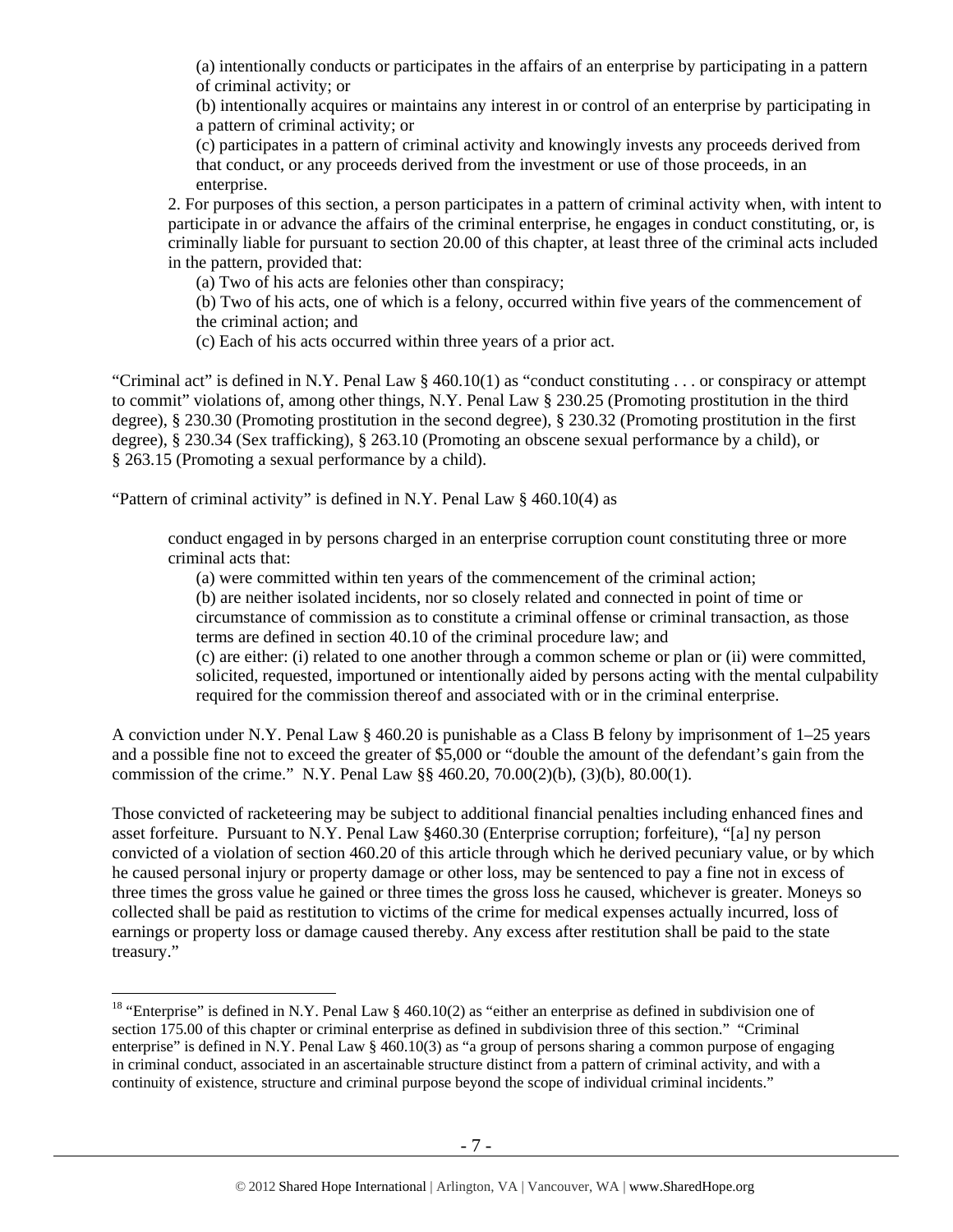> (a) intentionally conducts or participates in the affairs of an enterprise by participating in a pattern of criminal activity; or
>
> (b) intentionally acquires or maintains any interest in or control of an enterprise by participating in a pattern of criminal activity; or
>
> (c) participates in a pattern of criminal activity and knowingly invests any proceeds derived from that conduct, or any proceeds derived from the investment or use of those proceeds, in an enterprise.
>
> 2. For purposes of this section, a person participates in a pattern of criminal activity when, with intent to participate in or advance the affairs of the criminal enterprise, he engages in conduct constituting, or, is criminally liable for pursuant to section 20.00 of this chapter, at least three of the criminal acts included in the pattern, provided that:
>
> (a) Two of his acts are felonies other than conspiracy;
>
> (b) Two of his acts, one of which is a felony, occurred within five years of the commencement of the criminal action; and
>
> (c) Each of his acts occurred within three years of a prior act.

"Criminal act" is defined in N.Y. Penal Law § 460.10(1) as "conduct constituting . . . or conspiracy or attempt to commit" violations of, among other things, N.Y. Penal Law § 230.25 (Promoting prostitution in the third degree), § 230.30 (Promoting prostitution in the second degree), § 230.32 (Promoting prostitution in the first degree), § 230.34 (Sex trafficking), § 263.10 (Promoting an obscene sexual performance by a child), or § 263.15 (Promoting a sexual performance by a child).

"Pattern of criminal activity" is defined in N.Y. Penal Law § 460.10(4) as

> conduct engaged in by persons charged in an enterprise corruption count constituting three or more criminal acts that:
>
> (a) were committed within ten years of the commencement of the criminal action;
>
> (b) are neither isolated incidents, nor so closely related and connected in point of time or circumstance of commission as to constitute a criminal offense or criminal transaction, as those terms are defined in section 40.10 of the criminal procedure law; and
>
> (c) are either: (i) related to one another through a common scheme or plan or (ii) were committed, solicited, requested, importuned or intentionally aided by persons acting with the mental culpability required for the commission thereof and associated with or in the criminal enterprise.

A conviction under N.Y. Penal Law § 460.20 is punishable as a Class B felony by imprisonment of 1–25 years and a possible fine not to exceed the greater of $5,000 or "double the amount of the defendant's gain from the commission of the crime." N.Y. Penal Law §§ 460.20, 70.00(2)(b), (3)(b), 80.00(1).

Those convicted of racketeering may be subject to additional financial penalties including enhanced fines and asset forfeiture. Pursuant to N.Y. Penal Law §460.30 (Enterprise corruption; forfeiture), "[a] ny person convicted of a violation of section 460.20 of this article through which he derived pecuniary value, or by which he caused personal injury or property damage or other loss, may be sentenced to pay a fine not in excess of three times the gross value he gained or three times the gross loss he caused, whichever is greater. Moneys so collected shall be paid as restitution to victims of the crime for medical expenses actually incurred, loss of earnings or property loss or damage caused thereby. Any excess after restitution shall be paid to the state treasury."

---

[18] "Enterprise" is defined in N.Y. Penal Law § 460.10(2) as "either an enterprise as defined in subdivision one of section 175.00 of this chapter or criminal enterprise as defined in subdivision three of this section." "Criminal enterprise" is defined in N.Y. Penal Law § 460.10(3) as "a group of persons sharing a common purpose of engaging in criminal conduct, associated in an ascertainable structure distinct from a pattern of criminal activity, and with a continuity of existence, structure and criminal purpose beyond the scope of individual criminal incidents."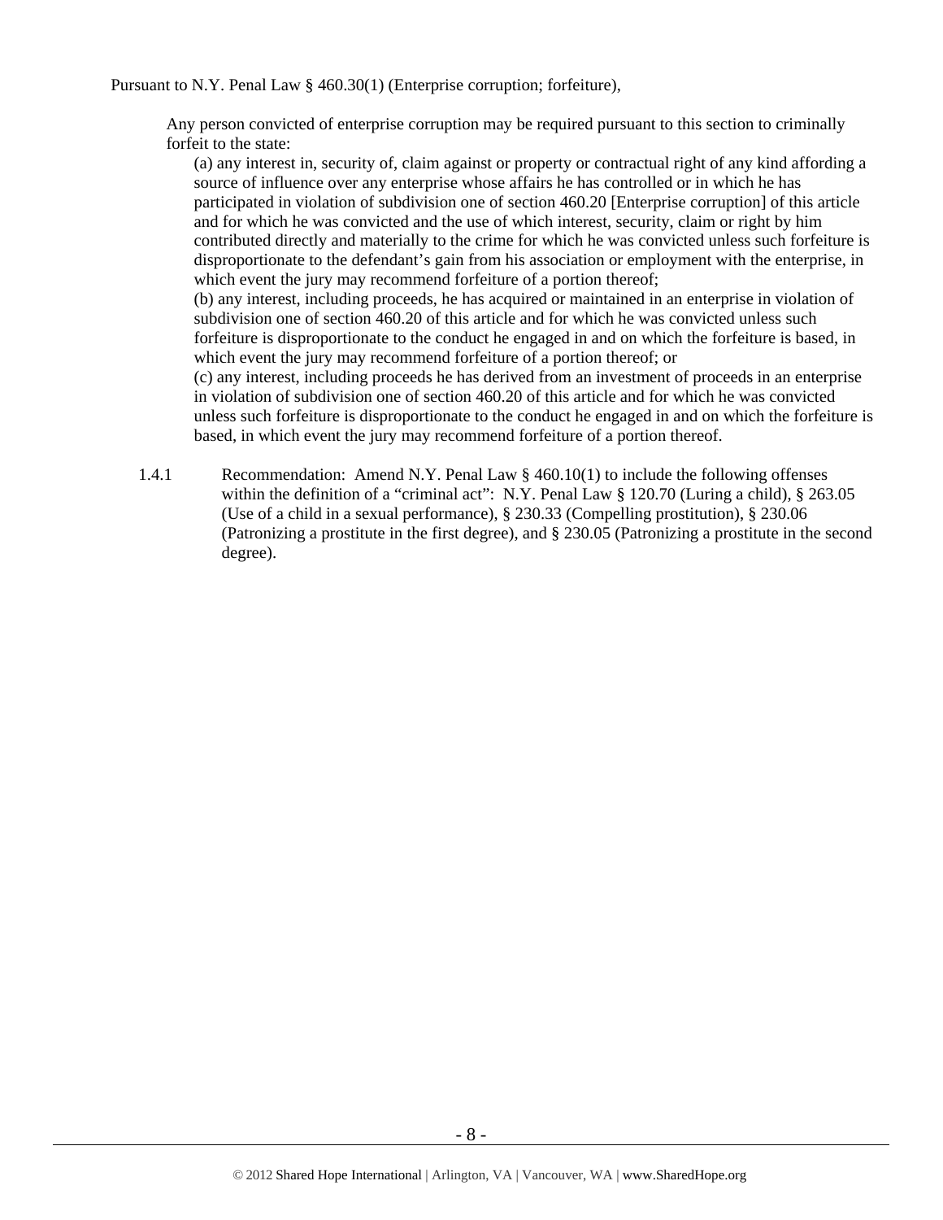Pursuant to N.Y. Penal Law § 460.30(1) (Enterprise corruption; forfeiture),

> Any person convicted of enterprise corruption may be required pursuant to this section to criminally forfeit to the state:
>
> (a) any interest in, security of, claim against or property or contractual right of any kind affording a source of influence over any enterprise whose affairs he has controlled or in which he has participated in violation of subdivision one of section 460.20 [Enterprise corruption] of this article and for which he was convicted and the use of which interest, security, claim or right by him contributed directly and materially to the crime for which he was convicted unless such forfeiture is disproportionate to the defendant's gain from his association or employment with the enterprise, in which event the jury may recommend forfeiture of a portion thereof;
>
> (b) any interest, including proceeds, he has acquired or maintained in an enterprise in violation of subdivision one of section 460.20 of this article and for which he was convicted unless such forfeiture is disproportionate to the conduct he engaged in and on which the forfeiture is based, in which event the jury may recommend forfeiture of a portion thereof; or
>
> (c) any interest, including proceeds he has derived from an investment of proceeds in an enterprise in violation of subdivision one of section 460.20 of this article and for which he was convicted unless such forfeiture is disproportionate to the conduct he engaged in and on which the forfeiture is based, in which event the jury may recommend forfeiture of a portion thereof.

1.4.1 Recommendation: Amend N.Y. Penal Law § 460.10(1) to include the following offenses within the definition of a "criminal act": N.Y. Penal Law § 120.70 (Luring a child), § 263.05 (Use of a child in a sexual performance), § 230.33 (Compelling prostitution), § 230.06 (Patronizing a prostitute in the first degree), and § 230.05 (Patronizing a prostitute in the second degree).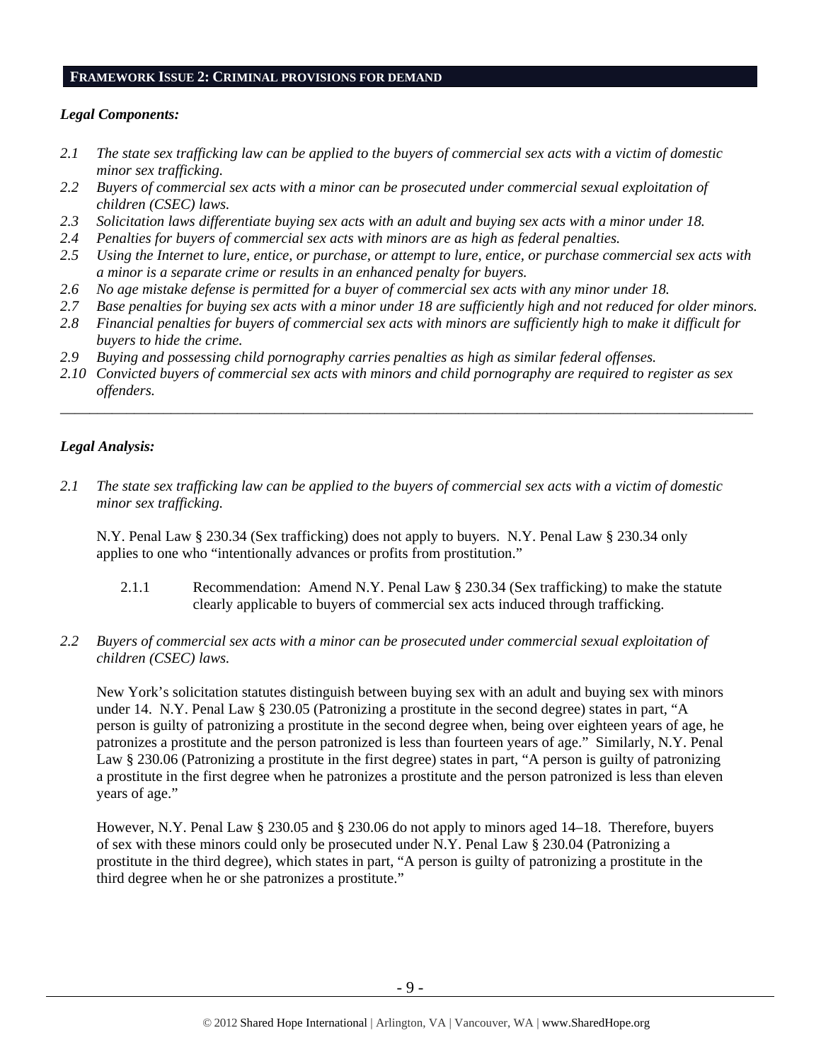## FRAMEWORK ISSUE 2: CRIMINAL PROVISIONS FOR DEMAND

### *Legal Components:*

*2.1 The state sex trafficking law can be applied to the buyers of commercial sex acts with a victim of domestic minor sex trafficking.*

*2.2 Buyers of commercial sex acts with a minor can be prosecuted under commercial sexual exploitation of children (CSEC) laws.*

*2.3 Solicitation laws differentiate buying sex acts with an adult and buying sex acts with a minor under 18.*

*2.4 Penalties for buyers of commercial sex acts with minors are as high as federal penalties.*

*2.5 Using the Internet to lure, entice, or purchase, or attempt to lure, entice, or purchase commercial sex acts with a minor is a separate crime or results in an enhanced penalty for buyers.*

*2.6 No age mistake defense is permitted for a buyer of commercial sex acts with any minor under 18.*

*2.7 Base penalties for buying sex acts with a minor under 18 are sufficiently high and not reduced for older minors.*

*2.8 Financial penalties for buyers of commercial sex acts with minors are sufficiently high to make it difficult for buyers to hide the crime.*

*2.9 Buying and possessing child pornography carries penalties as high as similar federal offenses.*

*2.10 Convicted buyers of commercial sex acts with minors and child pornography are required to register as sex offenders.*

---

### *Legal Analysis:*

*2.1 The state sex trafficking law can be applied to the buyers of commercial sex acts with a victim of domestic minor sex trafficking.*

N.Y. Penal Law § 230.34 (Sex trafficking) does not apply to buyers. N.Y. Penal Law § 230.34 only applies to one who "intentionally advances or profits from prostitution."

2.1.1 Recommendation: Amend N.Y. Penal Law § 230.34 (Sex trafficking) to make the statute clearly applicable to buyers of commercial sex acts induced through trafficking.

*2.2 Buyers of commercial sex acts with a minor can be prosecuted under commercial sexual exploitation of children (CSEC) laws.*

New York's solicitation statutes distinguish between buying sex with an adult and buying sex with minors under 14. N.Y. Penal Law § 230.05 (Patronizing a prostitute in the second degree) states in part, "A person is guilty of patronizing a prostitute in the second degree when, being over eighteen years of age, he patronizes a prostitute and the person patronized is less than fourteen years of age." Similarly, N.Y. Penal Law § 230.06 (Patronizing a prostitute in the first degree) states in part, "A person is guilty of patronizing a prostitute in the first degree when he patronizes a prostitute and the person patronized is less than eleven years of age."

However, N.Y. Penal Law § 230.05 and § 230.06 do not apply to minors aged 14–18. Therefore, buyers of sex with these minors could only be prosecuted under N.Y. Penal Law § 230.04 (Patronizing a prostitute in the third degree), which states in part, "A person is guilty of patronizing a prostitute in the third degree when he or she patronizes a prostitute."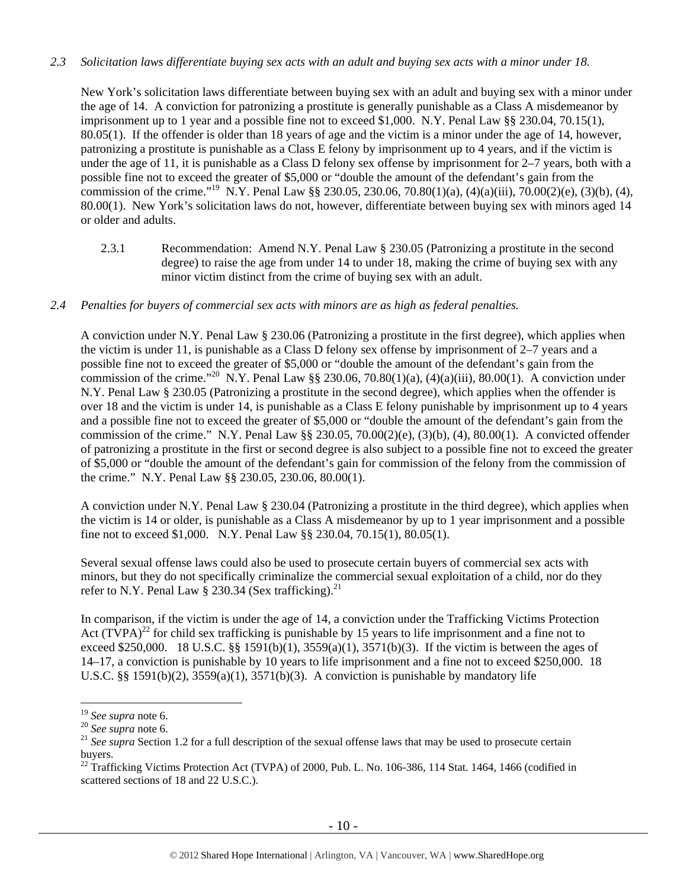*2.3 Solicitation laws differentiate buying sex acts with an adult and buying sex acts with a minor under 18.*

New York's solicitation laws differentiate between buying sex with an adult and buying sex with a minor under the age of 14. A conviction for patronizing a prostitute is generally punishable as a Class A misdemeanor by imprisonment up to 1 year and a possible fine not to exceed $1,000. N.Y. Penal Law §§ 230.04, 70.15(1), 80.05(1). If the offender is older than 18 years of age and the victim is a minor under the age of 14, however, patronizing a prostitute is punishable as a Class E felony by imprisonment up to 4 years, and if the victim is under the age of 11, it is punishable as a Class D felony sex offense by imprisonment for 2–7 years, both with a possible fine not to exceed the greater of $5,000 or "double the amount of the defendant's gain from the commission of the crime."[19] N.Y. Penal Law §§ 230.05, 230.06, 70.80(1)(a), (4)(a)(iii), 70.00(2)(e), (3)(b), (4), 80.00(1). New York's solicitation laws do not, however, differentiate between buying sex with minors aged 14 or older and adults.

> 2.3.1 Recommendation: Amend N.Y. Penal Law § 230.05 (Patronizing a prostitute in the second degree) to raise the age from under 14 to under 18, making the crime of buying sex with any minor victim distinct from the crime of buying sex with an adult.

*2.4 Penalties for buyers of commercial sex acts with minors are as high as federal penalties.*

A conviction under N.Y. Penal Law § 230.06 (Patronizing a prostitute in the first degree), which applies when the victim is under 11, is punishable as a Class D felony sex offense by imprisonment of 2–7 years and a possible fine not to exceed the greater of $5,000 or "double the amount of the defendant's gain from the commission of the crime."[20] N.Y. Penal Law §§ 230.06, 70.80(1)(a), (4)(a)(iii), 80.00(1). A conviction under N.Y. Penal Law § 230.05 (Patronizing a prostitute in the second degree), which applies when the offender is over 18 and the victim is under 14, is punishable as a Class E felony punishable by imprisonment up to 4 years and a possible fine not to exceed the greater of $5,000 or "double the amount of the defendant's gain from the commission of the crime." N.Y. Penal Law §§ 230.05, 70.00(2)(e), (3)(b), (4), 80.00(1). A convicted offender of patronizing a prostitute in the first or second degree is also subject to a possible fine not to exceed the greater of $5,000 or "double the amount of the defendant's gain for commission of the felony from the commission of the crime." N.Y. Penal Law §§ 230.05, 230.06, 80.00(1).

A conviction under N.Y. Penal Law § 230.04 (Patronizing a prostitute in the third degree), which applies when the victim is 14 or older, is punishable as a Class A misdemeanor by up to 1 year imprisonment and a possible fine not to exceed $1,000. N.Y. Penal Law §§ 230.04, 70.15(1), 80.05(1).

Several sexual offense laws could also be used to prosecute certain buyers of commercial sex acts with minors, but they do not specifically criminalize the commercial sexual exploitation of a child, nor do they refer to N.Y. Penal Law § 230.34 (Sex trafficking).[21]

In comparison, if the victim is under the age of 14, a conviction under the Trafficking Victims Protection Act (TVPA)[22] for child sex trafficking is punishable by 15 years to life imprisonment and a fine not to exceed $250,000. 18 U.S.C. §§ 1591(b)(1), 3559(a)(1), 3571(b)(3). If the victim is between the ages of 14–17, a conviction is punishable by 10 years to life imprisonment and a fine not to exceed $250,000. 18 U.S.C. §§ 1591(b)(2), 3559(a)(1), 3571(b)(3). A conviction is punishable by mandatory life

---

[19] *See supra* note 6.

[20] *See supra* note 6.

[21] *See supra* Section 1.2 for a full description of the sexual offense laws that may be used to prosecute certain buyers.

[22] Trafficking Victims Protection Act (TVPA) of 2000, Pub. L. No. 106-386, 114 Stat. 1464, 1466 (codified in scattered sections of 18 and 22 U.S.C.).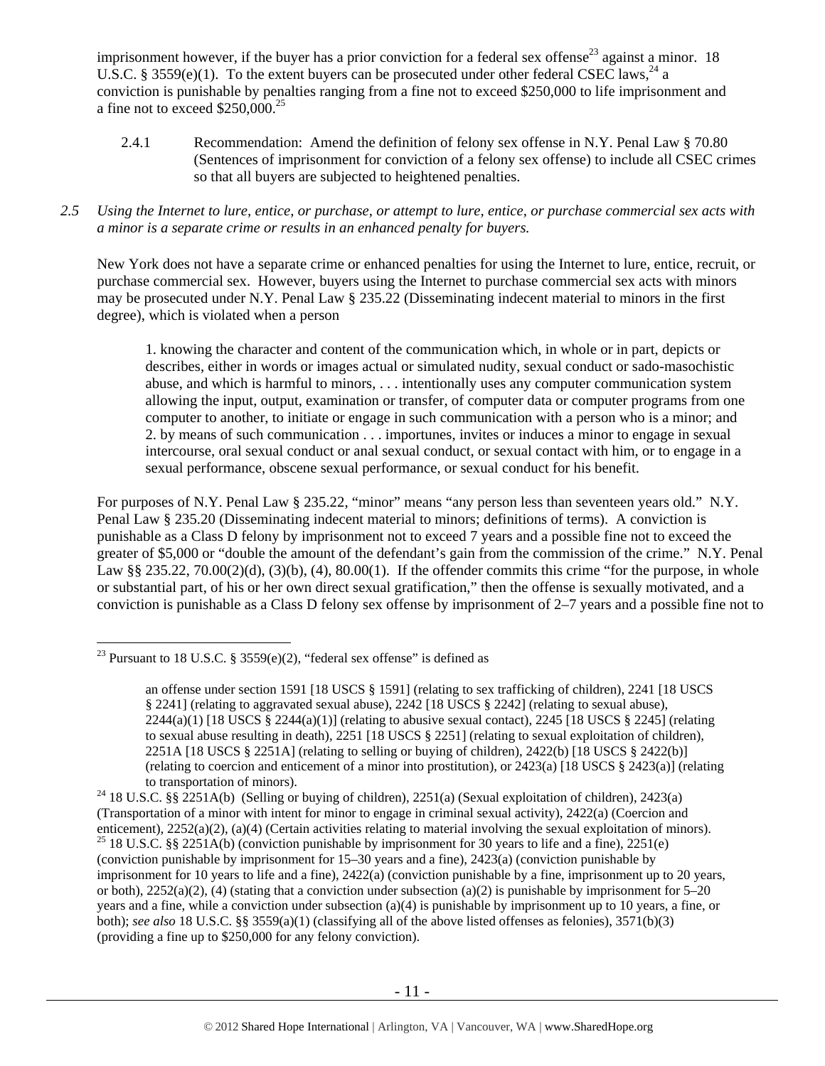imprisonment however, if the buyer has a prior conviction for a federal sex offense[23] against a minor. 18 U.S.C. § 3559(e)(1). To the extent buyers can be prosecuted under other federal CSEC laws,[24] a conviction is punishable by penalties ranging from a fine not to exceed $250,000 to life imprisonment and a fine not to exceed $250,000.[25]

2.4.1 Recommendation: Amend the definition of felony sex offense in N.Y. Penal Law § 70.80 (Sentences of imprisonment for conviction of a felony sex offense) to include all CSEC crimes so that all buyers are subjected to heightened penalties.

*2.5 Using the Internet to lure, entice, or purchase, or attempt to lure, entice, or purchase commercial sex acts with a minor is a separate crime or results in an enhanced penalty for buyers.*

New York does not have a separate crime or enhanced penalties for using the Internet to lure, entice, recruit, or purchase commercial sex. However, buyers using the Internet to purchase commercial sex acts with minors may be prosecuted under N.Y. Penal Law § 235.22 (Disseminating indecent material to minors in the first degree), which is violated when a person

> 1. knowing the character and content of the communication which, in whole or in part, depicts or describes, either in words or images actual or simulated nudity, sexual conduct or sado-masochistic abuse, and which is harmful to minors, . . . intentionally uses any computer communication system allowing the input, output, examination or transfer, of computer data or computer programs from one computer to another, to initiate or engage in such communication with a person who is a minor; and
> 2. by means of such communication . . . importunes, invites or induces a minor to engage in sexual intercourse, oral sexual conduct or anal sexual conduct, or sexual contact with him, or to engage in a sexual performance, obscene sexual performance, or sexual conduct for his benefit.

For purposes of N.Y. Penal Law § 235.22, "minor" means "any person less than seventeen years old." N.Y. Penal Law § 235.20 (Disseminating indecent material to minors; definitions of terms). A conviction is punishable as a Class D felony by imprisonment not to exceed 7 years and a possible fine not to exceed the greater of $5,000 or "double the amount of the defendant's gain from the commission of the crime." N.Y. Penal Law §§ 235.22, 70.00(2)(d), (3)(b), (4), 80.00(1). If the offender commits this crime "for the purpose, in whole or substantial part, of his or her own direct sexual gratification," then the offense is sexually motivated, and a conviction is punishable as a Class D felony sex offense by imprisonment of 2–7 years and a possible fine not to

---

[23] Pursuant to 18 U.S.C. § 3559(e)(2), "federal sex offense" is defined as

> an offense under section 1591 [18 USCS § 1591] (relating to sex trafficking of children), 2241 [18 USCS § 2241] (relating to aggravated sexual abuse), 2242 [18 USCS § 2242] (relating to sexual abuse), 2244(a)(1) [18 USCS § 2244(a)(1)] (relating to abusive sexual contact), 2245 [18 USCS § 2245] (relating to sexual abuse resulting in death), 2251 [18 USCS § 2251] (relating to sexual exploitation of children), 2251A [18 USCS § 2251A] (relating to selling or buying of children), 2422(b) [18 USCS § 2422(b)] (relating to coercion and enticement of a minor into prostitution), or 2423(a) [18 USCS § 2423(a)] (relating to transportation of minors).

[24] 18 U.S.C. §§ 2251A(b) (Selling or buying of children), 2251(a) (Sexual exploitation of children), 2423(a) (Transportation of a minor with intent for minor to engage in criminal sexual activity), 2422(a) (Coercion and enticement), 2252(a)(2), (a)(4) (Certain activities relating to material involving the sexual exploitation of minors).

[25] 18 U.S.C. §§ 2251A(b) (conviction punishable by imprisonment for 30 years to life and a fine), 2251(e) (conviction punishable by imprisonment for 15–30 years and a fine), 2423(a) (conviction punishable by imprisonment for 10 years to life and a fine), 2422(a) (conviction punishable by a fine, imprisonment up to 20 years, or both), 2252(a)(2), (4) (stating that a conviction under subsection (a)(2) is punishable by imprisonment for 5–20 years and a fine, while a conviction under subsection (a)(4) is punishable by imprisonment up to 10 years, a fine, or both); *see also* 18 U.S.C. §§ 3559(a)(1) (classifying all of the above listed offenses as felonies), 3571(b)(3) (providing a fine up to $250,000 for any felony conviction).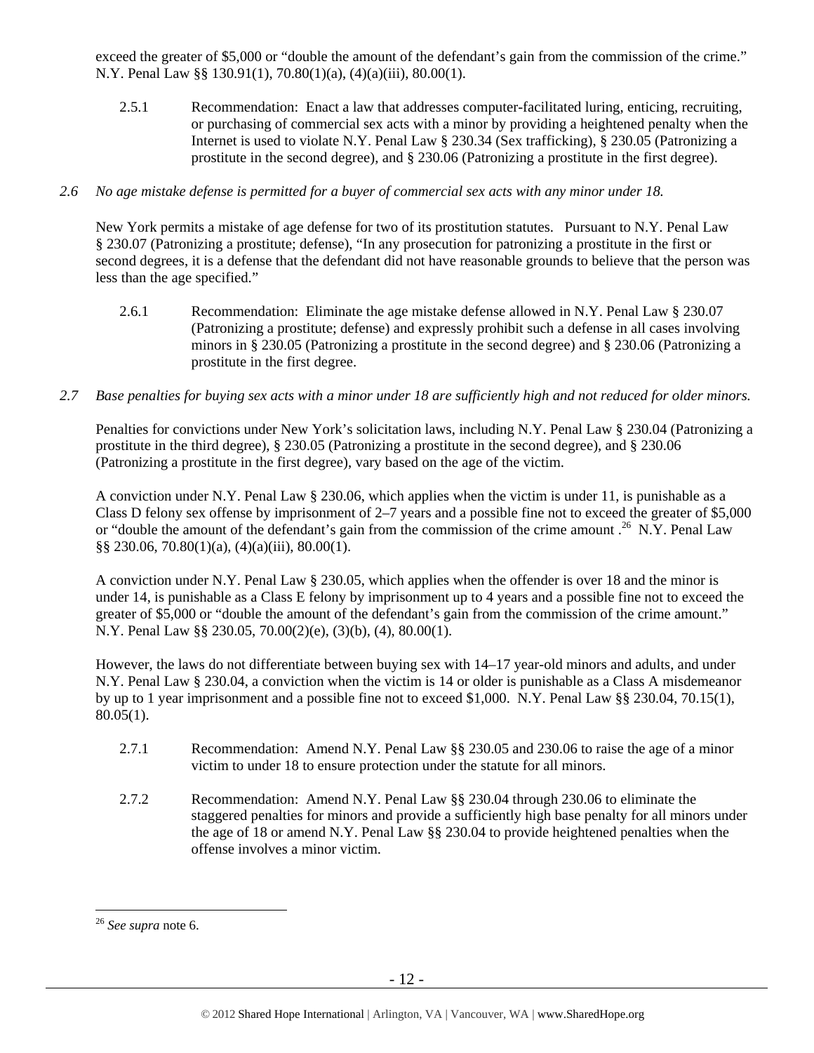exceed the greater of $5,000 or "double the amount of the defendant's gain from the commission of the crime." N.Y. Penal Law §§ 130.91(1), 70.80(1)(a), (4)(a)(iii), 80.00(1).

2.5.1 Recommendation: Enact a law that addresses computer-facilitated luring, enticing, recruiting, or purchasing of commercial sex acts with a minor by providing a heightened penalty when the Internet is used to violate N.Y. Penal Law § 230.34 (Sex trafficking), § 230.05 (Patronizing a prostitute in the second degree), and § 230.06 (Patronizing a prostitute in the first degree).

*2.6 No age mistake defense is permitted for a buyer of commercial sex acts with any minor under 18.*

New York permits a mistake of age defense for two of its prostitution statutes. Pursuant to N.Y. Penal Law § 230.07 (Patronizing a prostitute; defense), "In any prosecution for patronizing a prostitute in the first or second degrees, it is a defense that the defendant did not have reasonable grounds to believe that the person was less than the age specified."

2.6.1 Recommendation: Eliminate the age mistake defense allowed in N.Y. Penal Law § 230.07 (Patronizing a prostitute; defense) and expressly prohibit such a defense in all cases involving minors in § 230.05 (Patronizing a prostitute in the second degree) and § 230.06 (Patronizing a prostitute in the first degree.

*2.7 Base penalties for buying sex acts with a minor under 18 are sufficiently high and not reduced for older minors.*

Penalties for convictions under New York's solicitation laws, including N.Y. Penal Law § 230.04 (Patronizing a prostitute in the third degree), § 230.05 (Patronizing a prostitute in the second degree), and § 230.06 (Patronizing a prostitute in the first degree), vary based on the age of the victim.

A conviction under N.Y. Penal Law § 230.06, which applies when the victim is under 11, is punishable as a Class D felony sex offense by imprisonment of 2–7 years and a possible fine not to exceed the greater of $5,000 or "double the amount of the defendant's gain from the commission of the crime amount .[26] N.Y. Penal Law §§ 230.06, 70.80(1)(a), (4)(a)(iii), 80.00(1).

A conviction under N.Y. Penal Law § 230.05, which applies when the offender is over 18 and the minor is under 14, is punishable as a Class E felony by imprisonment up to 4 years and a possible fine not to exceed the greater of $5,000 or "double the amount of the defendant's gain from the commission of the crime amount." N.Y. Penal Law §§ 230.05, 70.00(2)(e), (3)(b), (4), 80.00(1).

However, the laws do not differentiate between buying sex with 14–17 year-old minors and adults, and under N.Y. Penal Law § 230.04, a conviction when the victim is 14 or older is punishable as a Class A misdemeanor by up to 1 year imprisonment and a possible fine not to exceed $1,000. N.Y. Penal Law §§ 230.04, 70.15(1), 80.05(1).

2.7.1 Recommendation: Amend N.Y. Penal Law §§ 230.05 and 230.06 to raise the age of a minor victim to under 18 to ensure protection under the statute for all minors.

2.7.2 Recommendation: Amend N.Y. Penal Law §§ 230.04 through 230.06 to eliminate the staggered penalties for minors and provide a sufficiently high base penalty for all minors under the age of 18 or amend N.Y. Penal Law §§ 230.04 to provide heightened penalties when the offense involves a minor victim.

---

[26] *See supra* note 6.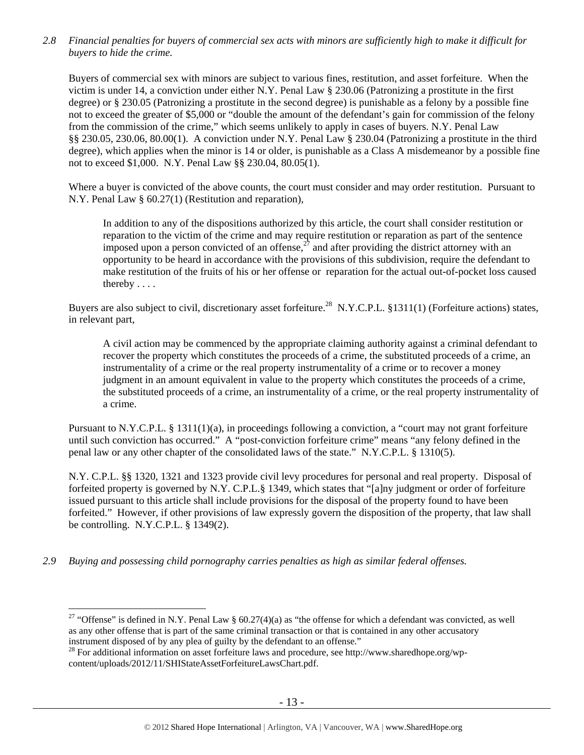*2.8 Financial penalties for buyers of commercial sex acts with minors are sufficiently high to make it difficult for buyers to hide the crime.*

Buyers of commercial sex with minors are subject to various fines, restitution, and asset forfeiture. When the victim is under 14, a conviction under either N.Y. Penal Law § 230.06 (Patronizing a prostitute in the first degree) or § 230.05 (Patronizing a prostitute in the second degree) is punishable as a felony by a possible fine not to exceed the greater of $5,000 or "double the amount of the defendant's gain for commission of the felony from the commission of the crime," which seems unlikely to apply in cases of buyers. N.Y. Penal Law §§ 230.05, 230.06, 80.00(1). A conviction under N.Y. Penal Law § 230.04 (Patronizing a prostitute in the third degree), which applies when the minor is 14 or older, is punishable as a Class A misdemeanor by a possible fine not to exceed $1,000. N.Y. Penal Law §§ 230.04, 80.05(1).

Where a buyer is convicted of the above counts, the court must consider and may order restitution. Pursuant to N.Y. Penal Law § 60.27(1) (Restitution and reparation),

> In addition to any of the dispositions authorized by this article, the court shall consider restitution or reparation to the victim of the crime and may require restitution or reparation as part of the sentence imposed upon a person convicted of an offense,[27] and after providing the district attorney with an opportunity to be heard in accordance with the provisions of this subdivision, require the defendant to make restitution of the fruits of his or her offense or reparation for the actual out-of-pocket loss caused thereby . . . .

Buyers are also subject to civil, discretionary asset forfeiture.[28] N.Y.C.P.L. §1311(1) (Forfeiture actions) states, in relevant part,

> A civil action may be commenced by the appropriate claiming authority against a criminal defendant to recover the property which constitutes the proceeds of a crime, the substituted proceeds of a crime, an instrumentality of a crime or the real property instrumentality of a crime or to recover a money judgment in an amount equivalent in value to the property which constitutes the proceeds of a crime, the substituted proceeds of a crime, an instrumentality of a crime, or the real property instrumentality of a crime.

Pursuant to N.Y.C.P.L. § 1311(1)(a), in proceedings following a conviction, a "court may not grant forfeiture until such conviction has occurred." A "post-conviction forfeiture crime" means "any felony defined in the penal law or any other chapter of the consolidated laws of the state." N.Y.C.P.L. § 1310(5).

N.Y. C.P.L. §§ 1320, 1321 and 1323 provide civil levy procedures for personal and real property. Disposal of forfeited property is governed by N.Y. C.P.L.§ 1349, which states that "[a]ny judgment or order of forfeiture issued pursuant to this article shall include provisions for the disposal of the property found to have been forfeited." However, if other provisions of law expressly govern the disposition of the property, that law shall be controlling. N.Y.C.P.L. § 1349(2).

*2.9 Buying and possessing child pornography carries penalties as high as similar federal offenses.*

---

[27] "Offense" is defined in N.Y. Penal Law § 60.27(4)(a) as "the offense for which a defendant was convicted, as well as any other offense that is part of the same criminal transaction or that is contained in any other accusatory instrument disposed of by any plea of guilty by the defendant to an offense."

[28] For additional information on asset forfeiture laws and procedure, see http://www.sharedhope.org/wp-content/uploads/2012/11/SHIStateAssetForfeitureLawsChart.pdf.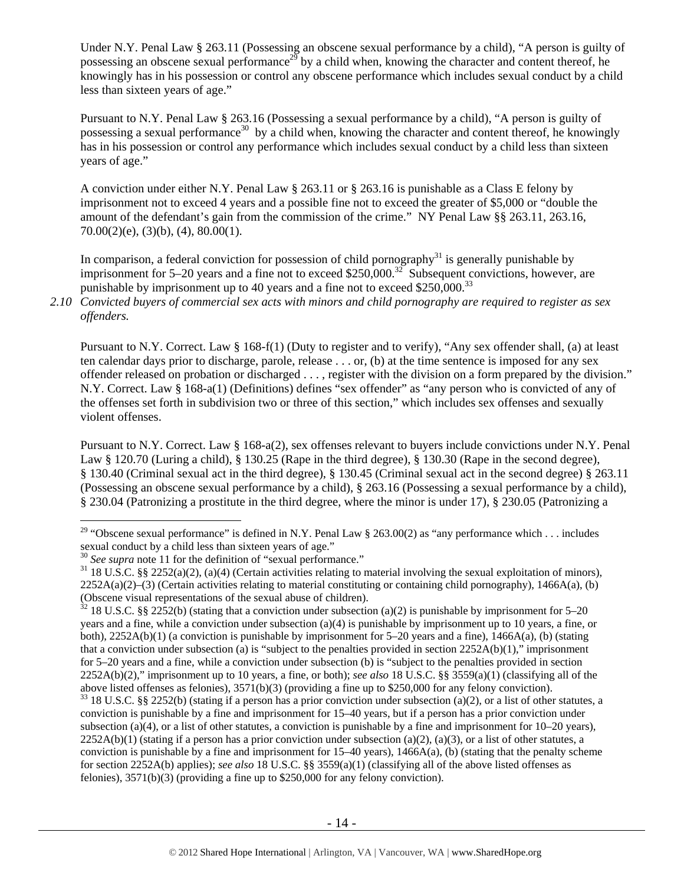Under N.Y. Penal Law § 263.11 (Possessing an obscene sexual performance by a child), "A person is guilty of possessing an obscene sexual performance[29] by a child when, knowing the character and content thereof, he knowingly has in his possession or control any obscene performance which includes sexual conduct by a child less than sixteen years of age."

Pursuant to N.Y. Penal Law § 263.16 (Possessing a sexual performance by a child), "A person is guilty of possessing a sexual performance[30] by a child when, knowing the character and content thereof, he knowingly has in his possession or control any performance which includes sexual conduct by a child less than sixteen years of age."

A conviction under either N.Y. Penal Law § 263.11 or § 263.16 is punishable as a Class E felony by imprisonment not to exceed 4 years and a possible fine not to exceed the greater of $5,000 or "double the amount of the defendant's gain from the commission of the crime." NY Penal Law §§ 263.11, 263.16, 70.00(2)(e), (3)(b), (4), 80.00(1).

In comparison, a federal conviction for possession of child pornography[31] is generally punishable by imprisonment for 5–20 years and a fine not to exceed $250,000.[32] Subsequent convictions, however, are punishable by imprisonment up to 40 years and a fine not to exceed $250,000.[33]

*2.10 Convicted buyers of commercial sex acts with minors and child pornography are required to register as sex offenders.*

Pursuant to N.Y. Correct. Law § 168-f(1) (Duty to register and to verify), "Any sex offender shall, (a) at least ten calendar days prior to discharge, parole, release . . . or, (b) at the time sentence is imposed for any sex offender released on probation or discharged . . . , register with the division on a form prepared by the division." N.Y. Correct. Law § 168-a(1) (Definitions) defines "sex offender" as "any person who is convicted of any of the offenses set forth in subdivision two or three of this section," which includes sex offenses and sexually violent offenses.

Pursuant to N.Y. Correct. Law § 168-a(2), sex offenses relevant to buyers include convictions under N.Y. Penal Law § 120.70 (Luring a child), § 130.25 (Rape in the third degree), § 130.30 (Rape in the second degree), § 130.40 (Criminal sexual act in the third degree), § 130.45 (Criminal sexual act in the second degree) § 263.11 (Possessing an obscene sexual performance by a child), § 263.16 (Possessing a sexual performance by a child), § 230.04 (Patronizing a prostitute in the third degree, where the minor is under 17), § 230.05 (Patronizing a

---

[29] "Obscene sexual performance" is defined in N.Y. Penal Law § 263.00(2) as "any performance which . . . includes sexual conduct by a child less than sixteen years of age."

[30] *See supra* note 11 for the definition of "sexual performance."

[31] 18 U.S.C. §§ 2252(a)(2), (a)(4) (Certain activities relating to material involving the sexual exploitation of minors), 2252A(a)(2)–(3) (Certain activities relating to material constituting or containing child pornography), 1466A(a), (b) (Obscene visual representations of the sexual abuse of children).

[32] 18 U.S.C. §§ 2252(b) (stating that a conviction under subsection (a)(2) is punishable by imprisonment for 5–20 years and a fine, while a conviction under subsection (a)(4) is punishable by imprisonment up to 10 years, a fine, or both), 2252A(b)(1) (a conviction is punishable by imprisonment for 5–20 years and a fine), 1466A(a), (b) (stating that a conviction under subsection (a) is "subject to the penalties provided in section 2252A(b)(1)," imprisonment for 5–20 years and a fine, while a conviction under subsection (b) is "subject to the penalties provided in section 2252A(b)(2)," imprisonment up to 10 years, a fine, or both); *see also* 18 U.S.C. §§ 3559(a)(1) (classifying all of the above listed offenses as felonies), 3571(b)(3) (providing a fine up to $250,000 for any felony conviction).

[33] 18 U.S.C. §§ 2252(b) (stating if a person has a prior conviction under subsection (a)(2), or a list of other statutes, a conviction is punishable by a fine and imprisonment for 15–40 years, but if a person has a prior conviction under subsection (a)(4), or a list of other statutes, a conviction is punishable by a fine and imprisonment for 10–20 years), 2252A(b)(1) (stating if a person has a prior conviction under subsection (a)(2), (a)(3), or a list of other statutes, a conviction is punishable by a fine and imprisonment for 15–40 years), 1466A(a), (b) (stating that the penalty scheme for section 2252A(b) applies); *see also* 18 U.S.C. §§ 3559(a)(1) (classifying all of the above listed offenses as felonies), 3571(b)(3) (providing a fine up to $250,000 for any felony conviction).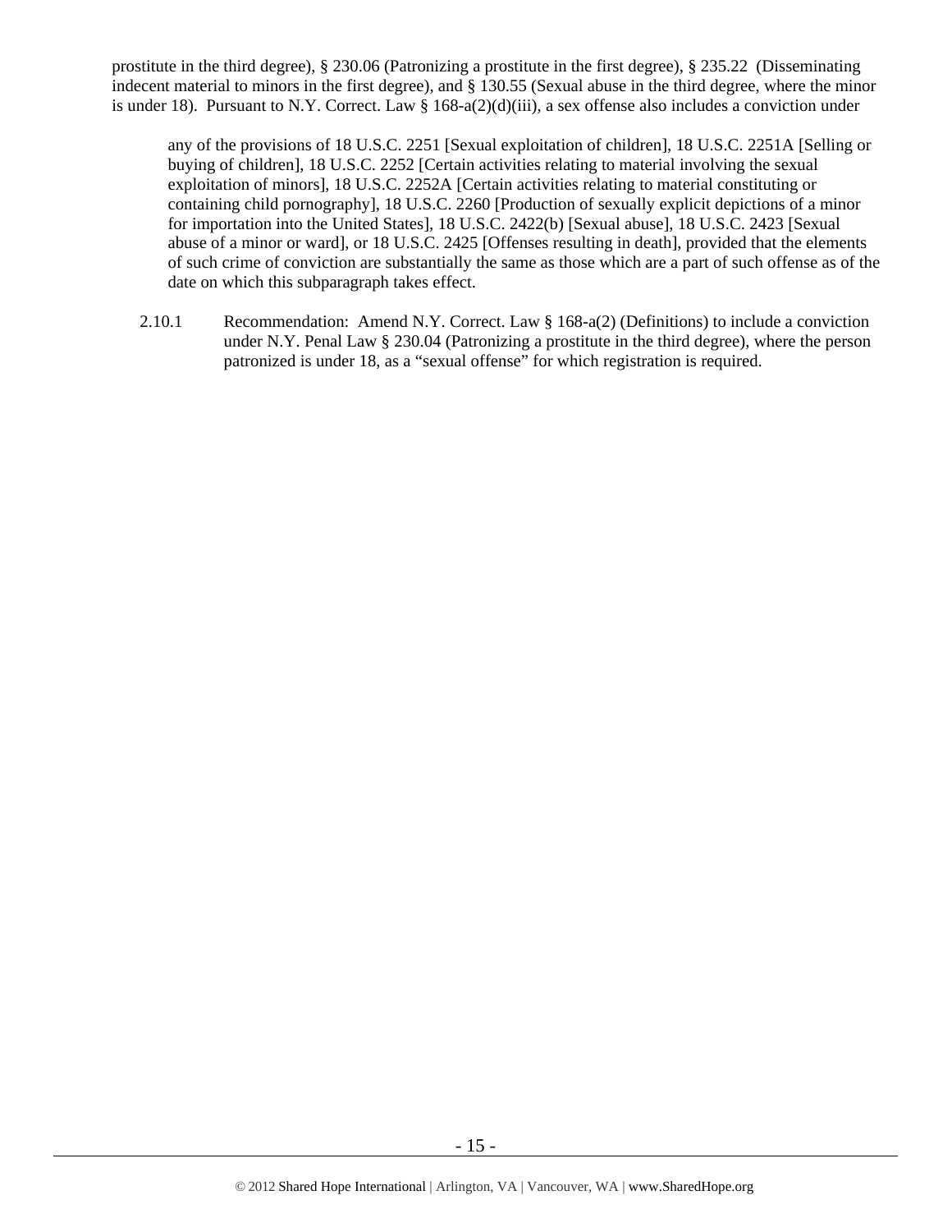prostitute in the third degree), § 230.06 (Patronizing a prostitute in the first degree), § 235.22 (Disseminating indecent material to minors in the first degree), and § 130.55 (Sexual abuse in the third degree, where the minor is under 18). Pursuant to N.Y. Correct. Law § 168-a(2)(d)(iii), a sex offense also includes a conviction under

> any of the provisions of 18 U.S.C. 2251 [Sexual exploitation of children], 18 U.S.C. 2251A [Selling or buying of children], 18 U.S.C. 2252 [Certain activities relating to material involving the sexual exploitation of minors], 18 U.S.C. 2252A [Certain activities relating to material constituting or containing child pornography], 18 U.S.C. 2260 [Production of sexually explicit depictions of a minor for importation into the United States], 18 U.S.C. 2422(b) [Sexual abuse], 18 U.S.C. 2423 [Sexual abuse of a minor or ward], or 18 U.S.C. 2425 [Offenses resulting in death], provided that the elements of such crime of conviction are substantially the same as those which are a part of such offense as of the date on which this subparagraph takes effect.

2.10.1 Recommendation: Amend N.Y. Correct. Law § 168-a(2) (Definitions) to include a conviction under N.Y. Penal Law § 230.04 (Patronizing a prostitute in the third degree), where the person patronized is under 18, as a "sexual offense" for which registration is required.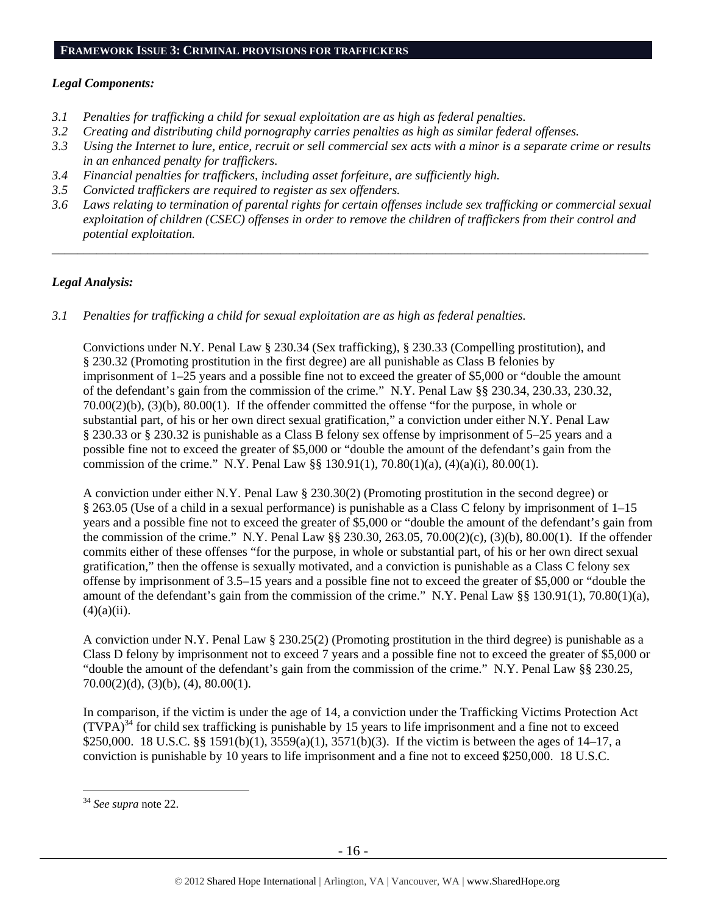## FRAMEWORK ISSUE 3: CRIMINAL PROVISIONS FOR TRAFFICKERS

***Legal Components:***

*3.1 Penalties for trafficking a child for sexual exploitation are as high as federal penalties.*
*3.2 Creating and distributing child pornography carries penalties as high as similar federal offenses.*
*3.3 Using the Internet to lure, entice, recruit or sell commercial sex acts with a minor is a separate crime or results in an enhanced penalty for traffickers.*
*3.4 Financial penalties for traffickers, including asset forfeiture, are sufficiently high.*
*3.5 Convicted traffickers are required to register as sex offenders.*
*3.6 Laws relating to termination of parental rights for certain offenses include sex trafficking or commercial sexual exploitation of children (CSEC) offenses in order to remove the children of traffickers from their control and potential exploitation.*

---

***Legal Analysis:***

*3.1 Penalties for trafficking a child for sexual exploitation are as high as federal penalties.*

Convictions under N.Y. Penal Law § 230.34 (Sex trafficking), § 230.33 (Compelling prostitution), and § 230.32 (Promoting prostitution in the first degree) are all punishable as Class B felonies by imprisonment of 1–25 years and a possible fine not to exceed the greater of $5,000 or "double the amount of the defendant's gain from the commission of the crime." N.Y. Penal Law §§ 230.34, 230.33, 230.32, 70.00(2)(b), (3)(b), 80.00(1). If the offender committed the offense "for the purpose, in whole or substantial part, of his or her own direct sexual gratification," a conviction under either N.Y. Penal Law § 230.33 or § 230.32 is punishable as a Class B felony sex offense by imprisonment of 5–25 years and a possible fine not to exceed the greater of $5,000 or "double the amount of the defendant's gain from the commission of the crime." N.Y. Penal Law §§ 130.91(1), 70.80(1)(a), (4)(a)(i), 80.00(1).

A conviction under either N.Y. Penal Law § 230.30(2) (Promoting prostitution in the second degree) or § 263.05 (Use of a child in a sexual performance) is punishable as a Class C felony by imprisonment of 1–15 years and a possible fine not to exceed the greater of $5,000 or "double the amount of the defendant's gain from the commission of the crime." N.Y. Penal Law §§ 230.30, 263.05, 70.00(2)(c), (3)(b), 80.00(1). If the offender commits either of these offenses "for the purpose, in whole or substantial part, of his or her own direct sexual gratification," then the offense is sexually motivated, and a conviction is punishable as a Class C felony sex offense by imprisonment of 3.5–15 years and a possible fine not to exceed the greater of $5,000 or "double the amount of the defendant's gain from the commission of the crime." N.Y. Penal Law §§ 130.91(1), 70.80(1)(a), (4)(a)(ii).

A conviction under N.Y. Penal Law § 230.25(2) (Promoting prostitution in the third degree) is punishable as a Class D felony by imprisonment not to exceed 7 years and a possible fine not to exceed the greater of $5,000 or "double the amount of the defendant's gain from the commission of the crime." N.Y. Penal Law §§ 230.25, 70.00(2)(d), (3)(b), (4), 80.00(1).

In comparison, if the victim is under the age of 14, a conviction under the Trafficking Victims Protection Act (TVPA)[34] for child sex trafficking is punishable by 15 years to life imprisonment and a fine not to exceed $250,000. 18 U.S.C. §§ 1591(b)(1), 3559(a)(1), 3571(b)(3). If the victim is between the ages of 14–17, a conviction is punishable by 10 years to life imprisonment and a fine not to exceed $250,000. 18 U.S.C.

---

[34] *See supra* note 22.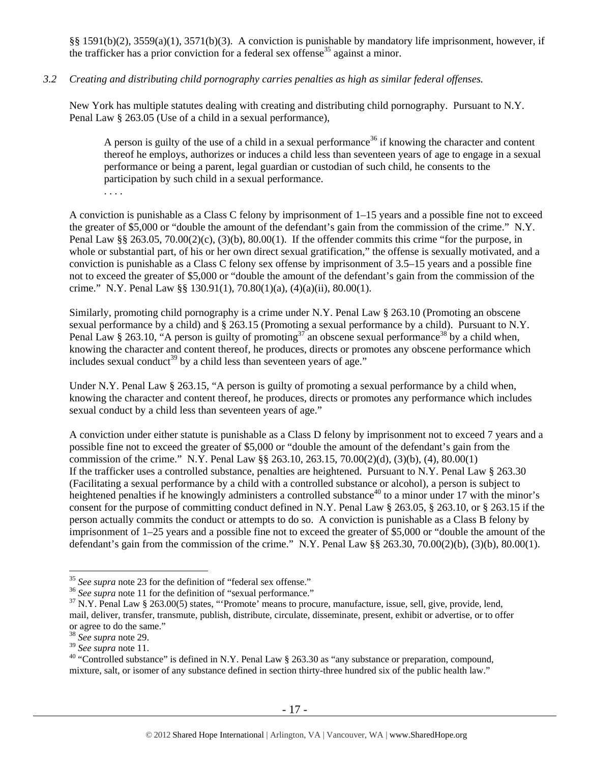§§ 1591(b)(2), 3559(a)(1), 3571(b)(3). A conviction is punishable by mandatory life imprisonment, however, if the trafficker has a prior conviction for a federal sex offense[35] against a minor.

*3.2 Creating and distributing child pornography carries penalties as high as similar federal offenses.*

New York has multiple statutes dealing with creating and distributing child pornography. Pursuant to N.Y. Penal Law § 263.05 (Use of a child in a sexual performance),

> A person is guilty of the use of a child in a sexual performance[36] if knowing the character and content thereof he employs, authorizes or induces a child less than seventeen years of age to engage in a sexual performance or being a parent, legal guardian or custodian of such child, he consents to the participation by such child in a sexual performance.
> . . . .

A conviction is punishable as a Class C felony by imprisonment of 1–15 years and a possible fine not to exceed the greater of $5,000 or "double the amount of the defendant's gain from the commission of the crime." N.Y. Penal Law §§ 263.05, 70.00(2)(c), (3)(b), 80.00(1). If the offender commits this crime "for the purpose, in whole or substantial part, of his or her own direct sexual gratification," the offense is sexually motivated, and a conviction is punishable as a Class C felony sex offense by imprisonment of 3.5–15 years and a possible fine not to exceed the greater of $5,000 or "double the amount of the defendant's gain from the commission of the crime." N.Y. Penal Law §§ 130.91(1), 70.80(1)(a), (4)(a)(ii), 80.00(1).

Similarly, promoting child pornography is a crime under N.Y. Penal Law § 263.10 (Promoting an obscene sexual performance by a child) and § 263.15 (Promoting a sexual performance by a child). Pursuant to N.Y. Penal Law § 263.10, "A person is guilty of promoting[37] an obscene sexual performance[38] by a child when, knowing the character and content thereof, he produces, directs or promotes any obscene performance which includes sexual conduct[39] by a child less than seventeen years of age."

Under N.Y. Penal Law § 263.15, "A person is guilty of promoting a sexual performance by a child when, knowing the character and content thereof, he produces, directs or promotes any performance which includes sexual conduct by a child less than seventeen years of age."

A conviction under either statute is punishable as a Class D felony by imprisonment not to exceed 7 years and a possible fine not to exceed the greater of $5,000 or "double the amount of the defendant's gain from the commission of the crime." N.Y. Penal Law §§ 263.10, 263.15, 70.00(2)(d), (3)(b), (4), 80.00(1)
If the trafficker uses a controlled substance, penalties are heightened. Pursuant to N.Y. Penal Law § 263.30 (Facilitating a sexual performance by a child with a controlled substance or alcohol), a person is subject to heightened penalties if he knowingly administers a controlled substance[40] to a minor under 17 with the minor's consent for the purpose of committing conduct defined in N.Y. Penal Law § 263.05, § 263.10, or § 263.15 if the person actually commits the conduct or attempts to do so. A conviction is punishable as a Class B felony by imprisonment of 1–25 years and a possible fine not to exceed the greater of $5,000 or "double the amount of the defendant's gain from the commission of the crime." N.Y. Penal Law §§ 263.30, 70.00(2)(b), (3)(b), 80.00(1).

---

[35] *See supra* note 23 for the definition of "federal sex offense."
[36] *See supra* note 11 for the definition of "sexual performance."
[37] N.Y. Penal Law § 263.00(5) states, "'Promote' means to procure, manufacture, issue, sell, give, provide, lend, mail, deliver, transfer, transmute, publish, distribute, circulate, disseminate, present, exhibit or advertise, or to offer or agree to do the same."
[38] *See supra* note 29.
[39] *See supra* note 11.
[40] "Controlled substance" is defined in N.Y. Penal Law § 263.30 as "any substance or preparation, compound, mixture, salt, or isomer of any substance defined in section thirty-three hundred six of the public health law."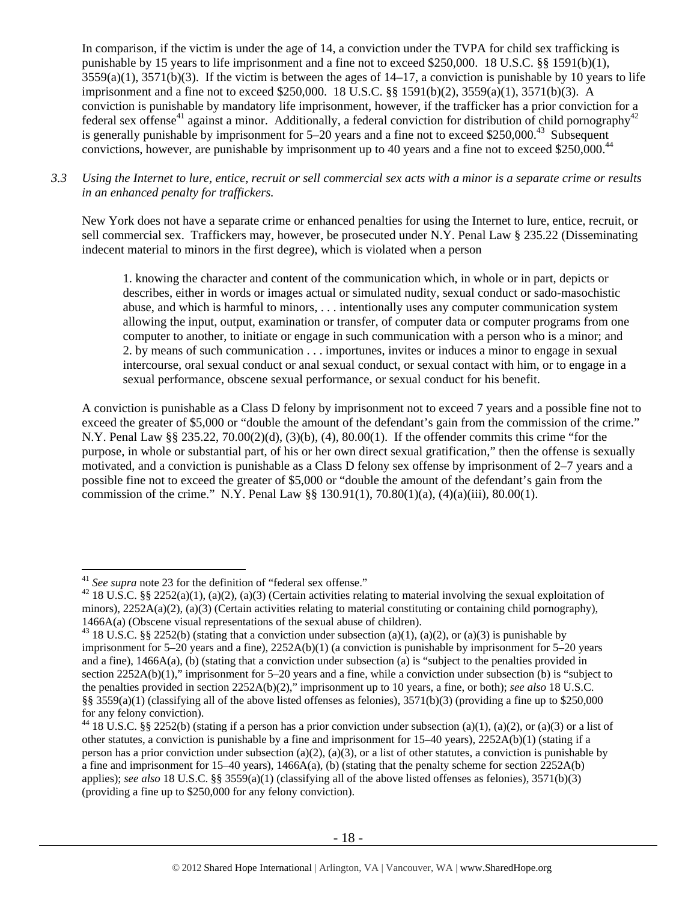In comparison, if the victim is under the age of 14, a conviction under the TVPA for child sex trafficking is punishable by 15 years to life imprisonment and a fine not to exceed $250,000. 18 U.S.C. §§ 1591(b)(1), 3559(a)(1), 3571(b)(3). If the victim is between the ages of 14–17, a conviction is punishable by 10 years to life imprisonment and a fine not to exceed $250,000. 18 U.S.C. §§ 1591(b)(2), 3559(a)(1), 3571(b)(3). A conviction is punishable by mandatory life imprisonment, however, if the trafficker has a prior conviction for a federal sex offense[41] against a minor. Additionally, a federal conviction for distribution of child pornography[42] is generally punishable by imprisonment for 5–20 years and a fine not to exceed $250,000.[43] Subsequent convictions, however, are punishable by imprisonment up to 40 years and a fine not to exceed $250,000.[44]

*3.3 Using the Internet to lure, entice, recruit or sell commercial sex acts with a minor is a separate crime or results in an enhanced penalty for traffickers.*

New York does not have a separate crime or enhanced penalties for using the Internet to lure, entice, recruit, or sell commercial sex. Traffickers may, however, be prosecuted under N.Y. Penal Law § 235.22 (Disseminating indecent material to minors in the first degree), which is violated when a person

> 1. knowing the character and content of the communication which, in whole or in part, depicts or describes, either in words or images actual or simulated nudity, sexual conduct or sado-masochistic abuse, and which is harmful to minors, . . . intentionally uses any computer communication system allowing the input, output, examination or transfer, of computer data or computer programs from one computer to another, to initiate or engage in such communication with a person who is a minor; and
> 2. by means of such communication . . . importunes, invites or induces a minor to engage in sexual intercourse, oral sexual conduct or anal sexual conduct, or sexual contact with him, or to engage in a sexual performance, obscene sexual performance, or sexual conduct for his benefit.

A conviction is punishable as a Class D felony by imprisonment not to exceed 7 years and a possible fine not to exceed the greater of $5,000 or "double the amount of the defendant's gain from the commission of the crime." N.Y. Penal Law §§ 235.22, 70.00(2)(d), (3)(b), (4), 80.00(1). If the offender commits this crime "for the purpose, in whole or substantial part, of his or her own direct sexual gratification," then the offense is sexually motivated, and a conviction is punishable as a Class D felony sex offense by imprisonment of 2–7 years and a possible fine not to exceed the greater of $5,000 or "double the amount of the defendant's gain from the commission of the crime." N.Y. Penal Law §§ 130.91(1), 70.80(1)(a), (4)(a)(iii), 80.00(1).

---

[41] *See supra* note 23 for the definition of "federal sex offense."

[42] 18 U.S.C. §§ 2252(a)(1), (a)(2), (a)(3) (Certain activities relating to material involving the sexual exploitation of minors), 2252A(a)(2), (a)(3) (Certain activities relating to material constituting or containing child pornography), 1466A(a) (Obscene visual representations of the sexual abuse of children).

[43] 18 U.S.C. §§ 2252(b) (stating that a conviction under subsection (a)(1), (a)(2), or (a)(3) is punishable by imprisonment for 5–20 years and a fine), 2252A(b)(1) (a conviction is punishable by imprisonment for 5–20 years and a fine), 1466A(a), (b) (stating that a conviction under subsection (a) is "subject to the penalties provided in section 2252A(b)(1)," imprisonment for 5–20 years and a fine, while a conviction under subsection (b) is "subject to the penalties provided in section 2252A(b)(2)," imprisonment up to 10 years, a fine, or both); *see also* 18 U.S.C. §§ 3559(a)(1) (classifying all of the above listed offenses as felonies), 3571(b)(3) (providing a fine up to $250,000 for any felony conviction).

[44] 18 U.S.C. §§ 2252(b) (stating if a person has a prior conviction under subsection (a)(1), (a)(2), or (a)(3) or a list of other statutes, a conviction is punishable by a fine and imprisonment for 15–40 years), 2252A(b)(1) (stating if a person has a prior conviction under subsection (a)(2), (a)(3), or a list of other statutes, a conviction is punishable by a fine and imprisonment for 15–40 years), 1466A(a), (b) (stating that the penalty scheme for section 2252A(b) applies); *see also* 18 U.S.C. §§ 3559(a)(1) (classifying all of the above listed offenses as felonies), 3571(b)(3) (providing a fine up to $250,000 for any felony conviction).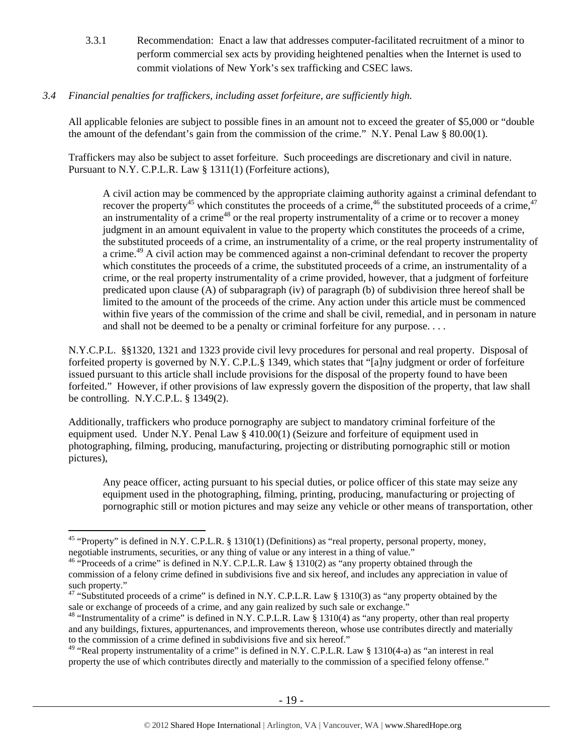3.3.1 Recommendation: Enact a law that addresses computer-facilitated recruitment of a minor to perform commercial sex acts by providing heightened penalties when the Internet is used to commit violations of New York's sex trafficking and CSEC laws.

*3.4 Financial penalties for traffickers, including asset forfeiture, are sufficiently high.*

All applicable felonies are subject to possible fines in an amount not to exceed the greater of $5,000 or "double the amount of the defendant's gain from the commission of the crime." N.Y. Penal Law § 80.00(1).

Traffickers may also be subject to asset forfeiture. Such proceedings are discretionary and civil in nature. Pursuant to N.Y. C.P.L.R. Law § 1311(1) (Forfeiture actions),

> A civil action may be commenced by the appropriate claiming authority against a criminal defendant to recover the property[45] which constitutes the proceeds of a crime,[46] the substituted proceeds of a crime,[47] an instrumentality of a crime[48] or the real property instrumentality of a crime or to recover a money judgment in an amount equivalent in value to the property which constitutes the proceeds of a crime, the substituted proceeds of a crime, an instrumentality of a crime, or the real property instrumentality of a crime.[49] A civil action may be commenced against a non-criminal defendant to recover the property which constitutes the proceeds of a crime, the substituted proceeds of a crime, an instrumentality of a crime, or the real property instrumentality of a crime provided, however, that a judgment of forfeiture predicated upon clause (A) of subparagraph (iv) of paragraph (b) of subdivision three hereof shall be limited to the amount of the proceeds of the crime. Any action under this article must be commenced within five years of the commission of the crime and shall be civil, remedial, and in personam in nature and shall not be deemed to be a penalty or criminal forfeiture for any purpose. . . .

N.Y.C.P.L. §§1320, 1321 and 1323 provide civil levy procedures for personal and real property. Disposal of forfeited property is governed by N.Y. C.P.L.§ 1349, which states that "[a]ny judgment or order of forfeiture issued pursuant to this article shall include provisions for the disposal of the property found to have been forfeited." However, if other provisions of law expressly govern the disposition of the property, that law shall be controlling. N.Y.C.P.L. § 1349(2).

Additionally, traffickers who produce pornography are subject to mandatory criminal forfeiture of the equipment used. Under N.Y. Penal Law § 410.00(1) (Seizure and forfeiture of equipment used in photographing, filming, producing, manufacturing, projecting or distributing pornographic still or motion pictures),

> Any peace officer, acting pursuant to his special duties, or police officer of this state may seize any equipment used in the photographing, filming, printing, producing, manufacturing or projecting of pornographic still or motion pictures and may seize any vehicle or other means of transportation, other

---

[45] "Property" is defined in N.Y. C.P.L.R. § 1310(1) (Definitions) as "real property, personal property, money, negotiable instruments, securities, or any thing of value or any interest in a thing of value."

[46] "Proceeds of a crime" is defined in N.Y. C.P.L.R. Law § 1310(2) as "any property obtained through the commission of a felony crime defined in subdivisions five and six hereof, and includes any appreciation in value of such property."

[47] "Substituted proceeds of a crime" is defined in N.Y. C.P.L.R. Law § 1310(3) as "any property obtained by the sale or exchange of proceeds of a crime, and any gain realized by such sale or exchange."

[48] "Instrumentality of a crime" is defined in N.Y. C.P.L.R. Law § 1310(4) as "any property, other than real property and any buildings, fixtures, appurtenances, and improvements thereon, whose use contributes directly and materially to the commission of a crime defined in subdivisions five and six hereof."

[49] "Real property instrumentality of a crime" is defined in N.Y. C.P.L.R. Law § 1310(4-a) as "an interest in real property the use of which contributes directly and materially to the commission of a specified felony offense."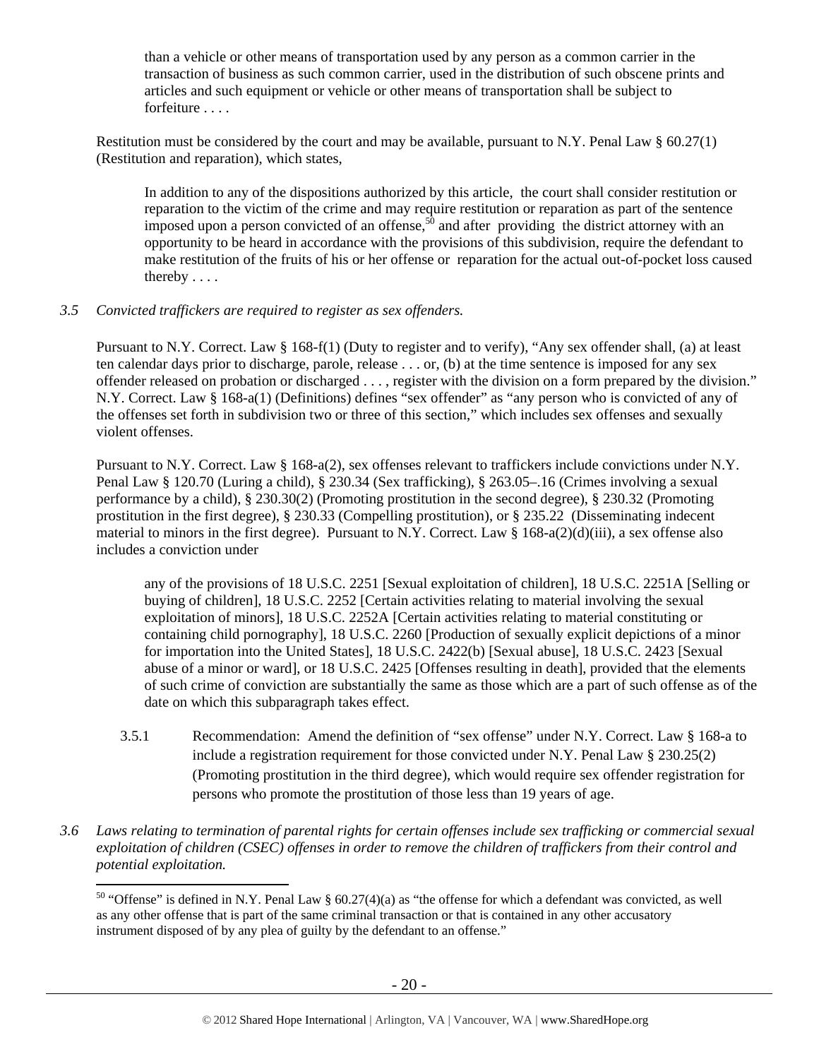> than a vehicle or other means of transportation used by any person as a common carrier in the transaction of business as such common carrier, used in the distribution of such obscene prints and articles and such equipment or vehicle or other means of transportation shall be subject to forfeiture . . . .

Restitution must be considered by the court and may be available, pursuant to N.Y. Penal Law § 60.27(1) (Restitution and reparation), which states,

> In addition to any of the dispositions authorized by this article, the court shall consider restitution or reparation to the victim of the crime and may require restitution or reparation as part of the sentence imposed upon a person convicted of an offense,[50] and after providing the district attorney with an opportunity to be heard in accordance with the provisions of this subdivision, require the defendant to make restitution of the fruits of his or her offense or reparation for the actual out-of-pocket loss caused thereby . . . .

*3.5 Convicted traffickers are required to register as sex offenders.*

Pursuant to N.Y. Correct. Law § 168-f(1) (Duty to register and to verify), "Any sex offender shall, (a) at least ten calendar days prior to discharge, parole, release . . . or, (b) at the time sentence is imposed for any sex offender released on probation or discharged . . . , register with the division on a form prepared by the division." N.Y. Correct. Law § 168-a(1) (Definitions) defines "sex offender" as "any person who is convicted of any of the offenses set forth in subdivision two or three of this section," which includes sex offenses and sexually violent offenses.

Pursuant to N.Y. Correct. Law § 168-a(2), sex offenses relevant to traffickers include convictions under N.Y. Penal Law § 120.70 (Luring a child), § 230.34 (Sex trafficking), § 263.05–.16 (Crimes involving a sexual performance by a child), § 230.30(2) (Promoting prostitution in the second degree), § 230.32 (Promoting prostitution in the first degree), § 230.33 (Compelling prostitution), or § 235.22 (Disseminating indecent material to minors in the first degree). Pursuant to N.Y. Correct. Law § 168-a(2)(d)(iii), a sex offense also includes a conviction under

> any of the provisions of 18 U.S.C. 2251 [Sexual exploitation of children], 18 U.S.C. 2251A [Selling or buying of children], 18 U.S.C. 2252 [Certain activities relating to material involving the sexual exploitation of minors], 18 U.S.C. 2252A [Certain activities relating to material constituting or containing child pornography], 18 U.S.C. 2260 [Production of sexually explicit depictions of a minor for importation into the United States], 18 U.S.C. 2422(b) [Sexual abuse], 18 U.S.C. 2423 [Sexual abuse of a minor or ward], or 18 U.S.C. 2425 [Offenses resulting in death], provided that the elements of such crime of conviction are substantially the same as those which are a part of such offense as of the date on which this subparagraph takes effect.

3.5.1 Recommendation: Amend the definition of "sex offense" under N.Y. Correct. Law § 168-a to include a registration requirement for those convicted under N.Y. Penal Law § 230.25(2) (Promoting prostitution in the third degree), which would require sex offender registration for persons who promote the prostitution of those less than 19 years of age.

*3.6 Laws relating to termination of parental rights for certain offenses include sex trafficking or commercial sexual exploitation of children (CSEC) offenses in order to remove the children of traffickers from their control and potential exploitation.*

---

[50] "Offense" is defined in N.Y. Penal Law § 60.27(4)(a) as "the offense for which a defendant was convicted, as well as any other offense that is part of the same criminal transaction or that is contained in any other accusatory instrument disposed of by any plea of guilty by the defendant to an offense."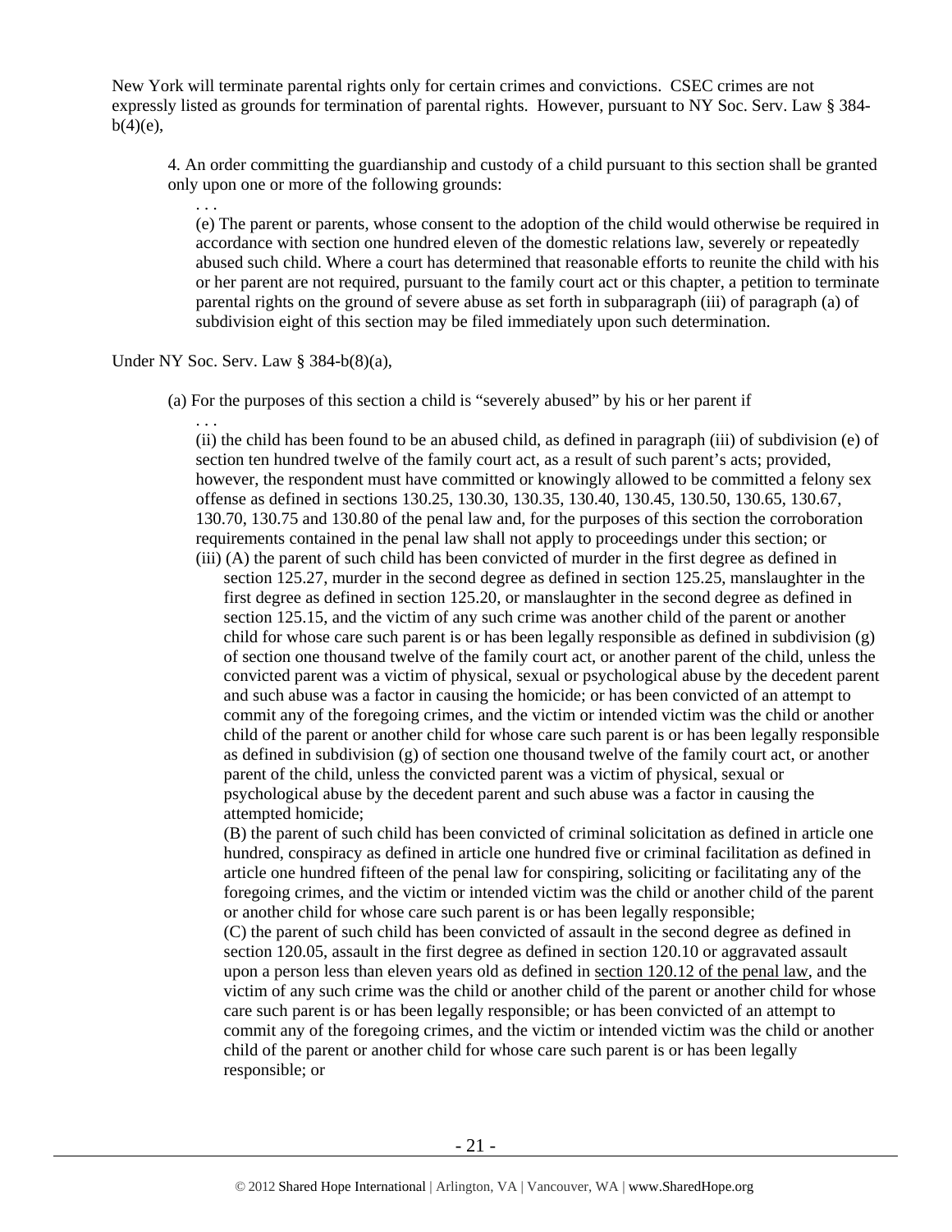New York will terminate parental rights only for certain crimes and convictions. CSEC crimes are not expressly listed as grounds for termination of parental rights. However, pursuant to NY Soc. Serv. Law § 384-b(4)(e),

> 4. An order committing the guardianship and custody of a child pursuant to this section shall be granted only upon one or more of the following grounds:
>
> . . .
>
> (e) The parent or parents, whose consent to the adoption of the child would otherwise be required in accordance with section one hundred eleven of the domestic relations law, severely or repeatedly abused such child. Where a court has determined that reasonable efforts to reunite the child with his or her parent are not required, pursuant to the family court act or this chapter, a petition to terminate parental rights on the ground of severe abuse as set forth in subparagraph (iii) of paragraph (a) of subdivision eight of this section may be filed immediately upon such determination.

Under NY Soc. Serv. Law § 384-b(8)(a),

> (a) For the purposes of this section a child is "severely abused" by his or her parent if
>
> . . .
>
> (ii) the child has been found to be an abused child, as defined in paragraph (iii) of subdivision (e) of section ten hundred twelve of the family court act, as a result of such parent's acts; provided, however, the respondent must have committed or knowingly allowed to be committed a felony sex offense as defined in sections 130.25, 130.30, 130.35, 130.40, 130.45, 130.50, 130.65, 130.67, 130.70, 130.75 and 130.80 of the penal law and, for the purposes of this section the corroboration requirements contained in the penal law shall not apply to proceedings under this section; or
>
> (iii) (A) the parent of such child has been convicted of murder in the first degree as defined in section 125.27, murder in the second degree as defined in section 125.25, manslaughter in the first degree as defined in section 125.20, or manslaughter in the second degree as defined in section 125.15, and the victim of any such crime was another child of the parent or another child for whose care such parent is or has been legally responsible as defined in subdivision (g) of section one thousand twelve of the family court act, or another parent of the child, unless the convicted parent was a victim of physical, sexual or psychological abuse by the decedent parent and such abuse was a factor in causing the homicide; or has been convicted of an attempt to commit any of the foregoing crimes, and the victim or intended victim was the child or another child of the parent or another child for whose care such parent is or has been legally responsible as defined in subdivision (g) of section one thousand twelve of the family court act, or another parent of the child, unless the convicted parent was a victim of physical, sexual or psychological abuse by the decedent parent and such abuse was a factor in causing the attempted homicide;
>
> (B) the parent of such child has been convicted of criminal solicitation as defined in article one hundred, conspiracy as defined in article one hundred five or criminal facilitation as defined in article one hundred fifteen of the penal law for conspiring, soliciting or facilitating any of the foregoing crimes, and the victim or intended victim was the child or another child of the parent or another child for whose care such parent is or has been legally responsible;
>
> (C) the parent of such child has been convicted of assault in the second degree as defined in section 120.05, assault in the first degree as defined in section 120.10 or aggravated assault upon a person less than eleven years old as defined in section 120.12 of the penal law, and the victim of any such crime was the child or another child of the parent or another child for whose care such parent is or has been legally responsible; or has been convicted of an attempt to commit any of the foregoing crimes, and the victim or intended victim was the child or another child of the parent or another child for whose care such parent is or has been legally responsible; or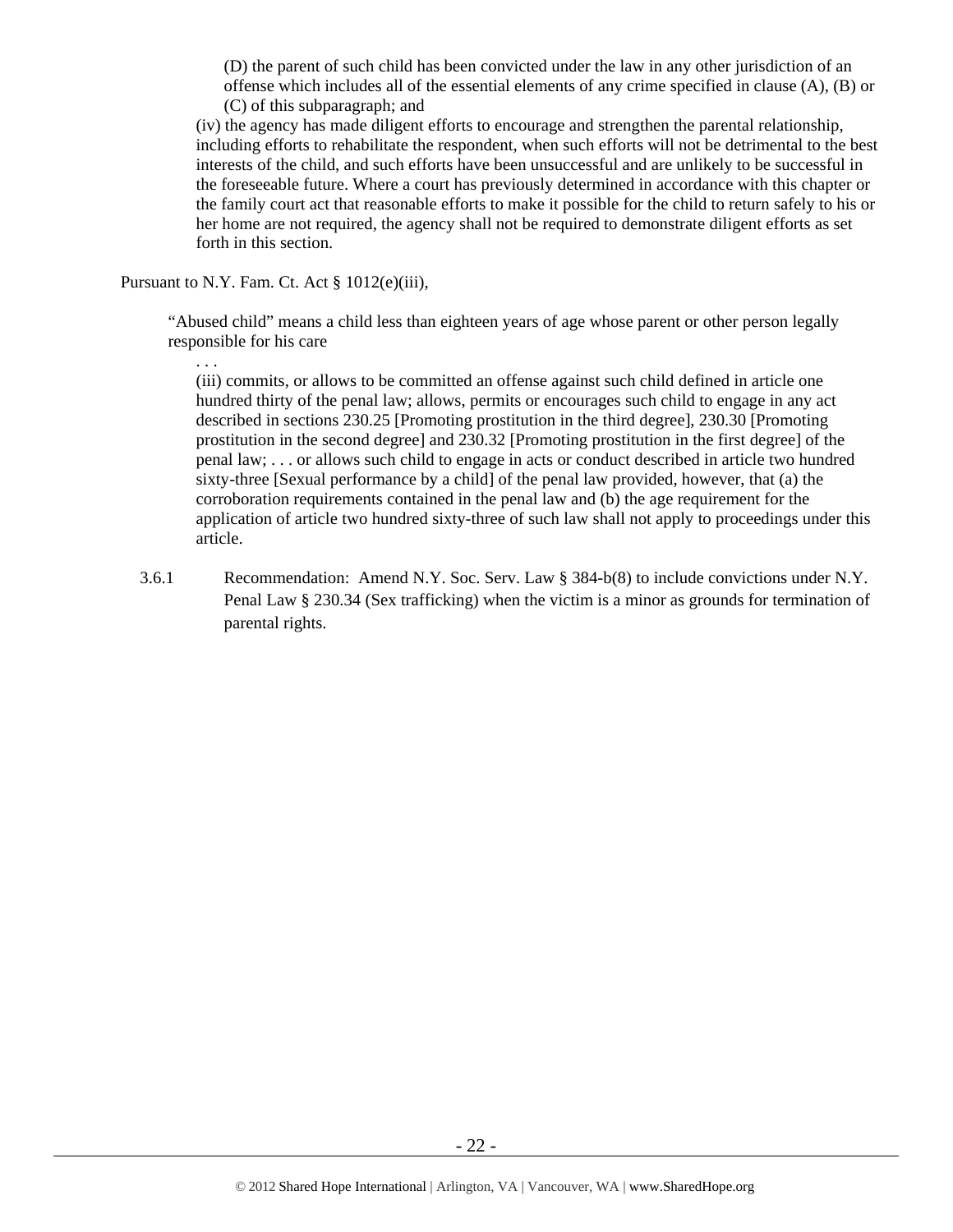(D) the parent of such child has been convicted under the law in any other jurisdiction of an offense which includes all of the essential elements of any crime specified in clause (A), (B) or (C) of this subparagraph; and

(iv) the agency has made diligent efforts to encourage and strengthen the parental relationship, including efforts to rehabilitate the respondent, when such efforts will not be detrimental to the best interests of the child, and such efforts have been unsuccessful and are unlikely to be successful in the foreseeable future. Where a court has previously determined in accordance with this chapter or the family court act that reasonable efforts to make it possible for the child to return safely to his or her home are not required, the agency shall not be required to demonstrate diligent efforts as set forth in this section.

Pursuant to N.Y. Fam. Ct. Act § 1012(e)(iii),

> "Abused child" means a child less than eighteen years of age whose parent or other person legally responsible for his care
>
> . . .
>
> (iii) commits, or allows to be committed an offense against such child defined in article one hundred thirty of the penal law; allows, permits or encourages such child to engage in any act described in sections 230.25 [Promoting prostitution in the third degree], 230.30 [Promoting prostitution in the second degree] and 230.32 [Promoting prostitution in the first degree] of the penal law; . . . or allows such child to engage in acts or conduct described in article two hundred sixty-three [Sexual performance by a child] of the penal law provided, however, that (a) the corroboration requirements contained in the penal law and (b) the age requirement for the application of article two hundred sixty-three of such law shall not apply to proceedings under this article.

3.6.1 Recommendation: Amend N.Y. Soc. Serv. Law § 384-b(8) to include convictions under N.Y. Penal Law § 230.34 (Sex trafficking) when the victim is a minor as grounds for termination of parental rights.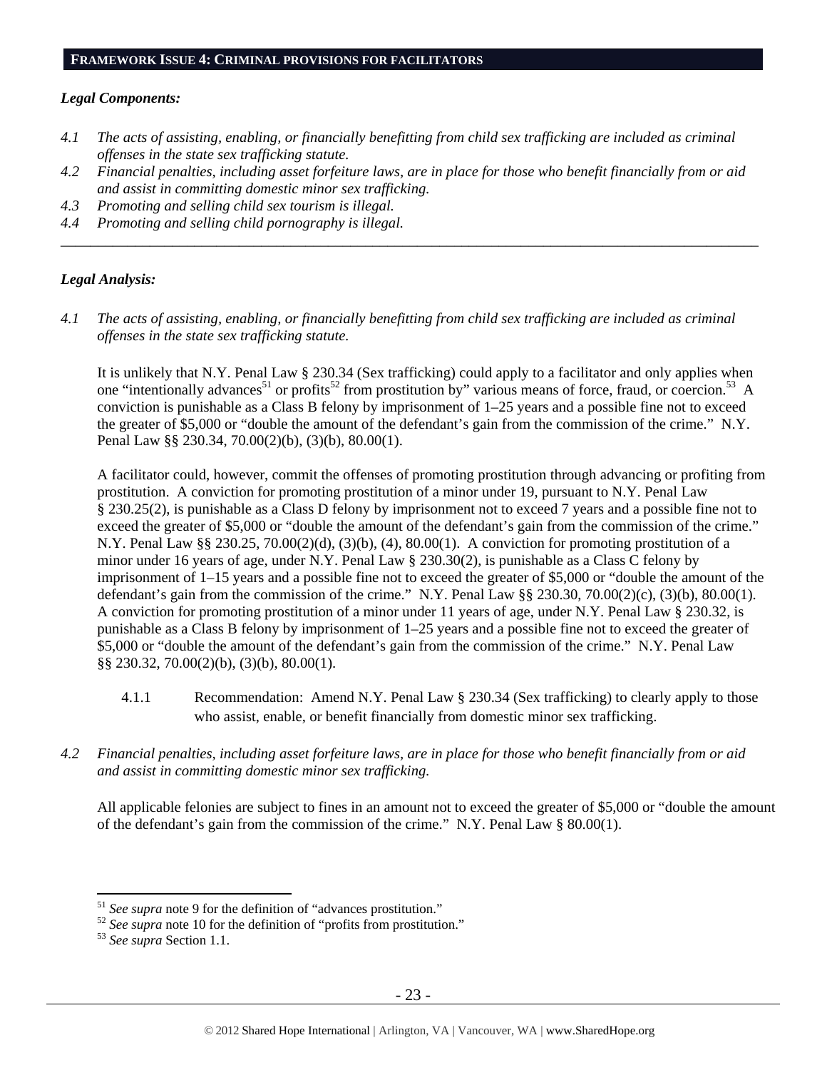## FRAMEWORK ISSUE 4: CRIMINAL PROVISIONS FOR FACILITATORS

### *Legal Components:*

*4.1 The acts of assisting, enabling, or financially benefitting from child sex trafficking are included as criminal offenses in the state sex trafficking statute.*

*4.2 Financial penalties, including asset forfeiture laws, are in place for those who benefit financially from or aid and assist in committing domestic minor sex trafficking.*

*4.3 Promoting and selling child sex tourism is illegal.*

*4.4 Promoting and selling child pornography is illegal.*

---

### *Legal Analysis:*

*4.1 The acts of assisting, enabling, or financially benefitting from child sex trafficking are included as criminal offenses in the state sex trafficking statute.*

It is unlikely that N.Y. Penal Law § 230.34 (Sex trafficking) could apply to a facilitator and only applies when one "intentionally advances[51] or profits[52] from prostitution by" various means of force, fraud, or coercion.[53] A conviction is punishable as a Class B felony by imprisonment of 1–25 years and a possible fine not to exceed the greater of $5,000 or "double the amount of the defendant's gain from the commission of the crime." N.Y. Penal Law §§ 230.34, 70.00(2)(b), (3)(b), 80.00(1).

A facilitator could, however, commit the offenses of promoting prostitution through advancing or profiting from prostitution. A conviction for promoting prostitution of a minor under 19, pursuant to N.Y. Penal Law § 230.25(2), is punishable as a Class D felony by imprisonment not to exceed 7 years and a possible fine not to exceed the greater of $5,000 or "double the amount of the defendant's gain from the commission of the crime." N.Y. Penal Law §§ 230.25, 70.00(2)(d), (3)(b), (4), 80.00(1). A conviction for promoting prostitution of a minor under 16 years of age, under N.Y. Penal Law § 230.30(2), is punishable as a Class C felony by imprisonment of 1–15 years and a possible fine not to exceed the greater of $5,000 or "double the amount of the defendant's gain from the commission of the crime." N.Y. Penal Law §§ 230.30, 70.00(2)(c), (3)(b), 80.00(1). A conviction for promoting prostitution of a minor under 11 years of age, under N.Y. Penal Law § 230.32, is punishable as a Class B felony by imprisonment of 1–25 years and a possible fine not to exceed the greater of $5,000 or "double the amount of the defendant's gain from the commission of the crime." N.Y. Penal Law §§ 230.32, 70.00(2)(b), (3)(b), 80.00(1).

4.1.1 Recommendation: Amend N.Y. Penal Law § 230.34 (Sex trafficking) to clearly apply to those who assist, enable, or benefit financially from domestic minor sex trafficking.

*4.2 Financial penalties, including asset forfeiture laws, are in place for those who benefit financially from or aid and assist in committing domestic minor sex trafficking.*

All applicable felonies are subject to fines in an amount not to exceed the greater of $5,000 or "double the amount of the defendant's gain from the commission of the crime." N.Y. Penal Law § 80.00(1).

---

[51] *See supra* note 9 for the definition of "advances prostitution."

[52] *See supra* note 10 for the definition of "profits from prostitution."

[53] *See supra* Section 1.1.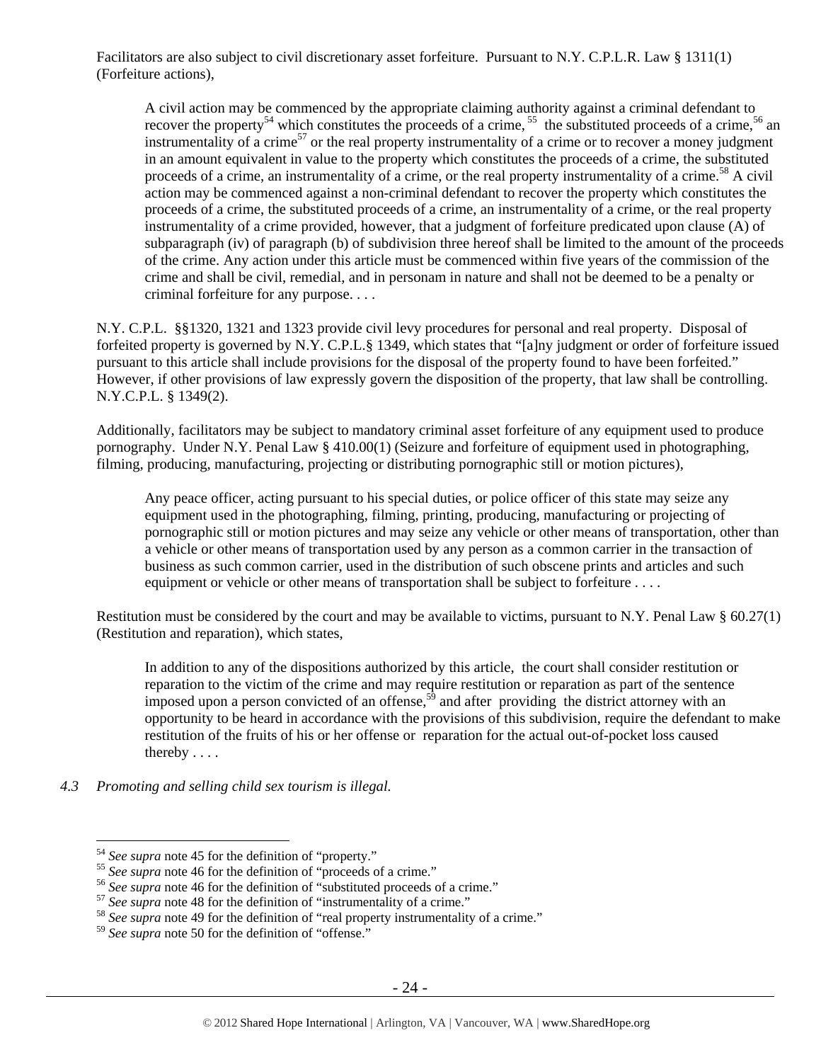Facilitators are also subject to civil discretionary asset forfeiture. Pursuant to N.Y. C.P.L.R. Law § 1311(1) (Forfeiture actions),

> A civil action may be commenced by the appropriate claiming authority against a criminal defendant to recover the property[54] which constitutes the proceeds of a crime,[55] the substituted proceeds of a crime,[56] an instrumentality of a crime[57] or the real property instrumentality of a crime or to recover a money judgment in an amount equivalent in value to the property which constitutes the proceeds of a crime, the substituted proceeds of a crime, an instrumentality of a crime, or the real property instrumentality of a crime.[58] A civil action may be commenced against a non-criminal defendant to recover the property which constitutes the proceeds of a crime, the substituted proceeds of a crime, an instrumentality of a crime, or the real property instrumentality of a crime provided, however, that a judgment of forfeiture predicated upon clause (A) of subparagraph (iv) of paragraph (b) of subdivision three hereof shall be limited to the amount of the proceeds of the crime. Any action under this article must be commenced within five years of the commission of the crime and shall be civil, remedial, and in personam in nature and shall not be deemed to be a penalty or criminal forfeiture for any purpose. . . .

N.Y. C.P.L. §§1320, 1321 and 1323 provide civil levy procedures for personal and real property. Disposal of forfeited property is governed by N.Y. C.P.L.§ 1349, which states that "[a]ny judgment or order of forfeiture issued pursuant to this article shall include provisions for the disposal of the property found to have been forfeited." However, if other provisions of law expressly govern the disposition of the property, that law shall be controlling. N.Y.C.P.L. § 1349(2).

Additionally, facilitators may be subject to mandatory criminal asset forfeiture of any equipment used to produce pornography. Under N.Y. Penal Law § 410.00(1) (Seizure and forfeiture of equipment used in photographing, filming, producing, manufacturing, projecting or distributing pornographic still or motion pictures),

> Any peace officer, acting pursuant to his special duties, or police officer of this state may seize any equipment used in the photographing, filming, printing, producing, manufacturing or projecting of pornographic still or motion pictures and may seize any vehicle or other means of transportation, other than a vehicle or other means of transportation used by any person as a common carrier in the transaction of business as such common carrier, used in the distribution of such obscene prints and articles and such equipment or vehicle or other means of transportation shall be subject to forfeiture . . . .

Restitution must be considered by the court and may be available to victims, pursuant to N.Y. Penal Law § 60.27(1) (Restitution and reparation), which states,

> In addition to any of the dispositions authorized by this article, the court shall consider restitution or reparation to the victim of the crime and may require restitution or reparation as part of the sentence imposed upon a person convicted of an offense,[59] and after providing the district attorney with an opportunity to be heard in accordance with the provisions of this subdivision, require the defendant to make restitution of the fruits of his or her offense or reparation for the actual out-of-pocket loss caused thereby . . . .

*4.3 Promoting and selling child sex tourism is illegal.*

---

[54] *See supra* note 45 for the definition of "property."

[55] *See supra* note 46 for the definition of "proceeds of a crime."

[56] *See supra* note 46 for the definition of "substituted proceeds of a crime."

[57] *See supra* note 48 for the definition of "instrumentality of a crime."

[58] *See supra* note 49 for the definition of "real property instrumentality of a crime."

[59] *See supra* note 50 for the definition of "offense."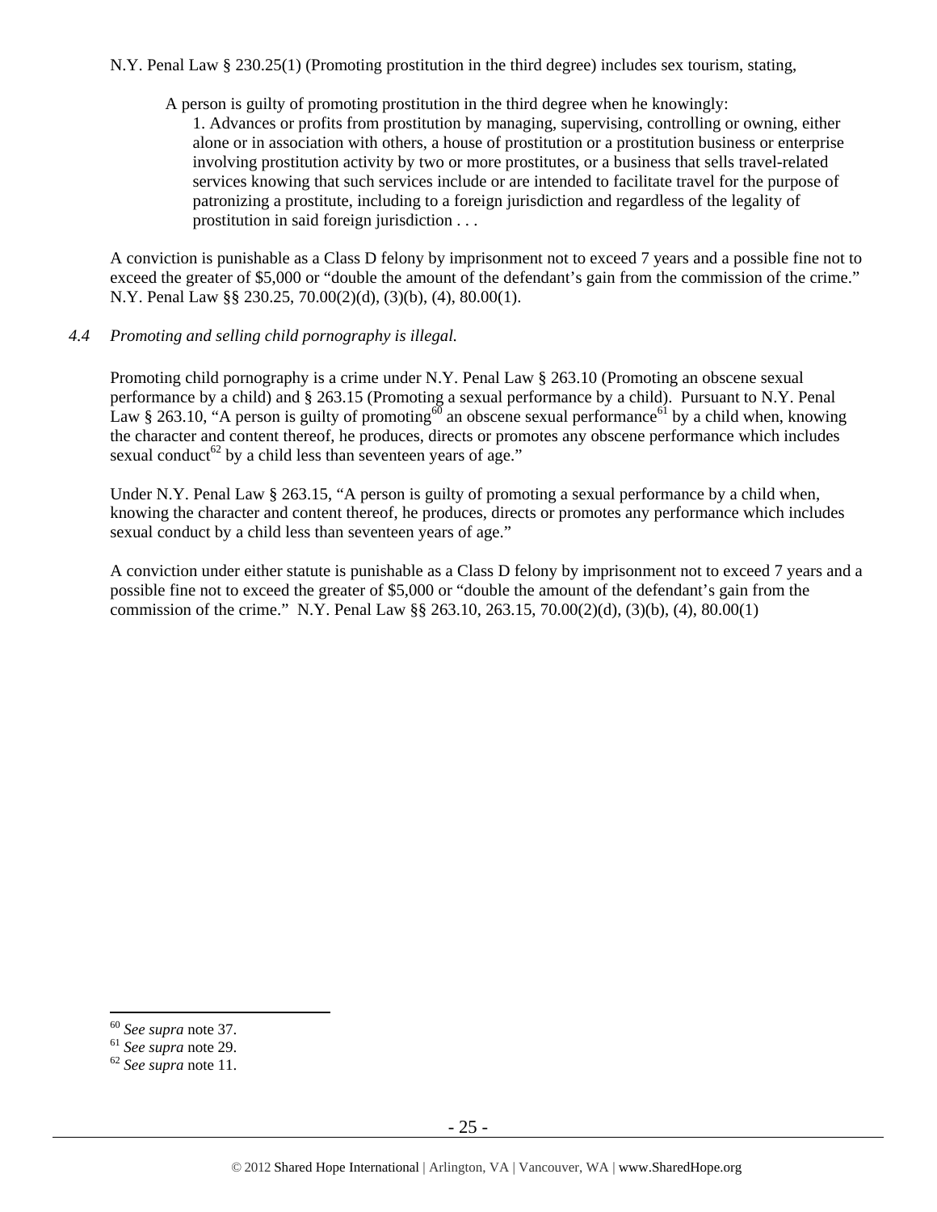N.Y. Penal Law § 230.25(1) (Promoting prostitution in the third degree) includes sex tourism, stating,

> A person is guilty of promoting prostitution in the third degree when he knowingly:
> 1. Advances or profits from prostitution by managing, supervising, controlling or owning, either alone or in association with others, a house of prostitution or a prostitution business or enterprise involving prostitution activity by two or more prostitutes, or a business that sells travel-related services knowing that such services include or are intended to facilitate travel for the purpose of patronizing a prostitute, including to a foreign jurisdiction and regardless of the legality of prostitution in said foreign jurisdiction . . .

A conviction is punishable as a Class D felony by imprisonment not to exceed 7 years and a possible fine not to exceed the greater of $5,000 or "double the amount of the defendant's gain from the commission of the crime." N.Y. Penal Law §§ 230.25, 70.00(2)(d), (3)(b), (4), 80.00(1).

*4.4 Promoting and selling child pornography is illegal.*

Promoting child pornography is a crime under N.Y. Penal Law § 263.10 (Promoting an obscene sexual performance by a child) and § 263.15 (Promoting a sexual performance by a child). Pursuant to N.Y. Penal Law § 263.10, "A person is guilty of promoting[60] an obscene sexual performance[61] by a child when, knowing the character and content thereof, he produces, directs or promotes any obscene performance which includes sexual conduct[62] by a child less than seventeen years of age."

Under N.Y. Penal Law § 263.15, "A person is guilty of promoting a sexual performance by a child when, knowing the character and content thereof, he produces, directs or promotes any performance which includes sexual conduct by a child less than seventeen years of age."

A conviction under either statute is punishable as a Class D felony by imprisonment not to exceed 7 years and a possible fine not to exceed the greater of $5,000 or "double the amount of the defendant's gain from the commission of the crime." N.Y. Penal Law §§ 263.10, 263.15, 70.00(2)(d), (3)(b), (4), 80.00(1)

---

[60] *See supra* note 37.
[61] *See supra* note 29.
[62] *See supra* note 11.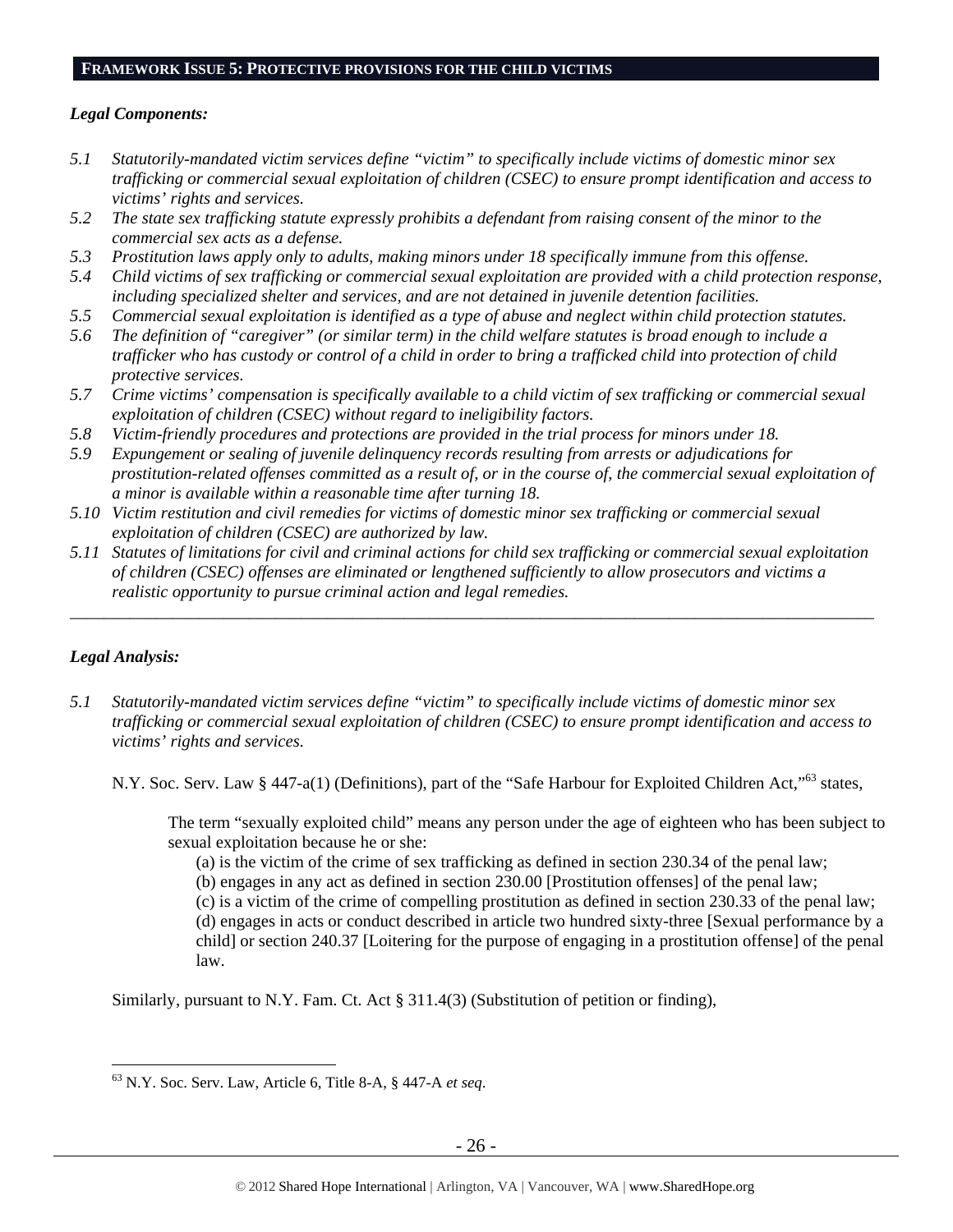## FRAMEWORK ISSUE 5: PROTECTIVE PROVISIONS FOR THE CHILD VICTIMS

***Legal Components:***

*5.1 Statutorily-mandated victim services define "victim" to specifically include victims of domestic minor sex trafficking or commercial sexual exploitation of children (CSEC) to ensure prompt identification and access to victims' rights and services.*

*5.2 The state sex trafficking statute expressly prohibits a defendant from raising consent of the minor to the commercial sex acts as a defense.*

*5.3 Prostitution laws apply only to adults, making minors under 18 specifically immune from this offense.*

*5.4 Child victims of sex trafficking or commercial sexual exploitation are provided with a child protection response, including specialized shelter and services, and are not detained in juvenile detention facilities.*

*5.5 Commercial sexual exploitation is identified as a type of abuse and neglect within child protection statutes.*

*5.6 The definition of "caregiver" (or similar term) in the child welfare statutes is broad enough to include a trafficker who has custody or control of a child in order to bring a trafficked child into protection of child protective services.*

*5.7 Crime victims' compensation is specifically available to a child victim of sex trafficking or commercial sexual exploitation of children (CSEC) without regard to ineligibility factors.*

*5.8 Victim-friendly procedures and protections are provided in the trial process for minors under 18.*

*5.9 Expungement or sealing of juvenile delinquency records resulting from arrests or adjudications for prostitution-related offenses committed as a result of, or in the course of, the commercial sexual exploitation of a minor is available within a reasonable time after turning 18.*

*5.10 Victim restitution and civil remedies for victims of domestic minor sex trafficking or commercial sexual exploitation of children (CSEC) are authorized by law.*

*5.11 Statutes of limitations for civil and criminal actions for child sex trafficking or commercial sexual exploitation of children (CSEC) offenses are eliminated or lengthened sufficiently to allow prosecutors and victims a realistic opportunity to pursue criminal action and legal remedies.*

---

***Legal Analysis:***

*5.1 Statutorily-mandated victim services define "victim" to specifically include victims of domestic minor sex trafficking or commercial sexual exploitation of children (CSEC) to ensure prompt identification and access to victims' rights and services.*

N.Y. Soc. Serv. Law § 447-a(1) (Definitions), part of the "Safe Harbour for Exploited Children Act,"[63] states,

> The term "sexually exploited child" means any person under the age of eighteen who has been subject to sexual exploitation because he or she:
>
> (a) is the victim of the crime of sex trafficking as defined in section 230.34 of the penal law;
> (b) engages in any act as defined in section 230.00 [Prostitution offenses] of the penal law;
> (c) is a victim of the crime of compelling prostitution as defined in section 230.33 of the penal law;
> (d) engages in acts or conduct described in article two hundred sixty-three [Sexual performance by a child] or section 240.37 [Loitering for the purpose of engaging in a prostitution offense] of the penal law.

Similarly, pursuant to N.Y. Fam. Ct. Act § 311.4(3) (Substitution of petition or finding),

---

[63] N.Y. Soc. Serv. Law, Article 6, Title 8-A, § 447-A *et seq*.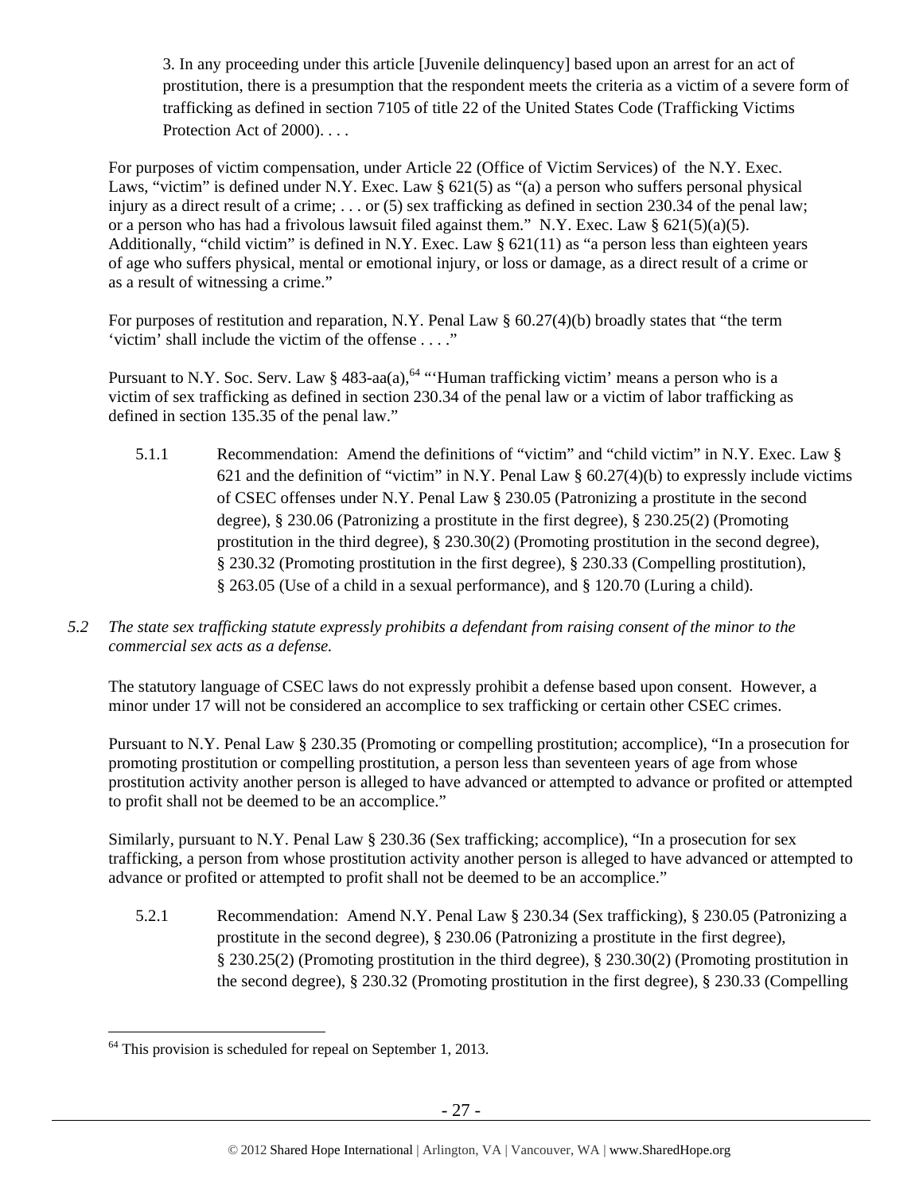3. In any proceeding under this article [Juvenile delinquency] based upon an arrest for an act of prostitution, there is a presumption that the respondent meets the criteria as a victim of a severe form of trafficking as defined in section 7105 of title 22 of the United States Code (Trafficking Victims Protection Act of 2000). . . .

For purposes of victim compensation, under Article 22 (Office of Victim Services) of the N.Y. Exec. Laws, "victim" is defined under N.Y. Exec. Law § 621(5) as "(a) a person who suffers personal physical injury as a direct result of a crime; . . . or (5) sex trafficking as defined in section 230.34 of the penal law; or a person who has had a frivolous lawsuit filed against them." N.Y. Exec. Law § 621(5)(a)(5). Additionally, "child victim" is defined in N.Y. Exec. Law § 621(11) as "a person less than eighteen years of age who suffers physical, mental or emotional injury, or loss or damage, as a direct result of a crime or as a result of witnessing a crime."

For purposes of restitution and reparation, N.Y. Penal Law § 60.27(4)(b) broadly states that "the term 'victim' shall include the victim of the offense . . . ."

Pursuant to N.Y. Soc. Serv. Law § 483-aa(a),[64] "'Human trafficking victim' means a person who is a victim of sex trafficking as defined in section 230.34 of the penal law or a victim of labor trafficking as defined in section 135.35 of the penal law."

5.1.1 Recommendation: Amend the definitions of "victim" and "child victim" in N.Y. Exec. Law § 621 and the definition of "victim" in N.Y. Penal Law § 60.27(4)(b) to expressly include victims of CSEC offenses under N.Y. Penal Law § 230.05 (Patronizing a prostitute in the second degree), § 230.06 (Patronizing a prostitute in the first degree), § 230.25(2) (Promoting prostitution in the third degree), § 230.30(2) (Promoting prostitution in the second degree), § 230.32 (Promoting prostitution in the first degree), § 230.33 (Compelling prostitution), § 263.05 (Use of a child in a sexual performance), and § 120.70 (Luring a child).

*5.2 The state sex trafficking statute expressly prohibits a defendant from raising consent of the minor to the commercial sex acts as a defense.*

The statutory language of CSEC laws do not expressly prohibit a defense based upon consent. However, a minor under 17 will not be considered an accomplice to sex trafficking or certain other CSEC crimes.

Pursuant to N.Y. Penal Law § 230.35 (Promoting or compelling prostitution; accomplice), "In a prosecution for promoting prostitution or compelling prostitution, a person less than seventeen years of age from whose prostitution activity another person is alleged to have advanced or attempted to advance or profited or attempted to profit shall not be deemed to be an accomplice."

Similarly, pursuant to N.Y. Penal Law § 230.36 (Sex trafficking; accomplice), "In a prosecution for sex trafficking, a person from whose prostitution activity another person is alleged to have advanced or attempted to advance or profited or attempted to profit shall not be deemed to be an accomplice."

5.2.1 Recommendation: Amend N.Y. Penal Law § 230.34 (Sex trafficking), § 230.05 (Patronizing a prostitute in the second degree), § 230.06 (Patronizing a prostitute in the first degree), § 230.25(2) (Promoting prostitution in the third degree), § 230.30(2) (Promoting prostitution in the second degree), § 230.32 (Promoting prostitution in the first degree), § 230.33 (Compelling

[64] This provision is scheduled for repeal on September 1, 2013.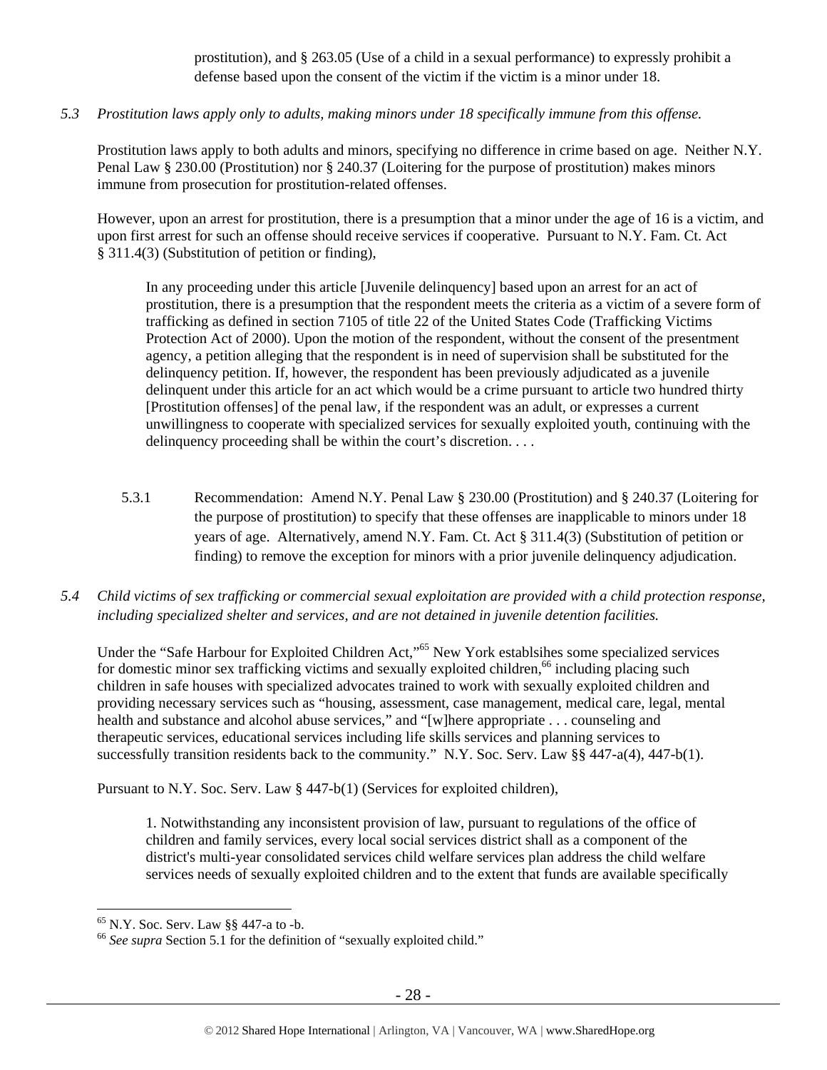prostitution), and § 263.05 (Use of a child in a sexual performance) to expressly prohibit a defense based upon the consent of the victim if the victim is a minor under 18.

*5.3 Prostitution laws apply only to adults, making minors under 18 specifically immune from this offense.*

Prostitution laws apply to both adults and minors, specifying no difference in crime based on age. Neither N.Y. Penal Law § 230.00 (Prostitution) nor § 240.37 (Loitering for the purpose of prostitution) makes minors immune from prosecution for prostitution-related offenses.

However, upon an arrest for prostitution, there is a presumption that a minor under the age of 16 is a victim, and upon first arrest for such an offense should receive services if cooperative. Pursuant to N.Y. Fam. Ct. Act § 311.4(3) (Substitution of petition or finding),

> In any proceeding under this article [Juvenile delinquency] based upon an arrest for an act of prostitution, there is a presumption that the respondent meets the criteria as a victim of a severe form of trafficking as defined in section 7105 of title 22 of the United States Code (Trafficking Victims Protection Act of 2000). Upon the motion of the respondent, without the consent of the presentment agency, a petition alleging that the respondent is in need of supervision shall be substituted for the delinquency petition. If, however, the respondent has been previously adjudicated as a juvenile delinquent under this article for an act which would be a crime pursuant to article two hundred thirty [Prostitution offenses] of the penal law, if the respondent was an adult, or expresses a current unwillingness to cooperate with specialized services for sexually exploited youth, continuing with the delinquency proceeding shall be within the court's discretion. . . .

5.3.1 Recommendation: Amend N.Y. Penal Law § 230.00 (Prostitution) and § 240.37 (Loitering for the purpose of prostitution) to specify that these offenses are inapplicable to minors under 18 years of age. Alternatively, amend N.Y. Fam. Ct. Act § 311.4(3) (Substitution of petition or finding) to remove the exception for minors with a prior juvenile delinquency adjudication.

*5.4 Child victims of sex trafficking or commercial sexual exploitation are provided with a child protection response, including specialized shelter and services, and are not detained in juvenile detention facilities.*

Under the "Safe Harbour for Exploited Children Act,"[65] New York establsihes some specialized services for domestic minor sex trafficking victims and sexually exploited children,[66] including placing such children in safe houses with specialized advocates trained to work with sexually exploited children and providing necessary services such as "housing, assessment, case management, medical care, legal, mental health and substance and alcohol abuse services," and "[w]here appropriate . . . counseling and therapeutic services, educational services including life skills services and planning services to successfully transition residents back to the community." N.Y. Soc. Serv. Law §§ 447-a(4), 447-b(1).

Pursuant to N.Y. Soc. Serv. Law § 447-b(1) (Services for exploited children),

> 1. Notwithstanding any inconsistent provision of law, pursuant to regulations of the office of children and family services, every local social services district shall as a component of the district's multi-year consolidated services child welfare services plan address the child welfare services needs of sexually exploited children and to the extent that funds are available specifically

[65] N.Y. Soc. Serv. Law §§ 447-a to -b.

[66] *See supra* Section 5.1 for the definition of "sexually exploited child."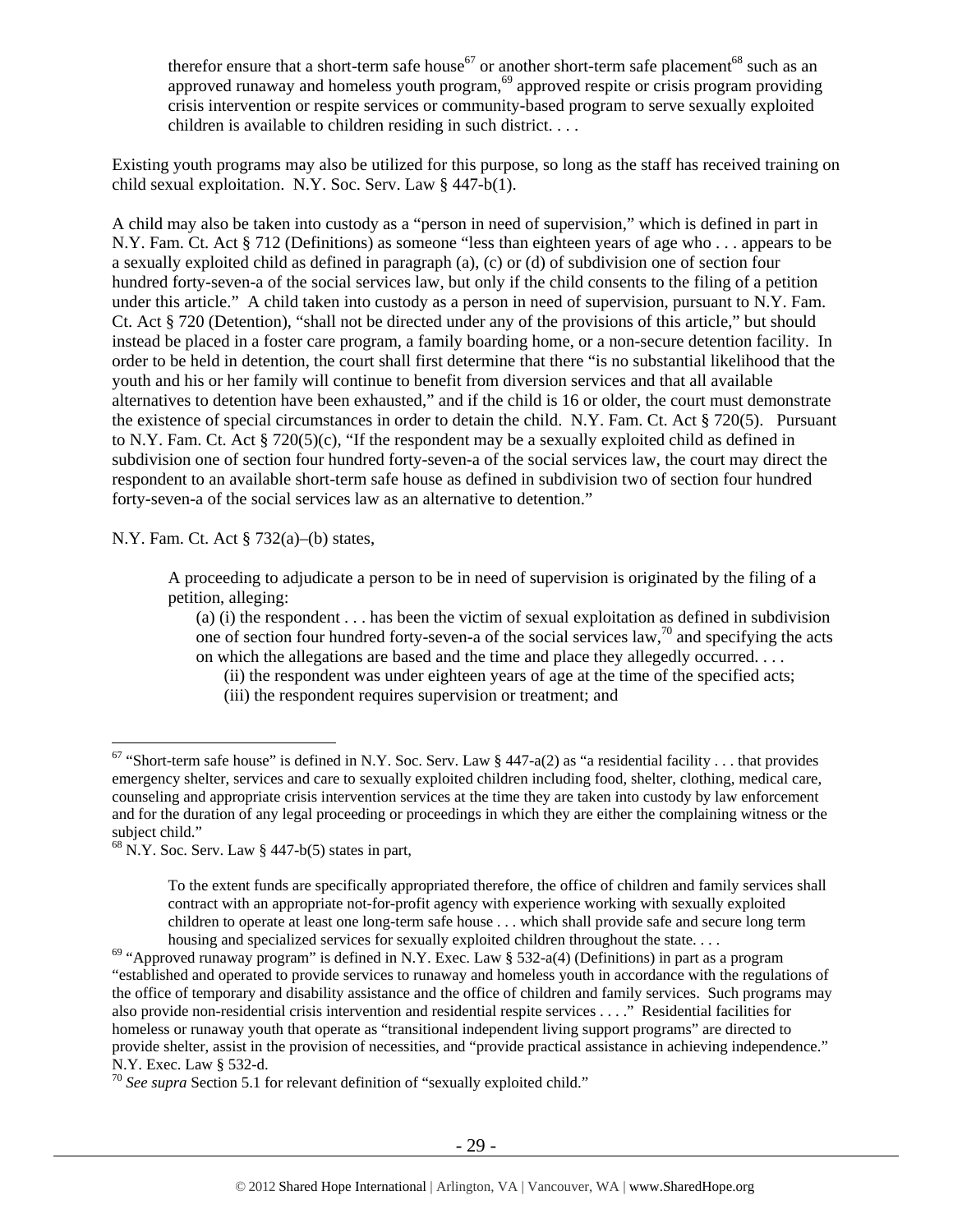> therefor ensure that a short-term safe house[67] or another short-term safe placement[68] such as an approved runaway and homeless youth program,[69] approved respite or crisis program providing crisis intervention or respite services or community-based program to serve sexually exploited children is available to children residing in such district. . . .

Existing youth programs may also be utilized for this purpose, so long as the staff has received training on child sexual exploitation. N.Y. Soc. Serv. Law § 447-b(1).

A child may also be taken into custody as a "person in need of supervision," which is defined in part in N.Y. Fam. Ct. Act § 712 (Definitions) as someone "less than eighteen years of age who . . . appears to be a sexually exploited child as defined in paragraph (a), (c) or (d) of subdivision one of section four hundred forty-seven-a of the social services law, but only if the child consents to the filing of a petition under this article." A child taken into custody as a person in need of supervision, pursuant to N.Y. Fam. Ct. Act § 720 (Detention), "shall not be directed under any of the provisions of this article," but should instead be placed in a foster care program, a family boarding home, or a non-secure detention facility. In order to be held in detention, the court shall first determine that there "is no substantial likelihood that the youth and his or her family will continue to benefit from diversion services and that all available alternatives to detention have been exhausted," and if the child is 16 or older, the court must demonstrate the existence of special circumstances in order to detain the child. N.Y. Fam. Ct. Act § 720(5). Pursuant to N.Y. Fam. Ct. Act § 720(5)(c), "If the respondent may be a sexually exploited child as defined in subdivision one of section four hundred forty-seven-a of the social services law, the court may direct the respondent to an available short-term safe house as defined in subdivision two of section four hundred forty-seven-a of the social services law as an alternative to detention."

N.Y. Fam. Ct. Act § 732(a)–(b) states,

> A proceeding to adjudicate a person to be in need of supervision is originated by the filing of a petition, alleging:
>
> (a) (i) the respondent . . . has been the victim of sexual exploitation as defined in subdivision one of section four hundred forty-seven-a of the social services law,[70] and specifying the acts on which the allegations are based and the time and place they allegedly occurred. . . .
>
> (ii) the respondent was under eighteen years of age at the time of the specified acts;
>
> (iii) the respondent requires supervision or treatment; and

---

[67] "Short-term safe house" is defined in N.Y. Soc. Serv. Law § 447-a(2) as "a residential facility . . . that provides emergency shelter, services and care to sexually exploited children including food, shelter, clothing, medical care, counseling and appropriate crisis intervention services at the time they are taken into custody by law enforcement and for the duration of any legal proceeding or proceedings in which they are either the complaining witness or the subject child."

[68] N.Y. Soc. Serv. Law § 447-b(5) states in part,

> To the extent funds are specifically appropriated therefore, the office of children and family services shall contract with an appropriate not-for-profit agency with experience working with sexually exploited children to operate at least one long-term safe house . . . which shall provide safe and secure long term housing and specialized services for sexually exploited children throughout the state. . . .

[69] "Approved runaway program" is defined in N.Y. Exec. Law § 532-a(4) (Definitions) in part as a program "established and operated to provide services to runaway and homeless youth in accordance with the regulations of the office of temporary and disability assistance and the office of children and family services. Such programs may also provide non-residential crisis intervention and residential respite services . . . ." Residential facilities for homeless or runaway youth that operate as "transitional independent living support programs" are directed to provide shelter, assist in the provision of necessities, and "provide practical assistance in achieving independence." N.Y. Exec. Law § 532-d.

[70] *See supra* Section 5.1 for relevant definition of "sexually exploited child."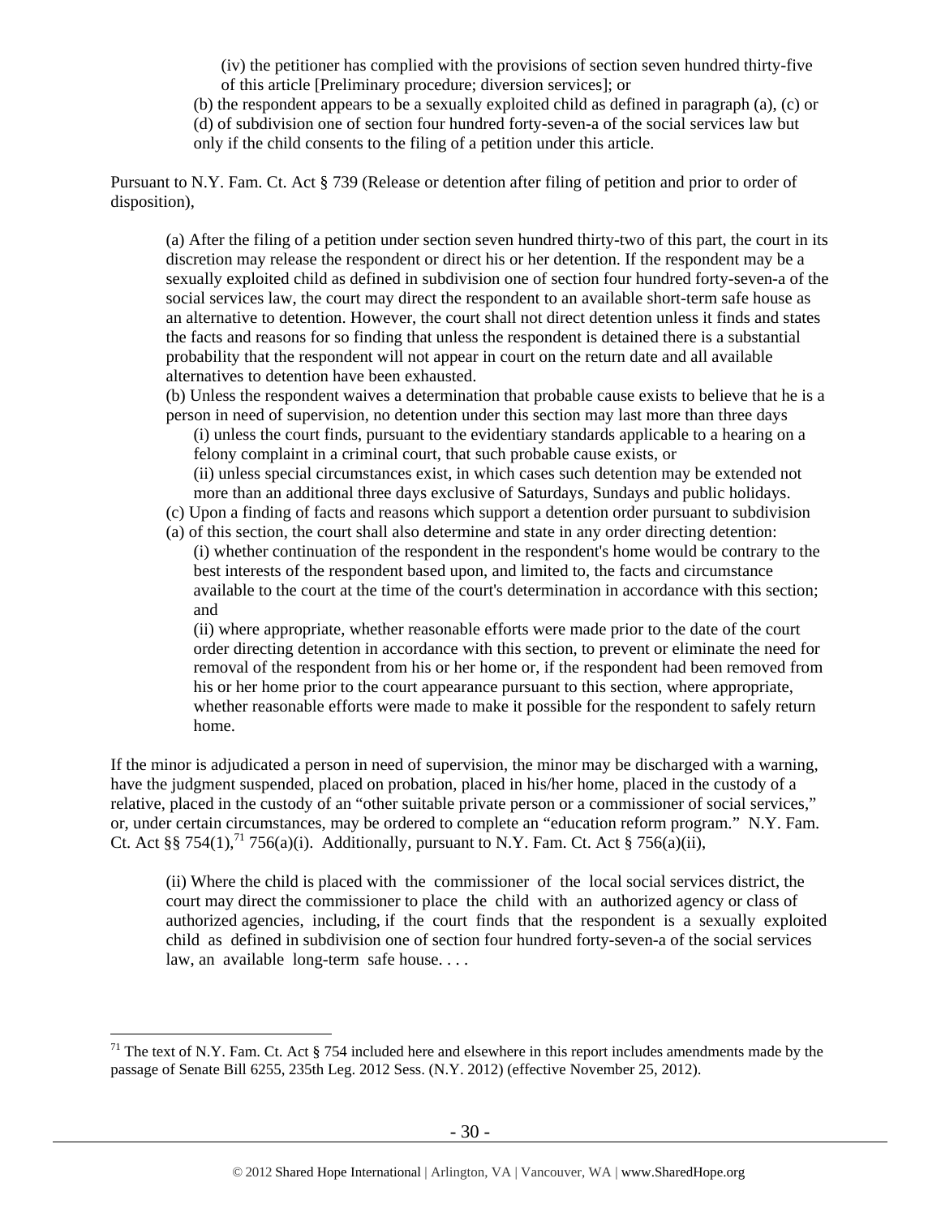(iv) the petitioner has complied with the provisions of section seven hundred thirty-five of this article [Preliminary procedure; diversion services]; or

(b) the respondent appears to be a sexually exploited child as defined in paragraph (a), (c) or (d) of subdivision one of section four hundred forty-seven-a of the social services law but only if the child consents to the filing of a petition under this article.

Pursuant to N.Y. Fam. Ct. Act § 739 (Release or detention after filing of petition and prior to order of disposition),

> (a) After the filing of a petition under section seven hundred thirty-two of this part, the court in its discretion may release the respondent or direct his or her detention. If the respondent may be a sexually exploited child as defined in subdivision one of section four hundred forty-seven-a of the social services law, the court may direct the respondent to an available short-term safe house as an alternative to detention. However, the court shall not direct detention unless it finds and states the facts and reasons for so finding that unless the respondent is detained there is a substantial probability that the respondent will not appear in court on the return date and all available alternatives to detention have been exhausted.
>
> (b) Unless the respondent waives a determination that probable cause exists to believe that he is a person in need of supervision, no detention under this section may last more than three days
>
> (i) unless the court finds, pursuant to the evidentiary standards applicable to a hearing on a felony complaint in a criminal court, that such probable cause exists, or
>
> (ii) unless special circumstances exist, in which cases such detention may be extended not more than an additional three days exclusive of Saturdays, Sundays and public holidays.
>
> (c) Upon a finding of facts and reasons which support a detention order pursuant to subdivision (a) of this section, the court shall also determine and state in any order directing detention:
>
> (i) whether continuation of the respondent in the respondent's home would be contrary to the best interests of the respondent based upon, and limited to, the facts and circumstance available to the court at the time of the court's determination in accordance with this section; and
>
> (ii) where appropriate, whether reasonable efforts were made prior to the date of the court order directing detention in accordance with this section, to prevent or eliminate the need for removal of the respondent from his or her home or, if the respondent had been removed from his or her home prior to the court appearance pursuant to this section, where appropriate, whether reasonable efforts were made to make it possible for the respondent to safely return home.

If the minor is adjudicated a person in need of supervision, the minor may be discharged with a warning, have the judgment suspended, placed on probation, placed in his/her home, placed in the custody of a relative, placed in the custody of an "other suitable private person or a commissioner of social services," or, under certain circumstances, may be ordered to complete an "education reform program." N.Y. Fam. Ct. Act §§ 754(1),[71] 756(a)(i). Additionally, pursuant to N.Y. Fam. Ct. Act § 756(a)(ii),

> (ii) Where the child is placed with the commissioner of the local social services district, the court may direct the commissioner to place the child with an authorized agency or class of authorized agencies, including, if the court finds that the respondent is a sexually exploited child as defined in subdivision one of section four hundred forty-seven-a of the social services law, an available long-term safe house. . . .

---

[71] The text of N.Y. Fam. Ct. Act § 754 included here and elsewhere in this report includes amendments made by the passage of Senate Bill 6255, 235th Leg. 2012 Sess. (N.Y. 2012) (effective November 25, 2012).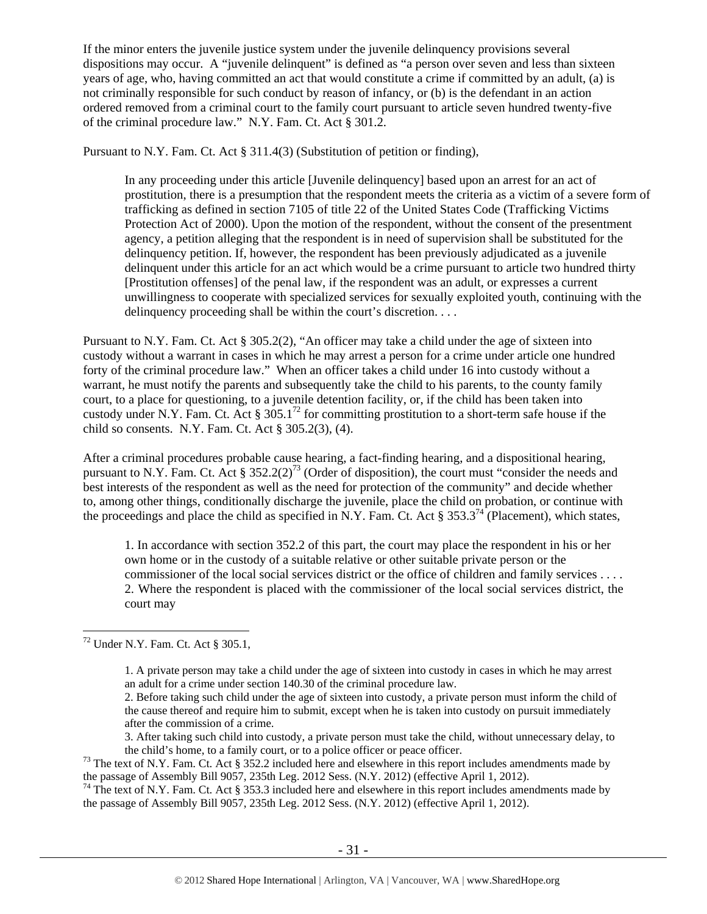If the minor enters the juvenile justice system under the juvenile delinquency provisions several dispositions may occur. A "juvenile delinquent" is defined as "a person over seven and less than sixteen years of age, who, having committed an act that would constitute a crime if committed by an adult, (a) is not criminally responsible for such conduct by reason of infancy, or (b) is the defendant in an action ordered removed from a criminal court to the family court pursuant to article seven hundred twenty-five of the criminal procedure law." N.Y. Fam. Ct. Act § 301.2.

Pursuant to N.Y. Fam. Ct. Act § 311.4(3) (Substitution of petition or finding),

> In any proceeding under this article [Juvenile delinquency] based upon an arrest for an act of prostitution, there is a presumption that the respondent meets the criteria as a victim of a severe form of trafficking as defined in section 7105 of title 22 of the United States Code (Trafficking Victims Protection Act of 2000). Upon the motion of the respondent, without the consent of the presentment agency, a petition alleging that the respondent is in need of supervision shall be substituted for the delinquency petition. If, however, the respondent has been previously adjudicated as a juvenile delinquent under this article for an act which would be a crime pursuant to article two hundred thirty [Prostitution offenses] of the penal law, if the respondent was an adult, or expresses a current unwillingness to cooperate with specialized services for sexually exploited youth, continuing with the delinquency proceeding shall be within the court's discretion. . . .

Pursuant to N.Y. Fam. Ct. Act § 305.2(2), "An officer may take a child under the age of sixteen into custody without a warrant in cases in which he may arrest a person for a crime under article one hundred forty of the criminal procedure law." When an officer takes a child under 16 into custody without a warrant, he must notify the parents and subsequently take the child to his parents, to the county family court, to a place for questioning, to a juvenile detention facility, or, if the child has been taken into custody under N.Y. Fam. Ct. Act § 305.1[72] for committing prostitution to a short-term safe house if the child so consents. N.Y. Fam. Ct. Act § 305.2(3), (4).

After a criminal procedures probable cause hearing, a fact-finding hearing, and a dispositional hearing, pursuant to N.Y. Fam. Ct. Act § 352.2(2)[73] (Order of disposition), the court must "consider the needs and best interests of the respondent as well as the need for protection of the community" and decide whether to, among other things, conditionally discharge the juvenile, place the child on probation, or continue with the proceedings and place the child as specified in N.Y. Fam. Ct. Act § 353.3[74] (Placement), which states,

> 1. In accordance with section 352.2 of this part, the court may place the respondent in his or her own home or in the custody of a suitable relative or other suitable private person or the commissioner of the local social services district or the office of children and family services . . . .
> 2. Where the respondent is placed with the commissioner of the local social services district, the court may

---

[72] Under N.Y. Fam. Ct. Act § 305.1,

> 1. A private person may take a child under the age of sixteen into custody in cases in which he may arrest an adult for a crime under section 140.30 of the criminal procedure law.
> 2. Before taking such child under the age of sixteen into custody, a private person must inform the child of the cause thereof and require him to submit, except when he is taken into custody on pursuit immediately after the commission of a crime.
> 3. After taking such child into custody, a private person must take the child, without unnecessary delay, to the child's home, to a family court, or to a police officer or peace officer.

[73] The text of N.Y. Fam. Ct. Act § 352.2 included here and elsewhere in this report includes amendments made by the passage of Assembly Bill 9057, 235th Leg. 2012 Sess. (N.Y. 2012) (effective April 1, 2012).

[74] The text of N.Y. Fam. Ct. Act § 353.3 included here and elsewhere in this report includes amendments made by the passage of Assembly Bill 9057, 235th Leg. 2012 Sess. (N.Y. 2012) (effective April 1, 2012).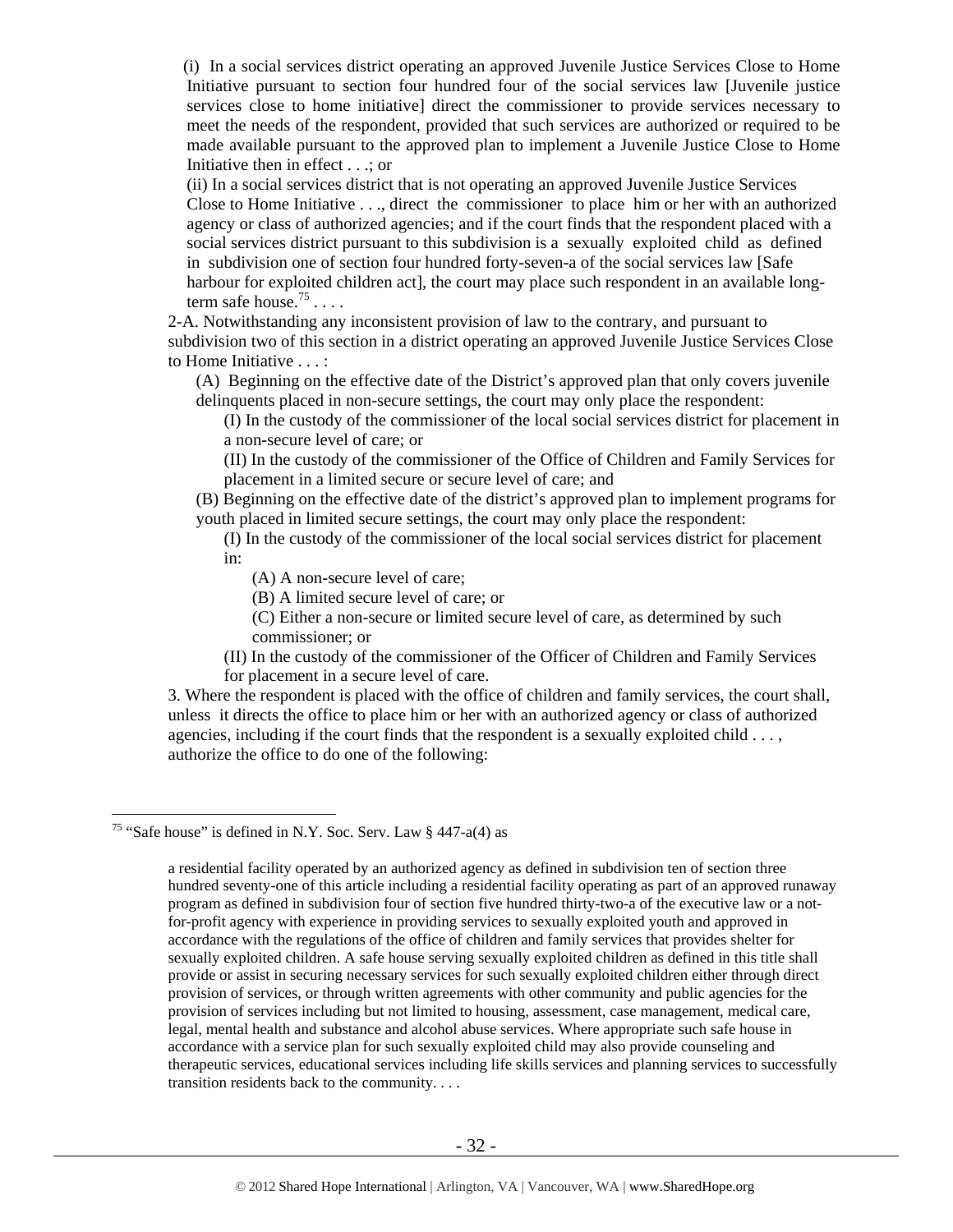(i) In a social services district operating an approved Juvenile Justice Services Close to Home Initiative pursuant to section four hundred four of the social services law [Juvenile justice services close to home initiative] direct the commissioner to provide services necessary to meet the needs of the respondent, provided that such services are authorized or required to be made available pursuant to the approved plan to implement a Juvenile Justice Close to Home Initiative then in effect . . .; or

(ii) In a social services district that is not operating an approved Juvenile Justice Services Close to Home Initiative . . ., direct the commissioner to place him or her with an authorized agency or class of authorized agencies; and if the court finds that the respondent placed with a social services district pursuant to this subdivision is a sexually exploited child as defined in subdivision one of section four hundred forty-seven-a of the social services law [Safe harbour for exploited children act], the court may place such respondent in an available long-term safe house.[75] . . . .

2-A. Notwithstanding any inconsistent provision of law to the contrary, and pursuant to subdivision two of this section in a district operating an approved Juvenile Justice Services Close to Home Initiative . . . :

(A) Beginning on the effective date of the District's approved plan that only covers juvenile delinquents placed in non-secure settings, the court may only place the respondent:

(I) In the custody of the commissioner of the local social services district for placement in a non-secure level of care; or

(II) In the custody of the commissioner of the Office of Children and Family Services for placement in a limited secure or secure level of care; and

(B) Beginning on the effective date of the district's approved plan to implement programs for youth placed in limited secure settings, the court may only place the respondent:

(I) In the custody of the commissioner of the local social services district for placement in:

(A) A non-secure level of care;

(B) A limited secure level of care; or

(C) Either a non-secure or limited secure level of care, as determined by such commissioner; or

(II) In the custody of the commissioner of the Officer of Children and Family Services for placement in a secure level of care.

3. Where the respondent is placed with the office of children and family services, the court shall, unless it directs the office to place him or her with an authorized agency or class of authorized agencies, including if the court finds that the respondent is a sexually exploited child . . . , authorize the office to do one of the following:

---

[75] "Safe house" is defined in N.Y. Soc. Serv. Law § 447-a(4) as

> a residential facility operated by an authorized agency as defined in subdivision ten of section three hundred seventy-one of this article including a residential facility operating as part of an approved runaway program as defined in subdivision four of section five hundred thirty-two-a of the executive law or a not-for-profit agency with experience in providing services to sexually exploited youth and approved in accordance with the regulations of the office of children and family services that provides shelter for sexually exploited children. A safe house serving sexually exploited children as defined in this title shall provide or assist in securing necessary services for such sexually exploited children either through direct provision of services, or through written agreements with other community and public agencies for the provision of services including but not limited to housing, assessment, case management, medical care, legal, mental health and substance and alcohol abuse services. Where appropriate such safe house in accordance with a service plan for such sexually exploited child may also provide counseling and therapeutic services, educational services including life skills services and planning services to successfully transition residents back to the community. . . .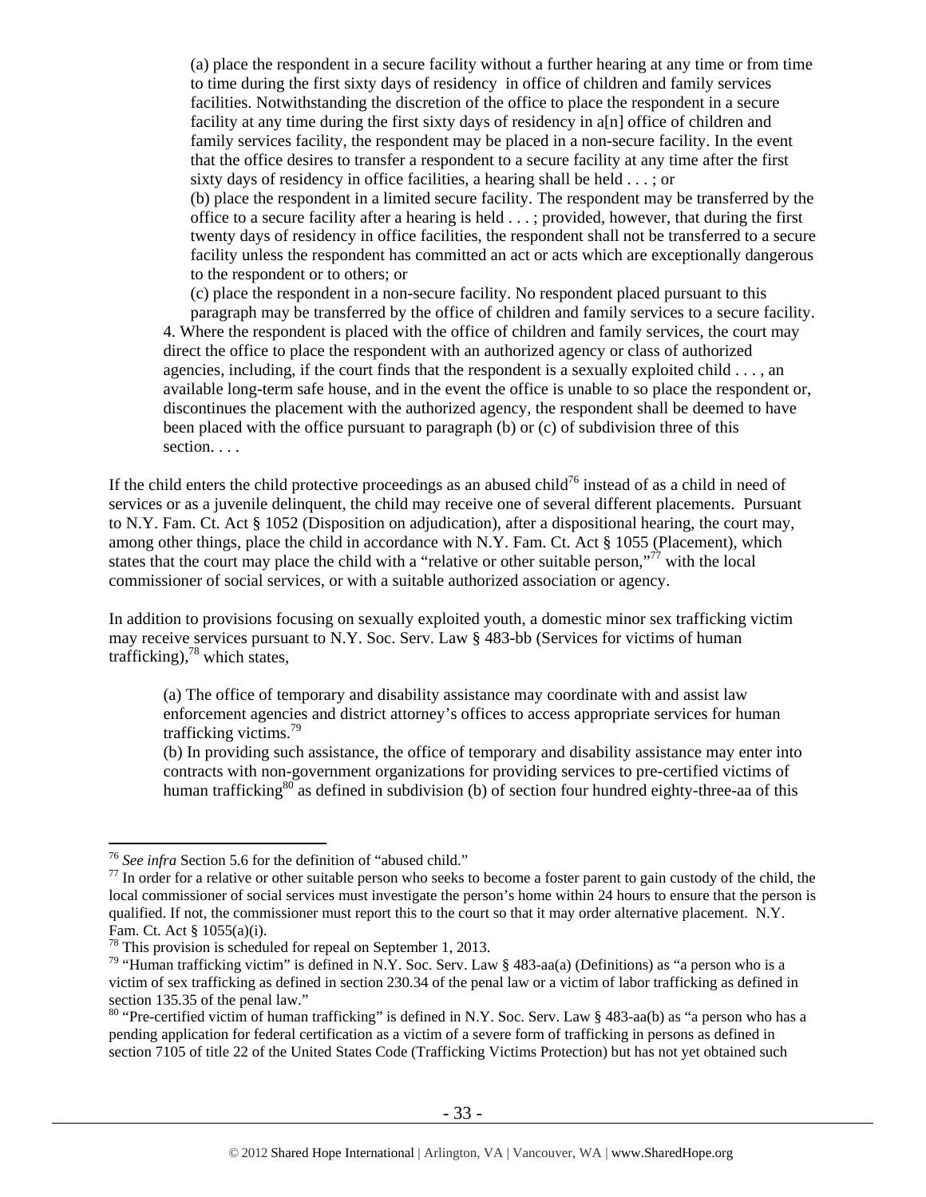> (a) place the respondent in a secure facility without a further hearing at any time or from time to time during the first sixty days of residency in office of children and family services facilities. Notwithstanding the discretion of the office to place the respondent in a secure facility at any time during the first sixty days of residency in a[n] office of children and family services facility, the respondent may be placed in a non-secure facility. In the event that the office desires to transfer a respondent to a secure facility at any time after the first sixty days of residency in office facilities, a hearing shall be held . . . ; or
>
> (b) place the respondent in a limited secure facility. The respondent may be transferred by the office to a secure facility after a hearing is held . . . ; provided, however, that during the first twenty days of residency in office facilities, the respondent shall not be transferred to a secure facility unless the respondent has committed an act or acts which are exceptionally dangerous to the respondent or to others; or
>
> (c) place the respondent in a non-secure facility. No respondent placed pursuant to this paragraph may be transferred by the office of children and family services to a secure facility.
>
> 4. Where the respondent is placed with the office of children and family services, the court may direct the office to place the respondent with an authorized agency or class of authorized agencies, including, if the court finds that the respondent is a sexually exploited child . . . , an available long-term safe house, and in the event the office is unable to so place the respondent or, discontinues the placement with the authorized agency, the respondent shall be deemed to have been placed with the office pursuant to paragraph (b) or (c) of subdivision three of this section. . . .

If the child enters the child protective proceedings as an abused child[76] instead of as a child in need of services or as a juvenile delinquent, the child may receive one of several different placements. Pursuant to N.Y. Fam. Ct. Act § 1052 (Disposition on adjudication), after a dispositional hearing, the court may, among other things, place the child in accordance with N.Y. Fam. Ct. Act § 1055 (Placement), which states that the court may place the child with a "relative or other suitable person,"[77] with the local commissioner of social services, or with a suitable authorized association or agency.

In addition to provisions focusing on sexually exploited youth, a domestic minor sex trafficking victim may receive services pursuant to N.Y. Soc. Serv. Law § 483-bb (Services for victims of human trafficking),[78] which states,

> (a) The office of temporary and disability assistance may coordinate with and assist law enforcement agencies and district attorney's offices to access appropriate services for human trafficking victims.[79]
>
> (b) In providing such assistance, the office of temporary and disability assistance may enter into contracts with non-government organizations for providing services to pre-certified victims of human trafficking[80] as defined in subdivision (b) of section four hundred eighty-three-aa of this

---

[76] *See infra* Section 5.6 for the definition of "abused child."

[77] In order for a relative or other suitable person who seeks to become a foster parent to gain custody of the child, the local commissioner of social services must investigate the person's home within 24 hours to ensure that the person is qualified. If not, the commissioner must report this to the court so that it may order alternative placement. N.Y. Fam. Ct. Act § 1055(a)(i).

[78] This provision is scheduled for repeal on September 1, 2013.

[79] "Human trafficking victim" is defined in N.Y. Soc. Serv. Law § 483-aa(a) (Definitions) as "a person who is a victim of sex trafficking as defined in section 230.34 of the penal law or a victim of labor trafficking as defined in section 135.35 of the penal law."

[80] "Pre-certified victim of human trafficking" is defined in N.Y. Soc. Serv. Law § 483-aa(b) as "a person who has a pending application for federal certification as a victim of a severe form of trafficking in persons as defined in section 7105 of title 22 of the United States Code (Trafficking Victims Protection) but has not yet obtained such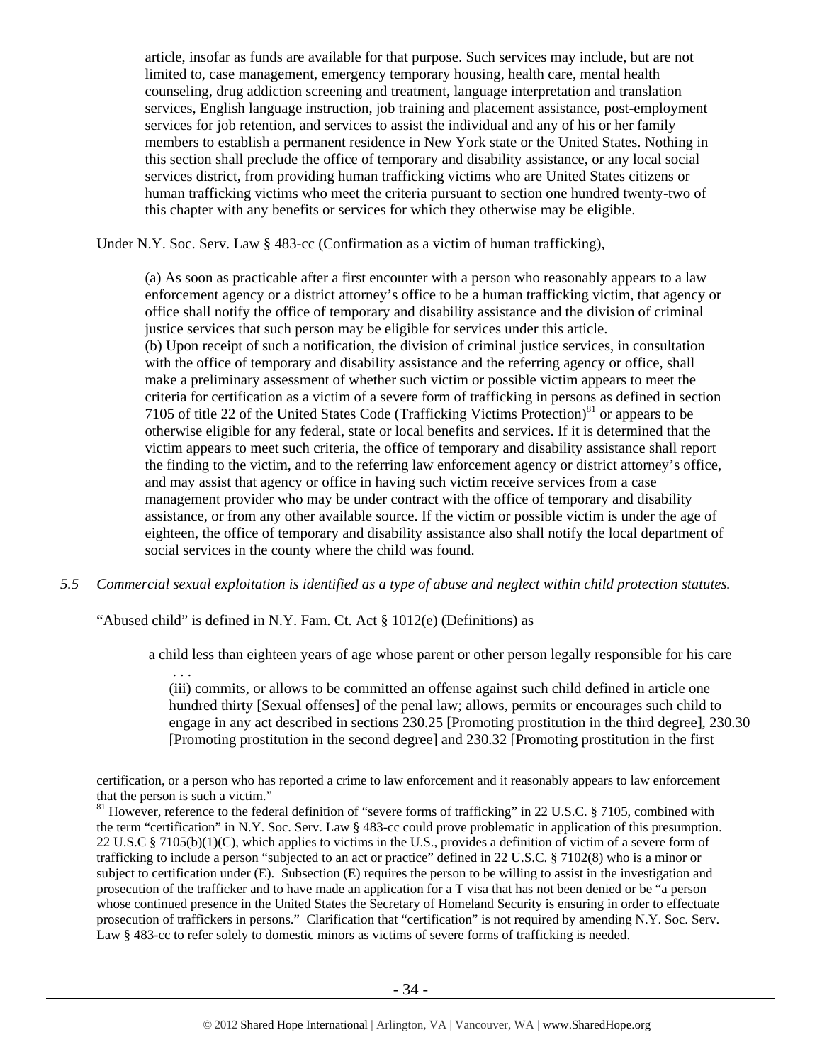> article, insofar as funds are available for that purpose. Such services may include, but are not limited to, case management, emergency temporary housing, health care, mental health counseling, drug addiction screening and treatment, language interpretation and translation services, English language instruction, job training and placement assistance, post-employment services for job retention, and services to assist the individual and any of his or her family members to establish a permanent residence in New York state or the United States. Nothing in this section shall preclude the office of temporary and disability assistance, or any local social services district, from providing human trafficking victims who are United States citizens or human trafficking victims who meet the criteria pursuant to section one hundred twenty-two of this chapter with any benefits or services for which they otherwise may be eligible.

Under N.Y. Soc. Serv. Law § 483-cc (Confirmation as a victim of human trafficking),

> (a) As soon as practicable after a first encounter with a person who reasonably appears to a law enforcement agency or a district attorney's office to be a human trafficking victim, that agency or office shall notify the office of temporary and disability assistance and the division of criminal justice services that such person may be eligible for services under this article.
> (b) Upon receipt of such a notification, the division of criminal justice services, in consultation with the office of temporary and disability assistance and the referring agency or office, shall make a preliminary assessment of whether such victim or possible victim appears to meet the criteria for certification as a victim of a severe form of trafficking in persons as defined in section 7105 of title 22 of the United States Code (Trafficking Victims Protection)[81] or appears to be otherwise eligible for any federal, state or local benefits and services. If it is determined that the victim appears to meet such criteria, the office of temporary and disability assistance shall report the finding to the victim, and to the referring law enforcement agency or district attorney's office, and may assist that agency or office in having such victim receive services from a case management provider who may be under contract with the office of temporary and disability assistance, or from any other available source. If the victim or possible victim is under the age of eighteen, the office of temporary and disability assistance also shall notify the local department of social services in the county where the child was found.

*5.5 Commercial sexual exploitation is identified as a type of abuse and neglect within child protection statutes.*

"Abused child" is defined in N.Y. Fam. Ct. Act § 1012(e) (Definitions) as

> a child less than eighteen years of age whose parent or other person legally responsible for his care
> . . .
> (iii) commits, or allows to be committed an offense against such child defined in article one hundred thirty [Sexual offenses] of the penal law; allows, permits or encourages such child to engage in any act described in sections 230.25 [Promoting prostitution in the third degree], 230.30 [Promoting prostitution in the second degree] and 230.32 [Promoting prostitution in the first

---

certification, or a person who has reported a crime to law enforcement and it reasonably appears to law enforcement that the person is such a victim."

[81] However, reference to the federal definition of "severe forms of trafficking" in 22 U.S.C. § 7105, combined with the term "certification" in N.Y. Soc. Serv. Law § 483-cc could prove problematic in application of this presumption. 22 U.S.C § 7105(b)(1)(C), which applies to victims in the U.S., provides a definition of victim of a severe form of trafficking to include a person "subjected to an act or practice" defined in 22 U.S.C. § 7102(8) who is a minor or subject to certification under (E). Subsection (E) requires the person to be willing to assist in the investigation and prosecution of the trafficker and to have made an application for a T visa that has not been denied or be "a person whose continued presence in the United States the Secretary of Homeland Security is ensuring in order to effectuate prosecution of traffickers in persons." Clarification that "certification" is not required by amending N.Y. Soc. Serv. Law § 483-cc to refer solely to domestic minors as victims of severe forms of trafficking is needed.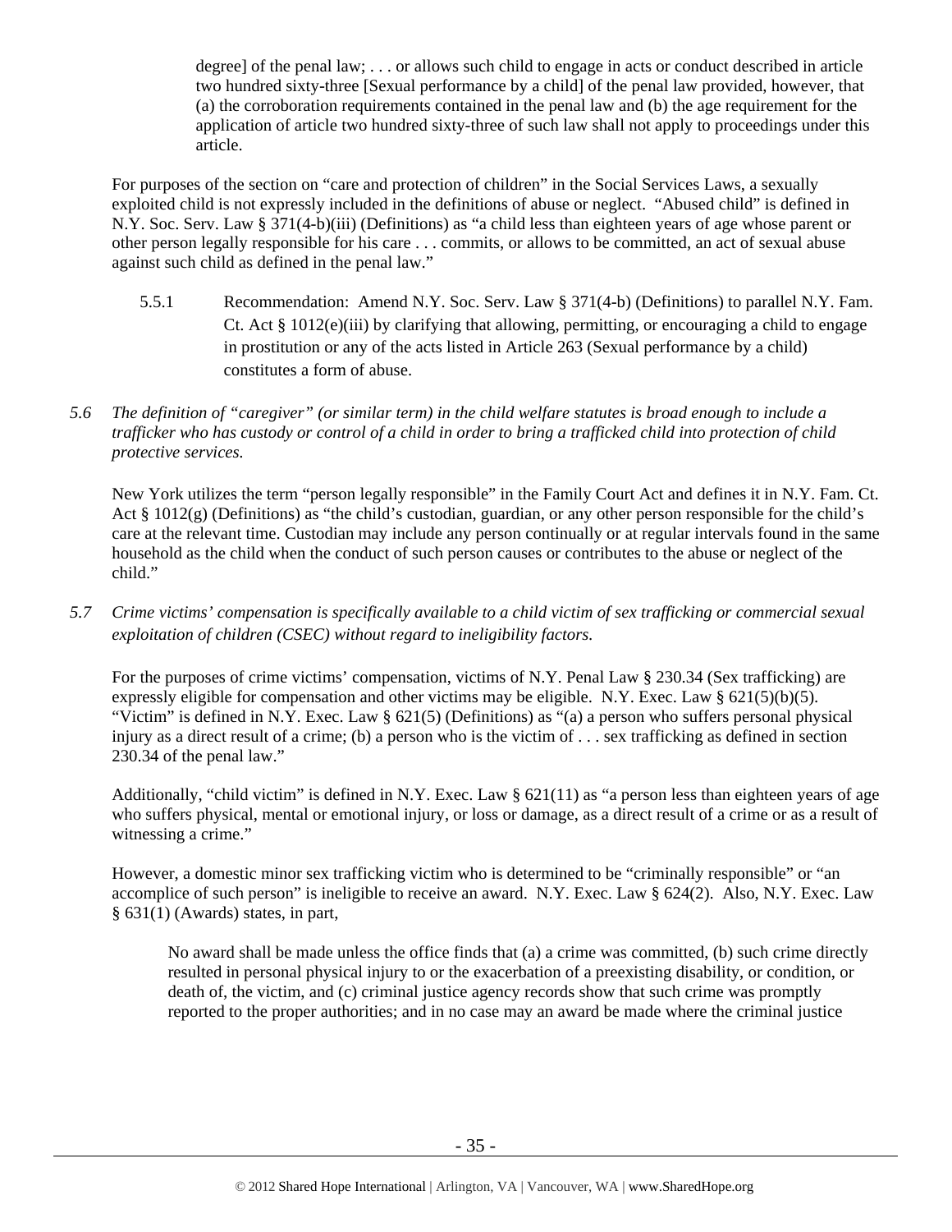> degree] of the penal law; . . . or allows such child to engage in acts or conduct described in article two hundred sixty-three [Sexual performance by a child] of the penal law provided, however, that (a) the corroboration requirements contained in the penal law and (b) the age requirement for the application of article two hundred sixty-three of such law shall not apply to proceedings under this article.

For purposes of the section on "care and protection of children" in the Social Services Laws, a sexually exploited child is not expressly included in the definitions of abuse or neglect. "Abused child" is defined in N.Y. Soc. Serv. Law § 371(4-b)(iii) (Definitions) as "a child less than eighteen years of age whose parent or other person legally responsible for his care . . . commits, or allows to be committed, an act of sexual abuse against such child as defined in the penal law."

5.5.1 Recommendation: Amend N.Y. Soc. Serv. Law § 371(4-b) (Definitions) to parallel N.Y. Fam. Ct. Act § 1012(e)(iii) by clarifying that allowing, permitting, or encouraging a child to engage in prostitution or any of the acts listed in Article 263 (Sexual performance by a child) constitutes a form of abuse.

*5.6 The definition of "caregiver" (or similar term) in the child welfare statutes is broad enough to include a trafficker who has custody or control of a child in order to bring a trafficked child into protection of child protective services.*

New York utilizes the term "person legally responsible" in the Family Court Act and defines it in N.Y. Fam. Ct. Act § 1012(g) (Definitions) as "the child's custodian, guardian, or any other person responsible for the child's care at the relevant time. Custodian may include any person continually or at regular intervals found in the same household as the child when the conduct of such person causes or contributes to the abuse or neglect of the child."

*5.7 Crime victims' compensation is specifically available to a child victim of sex trafficking or commercial sexual exploitation of children (CSEC) without regard to ineligibility factors.*

For the purposes of crime victims' compensation, victims of N.Y. Penal Law § 230.34 (Sex trafficking) are expressly eligible for compensation and other victims may be eligible. N.Y. Exec. Law § 621(5)(b)(5). "Victim" is defined in N.Y. Exec. Law § 621(5) (Definitions) as "(a) a person who suffers personal physical injury as a direct result of a crime; (b) a person who is the victim of . . . sex trafficking as defined in section 230.34 of the penal law."

Additionally, "child victim" is defined in N.Y. Exec. Law § 621(11) as "a person less than eighteen years of age who suffers physical, mental or emotional injury, or loss or damage, as a direct result of a crime or as a result of witnessing a crime."

However, a domestic minor sex trafficking victim who is determined to be "criminally responsible" or "an accomplice of such person" is ineligible to receive an award. N.Y. Exec. Law § 624(2). Also, N.Y. Exec. Law § 631(1) (Awards) states, in part,

> No award shall be made unless the office finds that (a) a crime was committed, (b) such crime directly resulted in personal physical injury to or the exacerbation of a preexisting disability, or condition, or death of, the victim, and (c) criminal justice agency records show that such crime was promptly reported to the proper authorities; and in no case may an award be made where the criminal justice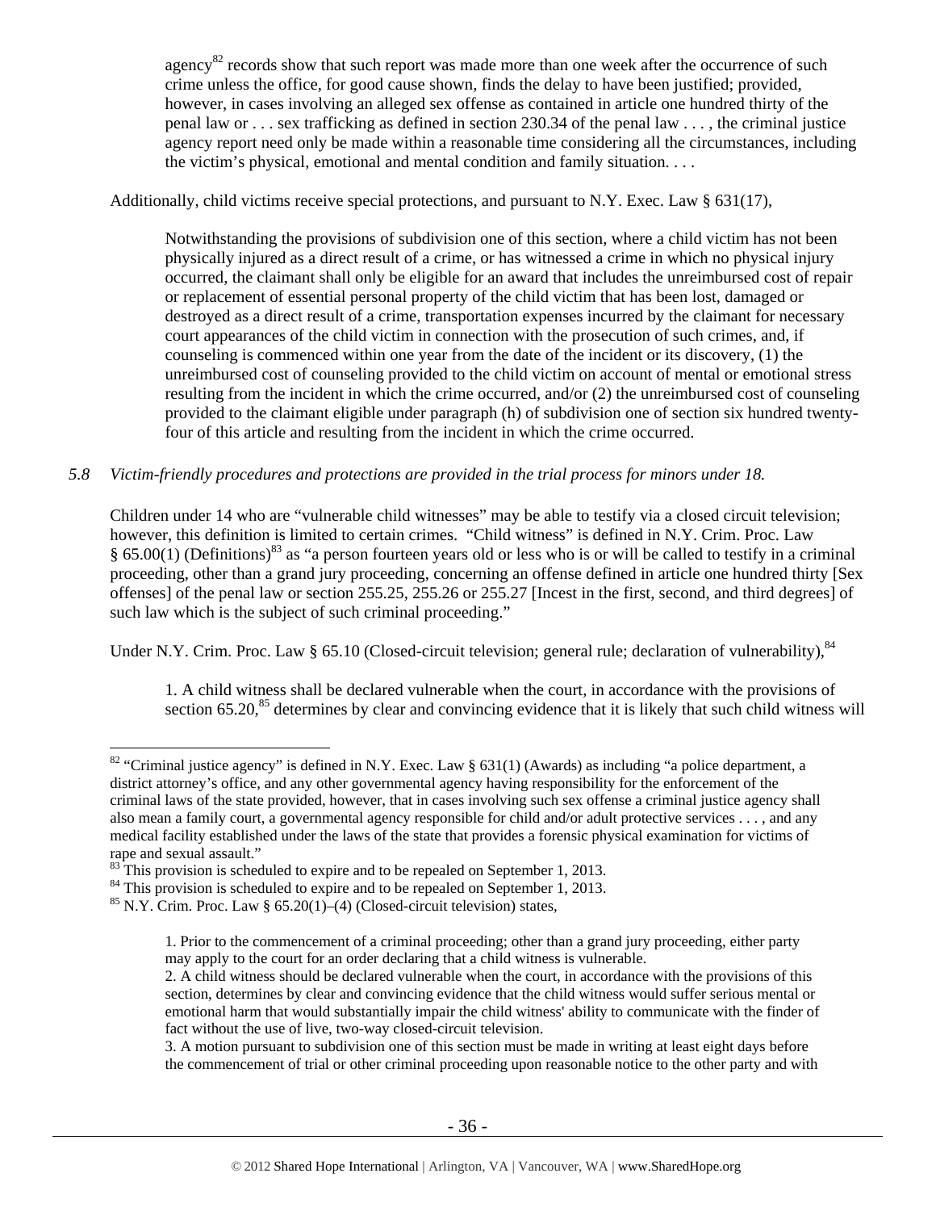agency[82] records show that such report was made more than one week after the occurrence of such crime unless the office, for good cause shown, finds the delay to have been justified; provided, however, in cases involving an alleged sex offense as contained in article one hundred thirty of the penal law or . . . sex trafficking as defined in section 230.34 of the penal law . . . , the criminal justice agency report need only be made within a reasonable time considering all the circumstances, including the victim's physical, emotional and mental condition and family situation. . . .

Additionally, child victims receive special protections, and pursuant to N.Y. Exec. Law § 631(17),

> Notwithstanding the provisions of subdivision one of this section, where a child victim has not been physically injured as a direct result of a crime, or has witnessed a crime in which no physical injury occurred, the claimant shall only be eligible for an award that includes the unreimbursed cost of repair or replacement of essential personal property of the child victim that has been lost, damaged or destroyed as a direct result of a crime, transportation expenses incurred by the claimant for necessary court appearances of the child victim in connection with the prosecution of such crimes, and, if counseling is commenced within one year from the date of the incident or its discovery, (1) the unreimbursed cost of counseling provided to the child victim on account of mental or emotional stress resulting from the incident in which the crime occurred, and/or (2) the unreimbursed cost of counseling provided to the claimant eligible under paragraph (h) of subdivision one of section six hundred twenty-four of this article and resulting from the incident in which the crime occurred.

*5.8 Victim-friendly procedures and protections are provided in the trial process for minors under 18.*

Children under 14 who are "vulnerable child witnesses" may be able to testify via a closed circuit television; however, this definition is limited to certain crimes. "Child witness" is defined in N.Y. Crim. Proc. Law § 65.00(1) (Definitions)[83] as "a person fourteen years old or less who is or will be called to testify in a criminal proceeding, other than a grand jury proceeding, concerning an offense defined in article one hundred thirty [Sex offenses] of the penal law or section 255.25, 255.26 or 255.27 [Incest in the first, second, and third degrees] of such law which is the subject of such criminal proceeding."

Under N.Y. Crim. Proc. Law § 65.10 (Closed-circuit television; general rule; declaration of vulnerability),[84]

> 1. A child witness shall be declared vulnerable when the court, in accordance with the provisions of section 65.20,[85] determines by clear and convincing evidence that it is likely that such child witness will

---

[82] "Criminal justice agency" is defined in N.Y. Exec. Law § 631(1) (Awards) as including "a police department, a district attorney's office, and any other governmental agency having responsibility for the enforcement of the criminal laws of the state provided, however, that in cases involving such sex offense a criminal justice agency shall also mean a family court, a governmental agency responsible for child and/or adult protective services . . . , and any medical facility established under the laws of the state that provides a forensic physical examination for victims of rape and sexual assault."

[83] This provision is scheduled to expire and to be repealed on September 1, 2013.

[84] This provision is scheduled to expire and to be repealed on September 1, 2013.

[85] N.Y. Crim. Proc. Law § 65.20(1)–(4) (Closed-circuit television) states,

> 1. Prior to the commencement of a criminal proceeding; other than a grand jury proceeding, either party may apply to the court for an order declaring that a child witness is vulnerable.
> 2. A child witness should be declared vulnerable when the court, in accordance with the provisions of this section, determines by clear and convincing evidence that the child witness would suffer serious mental or emotional harm that would substantially impair the child witness' ability to communicate with the finder of fact without the use of live, two-way closed-circuit television.
> 3. A motion pursuant to subdivision one of this section must be made in writing at least eight days before the commencement of trial or other criminal proceeding upon reasonable notice to the other party and with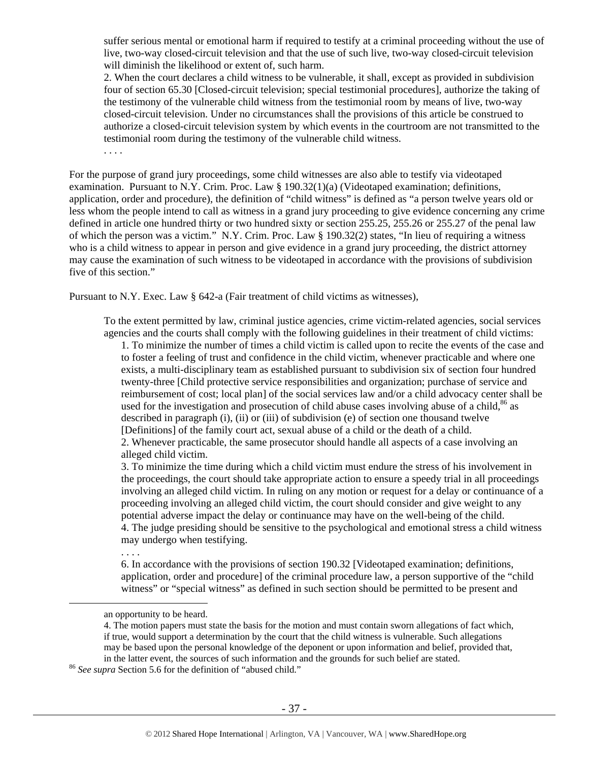> suffer serious mental or emotional harm if required to testify at a criminal proceeding without the use of live, two-way closed-circuit television and that the use of such live, two-way closed-circuit television will diminish the likelihood or extent of, such harm.
>
> 2. When the court declares a child witness to be vulnerable, it shall, except as provided in subdivision four of section 65.30 [Closed-circuit television; special testimonial procedures], authorize the taking of the testimony of the vulnerable child witness from the testimonial room by means of live, two-way closed-circuit television. Under no circumstances shall the provisions of this article be construed to authorize a closed-circuit television system by which events in the courtroom are not transmitted to the testimonial room during the testimony of the vulnerable child witness.
>
> . . . .

For the purpose of grand jury proceedings, some child witnesses are also able to testify via videotaped examination. Pursuant to N.Y. Crim. Proc. Law § 190.32(1)(a) (Videotaped examination; definitions, application, order and procedure), the definition of "child witness" is defined as "a person twelve years old or less whom the people intend to call as witness in a grand jury proceeding to give evidence concerning any crime defined in article one hundred thirty or two hundred sixty or section 255.25, 255.26 or 255.27 of the penal law of which the person was a victim." N.Y. Crim. Proc. Law § 190.32(2) states, "In lieu of requiring a witness who is a child witness to appear in person and give evidence in a grand jury proceeding, the district attorney may cause the examination of such witness to be videotaped in accordance with the provisions of subdivision five of this section."

Pursuant to N.Y. Exec. Law § 642-a (Fair treatment of child victims as witnesses),

> To the extent permitted by law, criminal justice agencies, crime victim-related agencies, social services agencies and the courts shall comply with the following guidelines in their treatment of child victims:
>
> 1. To minimize the number of times a child victim is called upon to recite the events of the case and to foster a feeling of trust and confidence in the child victim, whenever practicable and where one exists, a multi-disciplinary team as established pursuant to subdivision six of section four hundred twenty-three [Child protective service responsibilities and organization; purchase of service and reimbursement of cost; local plan] of the social services law and/or a child advocacy center shall be used for the investigation and prosecution of child abuse cases involving abuse of a child,[86] as described in paragraph (i), (ii) or (iii) of subdivision (e) of section one thousand twelve [Definitions] of the family court act, sexual abuse of a child or the death of a child.
>
> 2. Whenever practicable, the same prosecutor should handle all aspects of a case involving an alleged child victim.
>
> 3. To minimize the time during which a child victim must endure the stress of his involvement in the proceedings, the court should take appropriate action to ensure a speedy trial in all proceedings involving an alleged child victim. In ruling on any motion or request for a delay or continuance of a proceeding involving an alleged child victim, the court should consider and give weight to any potential adverse impact the delay or continuance may have on the well-being of the child.
>
> 4. The judge presiding should be sensitive to the psychological and emotional stress a child witness may undergo when testifying.
>
> . . . .
>
> 6. In accordance with the provisions of section 190.32 [Videotaped examination; definitions, application, order and procedure] of the criminal procedure law, a person supportive of the "child witness" or "special witness" as defined in such section should be permitted to be present and

---

an opportunity to be heard.

4. The motion papers must state the basis for the motion and must contain sworn allegations of fact which, if true, would support a determination by the court that the child witness is vulnerable. Such allegations may be based upon the personal knowledge of the deponent or upon information and belief, provided that, in the latter event, the sources of such information and the grounds for such belief are stated.

[86] *See supra* Section 5.6 for the definition of "abused child."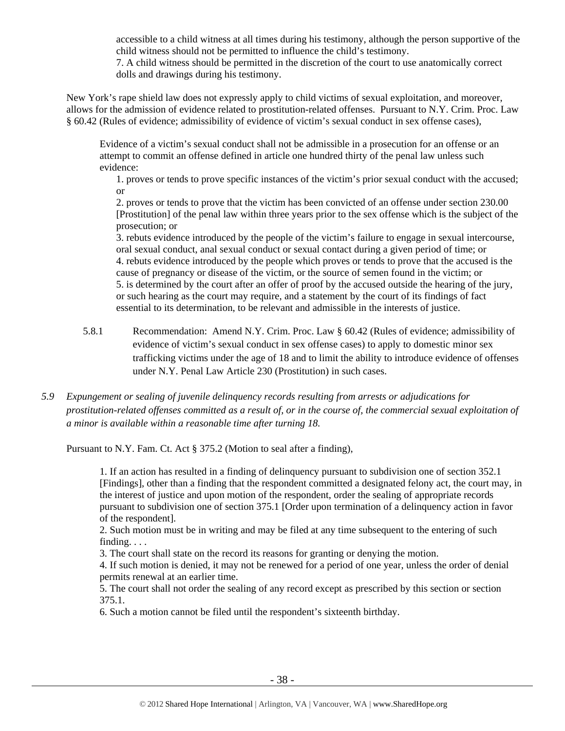accessible to a child witness at all times during his testimony, although the person supportive of the child witness should not be permitted to influence the child's testimony.
7. A child witness should be permitted in the discretion of the court to use anatomically correct dolls and drawings during his testimony.

New York's rape shield law does not expressly apply to child victims of sexual exploitation, and moreover, allows for the admission of evidence related to prostitution-related offenses. Pursuant to N.Y. Crim. Proc. Law § 60.42 (Rules of evidence; admissibility of evidence of victim's sexual conduct in sex offense cases),

> Evidence of a victim's sexual conduct shall not be admissible in a prosecution for an offense or an attempt to commit an offense defined in article one hundred thirty of the penal law unless such evidence:
>
> 1. proves or tends to prove specific instances of the victim's prior sexual conduct with the accused; or
> 2. proves or tends to prove that the victim has been convicted of an offense under section 230.00 [Prostitution] of the penal law within three years prior to the sex offense which is the subject of the prosecution; or
> 3. rebuts evidence introduced by the people of the victim's failure to engage in sexual intercourse, oral sexual conduct, anal sexual conduct or sexual contact during a given period of time; or
> 4. rebuts evidence introduced by the people which proves or tends to prove that the accused is the cause of pregnancy or disease of the victim, or the source of semen found in the victim; or
> 5. is determined by the court after an offer of proof by the accused outside the hearing of the jury, or such hearing as the court may require, and a statement by the court of its findings of fact essential to its determination, to be relevant and admissible in the interests of justice.

5.8.1 Recommendation: Amend N.Y. Crim. Proc. Law § 60.42 (Rules of evidence; admissibility of evidence of victim's sexual conduct in sex offense cases) to apply to domestic minor sex trafficking victims under the age of 18 and to limit the ability to introduce evidence of offenses under N.Y. Penal Law Article 230 (Prostitution) in such cases.

*5.9 Expungement or sealing of juvenile delinquency records resulting from arrests or adjudications for prostitution-related offenses committed as a result of, or in the course of, the commercial sexual exploitation of a minor is available within a reasonable time after turning 18.*

Pursuant to N.Y. Fam. Ct. Act § 375.2 (Motion to seal after a finding),

> 1. If an action has resulted in a finding of delinquency pursuant to subdivision one of section 352.1 [Findings], other than a finding that the respondent committed a designated felony act, the court may, in the interest of justice and upon motion of the respondent, order the sealing of appropriate records pursuant to subdivision one of section 375.1 [Order upon termination of a delinquency action in favor of the respondent].
> 2. Such motion must be in writing and may be filed at any time subsequent to the entering of such finding. . . .
> 3. The court shall state on the record its reasons for granting or denying the motion.
> 4. If such motion is denied, it may not be renewed for a period of one year, unless the order of denial permits renewal at an earlier time.
> 5. The court shall not order the sealing of any record except as prescribed by this section or section 375.1.
> 6. Such a motion cannot be filed until the respondent's sixteenth birthday.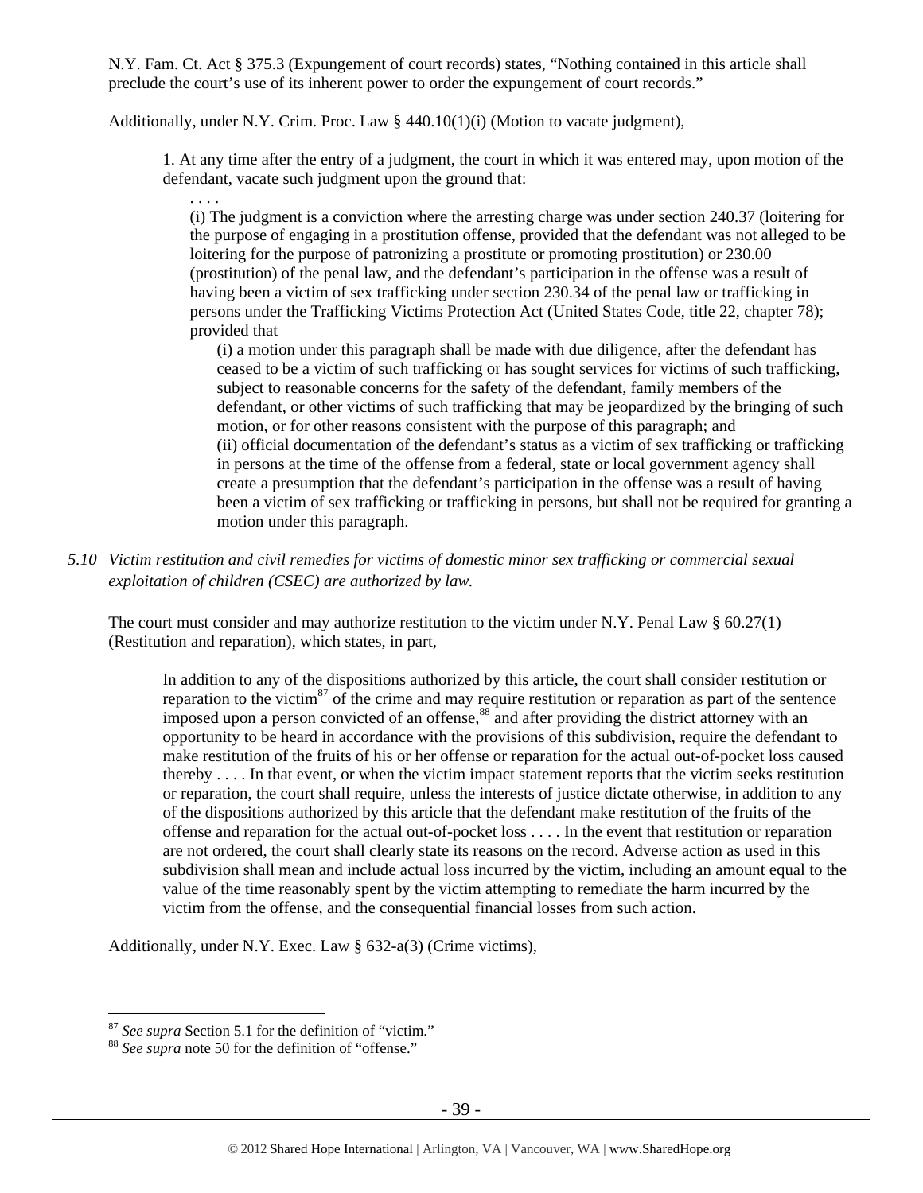N.Y. Fam. Ct. Act § 375.3 (Expungement of court records) states, "Nothing contained in this article shall preclude the court's use of its inherent power to order the expungement of court records."

Additionally, under N.Y. Crim. Proc. Law § 440.10(1)(i) (Motion to vacate judgment),

> 1. At any time after the entry of a judgment, the court in which it was entered may, upon motion of the defendant, vacate such judgment upon the ground that:
>
> . . . .
>
> (i) The judgment is a conviction where the arresting charge was under section 240.37 (loitering for the purpose of engaging in a prostitution offense, provided that the defendant was not alleged to be loitering for the purpose of patronizing a prostitute or promoting prostitution) or 230.00 (prostitution) of the penal law, and the defendant's participation in the offense was a result of having been a victim of sex trafficking under section 230.34 of the penal law or trafficking in persons under the Trafficking Victims Protection Act (United States Code, title 22, chapter 78); provided that
>
> (i) a motion under this paragraph shall be made with due diligence, after the defendant has ceased to be a victim of such trafficking or has sought services for victims of such trafficking, subject to reasonable concerns for the safety of the defendant, family members of the defendant, or other victims of such trafficking that may be jeopardized by the bringing of such motion, or for other reasons consistent with the purpose of this paragraph; and
>
> (ii) official documentation of the defendant's status as a victim of sex trafficking or trafficking in persons at the time of the offense from a federal, state or local government agency shall create a presumption that the defendant's participation in the offense was a result of having been a victim of sex trafficking or trafficking in persons, but shall not be required for granting a motion under this paragraph.

*5.10 Victim restitution and civil remedies for victims of domestic minor sex trafficking or commercial sexual exploitation of children (CSEC) are authorized by law.*

The court must consider and may authorize restitution to the victim under N.Y. Penal Law § 60.27(1) (Restitution and reparation), which states, in part,

> In addition to any of the dispositions authorized by this article, the court shall consider restitution or reparation to the victim[87] of the crime and may require restitution or reparation as part of the sentence imposed upon a person convicted of an offense,[88] and after providing the district attorney with an opportunity to be heard in accordance with the provisions of this subdivision, require the defendant to make restitution of the fruits of his or her offense or reparation for the actual out-of-pocket loss caused thereby . . . . In that event, or when the victim impact statement reports that the victim seeks restitution or reparation, the court shall require, unless the interests of justice dictate otherwise, in addition to any of the dispositions authorized by this article that the defendant make restitution of the fruits of the offense and reparation for the actual out-of-pocket loss . . . . In the event that restitution or reparation are not ordered, the court shall clearly state its reasons on the record. Adverse action as used in this subdivision shall mean and include actual loss incurred by the victim, including an amount equal to the value of the time reasonably spent by the victim attempting to remediate the harm incurred by the victim from the offense, and the consequential financial losses from such action.

Additionally, under N.Y. Exec. Law § 632-a(3) (Crime victims),

---

[87] *See supra* Section 5.1 for the definition of "victim."

[88] *See supra* note 50 for the definition of "offense."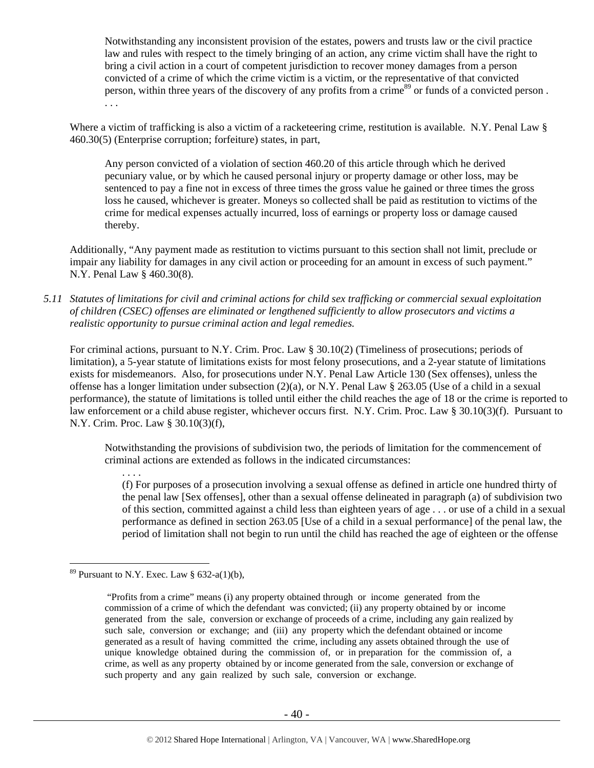> Notwithstanding any inconsistent provision of the estates, powers and trusts law or the civil practice law and rules with respect to the timely bringing of an action, any crime victim shall have the right to bring a civil action in a court of competent jurisdiction to recover money damages from a person convicted of a crime of which the crime victim is a victim, or the representative of that convicted person, within three years of the discovery of any profits from a crime[89] or funds of a convicted person . . . .

Where a victim of trafficking is also a victim of a racketeering crime, restitution is available. N.Y. Penal Law § 460.30(5) (Enterprise corruption; forfeiture) states, in part,

> Any person convicted of a violation of section 460.20 of this article through which he derived pecuniary value, or by which he caused personal injury or property damage or other loss, may be sentenced to pay a fine not in excess of three times the gross value he gained or three times the gross loss he caused, whichever is greater. Moneys so collected shall be paid as restitution to victims of the crime for medical expenses actually incurred, loss of earnings or property loss or damage caused thereby.

Additionally, "Any payment made as restitution to victims pursuant to this section shall not limit, preclude or impair any liability for damages in any civil action or proceeding for an amount in excess of such payment." N.Y. Penal Law § 460.30(8).

*5.11 Statutes of limitations for civil and criminal actions for child sex trafficking or commercial sexual exploitation of children (CSEC) offenses are eliminated or lengthened sufficiently to allow prosecutors and victims a realistic opportunity to pursue criminal action and legal remedies.*

For criminal actions, pursuant to N.Y. Crim. Proc. Law § 30.10(2) (Timeliness of prosecutions; periods of limitation), a 5-year statute of limitations exists for most felony prosecutions, and a 2-year statute of limitations exists for misdemeanors. Also, for prosecutions under N.Y. Penal Law Article 130 (Sex offenses), unless the offense has a longer limitation under subsection (2)(a), or N.Y. Penal Law § 263.05 (Use of a child in a sexual performance), the statute of limitations is tolled until either the child reaches the age of 18 or the crime is reported to law enforcement or a child abuse register, whichever occurs first. N.Y. Crim. Proc. Law § 30.10(3)(f). Pursuant to N.Y. Crim. Proc. Law § 30.10(3)(f),

> Notwithstanding the provisions of subdivision two, the periods of limitation for the commencement of criminal actions are extended as follows in the indicated circumstances:
>
> . . . .
>
> (f) For purposes of a prosecution involving a sexual offense as defined in article one hundred thirty of the penal law [Sex offenses], other than a sexual offense delineated in paragraph (a) of subdivision two of this section, committed against a child less than eighteen years of age . . . or use of a child in a sexual performance as defined in section 263.05 [Use of a child in a sexual performance] of the penal law, the period of limitation shall not begin to run until the child has reached the age of eighteen or the offense

---

[89] Pursuant to N.Y. Exec. Law § 632-a(1)(b),

> "Profits from a crime" means (i) any property obtained through or income generated from the commission of a crime of which the defendant was convicted; (ii) any property obtained by or income generated from the sale, conversion or exchange of proceeds of a crime, including any gain realized by such sale, conversion or exchange; and (iii) any property which the defendant obtained or income generated as a result of having committed the crime, including any assets obtained through the use of unique knowledge obtained during the commission of, or in preparation for the commission of, a crime, as well as any property obtained by or income generated from the sale, conversion or exchange of such property and any gain realized by such sale, conversion or exchange.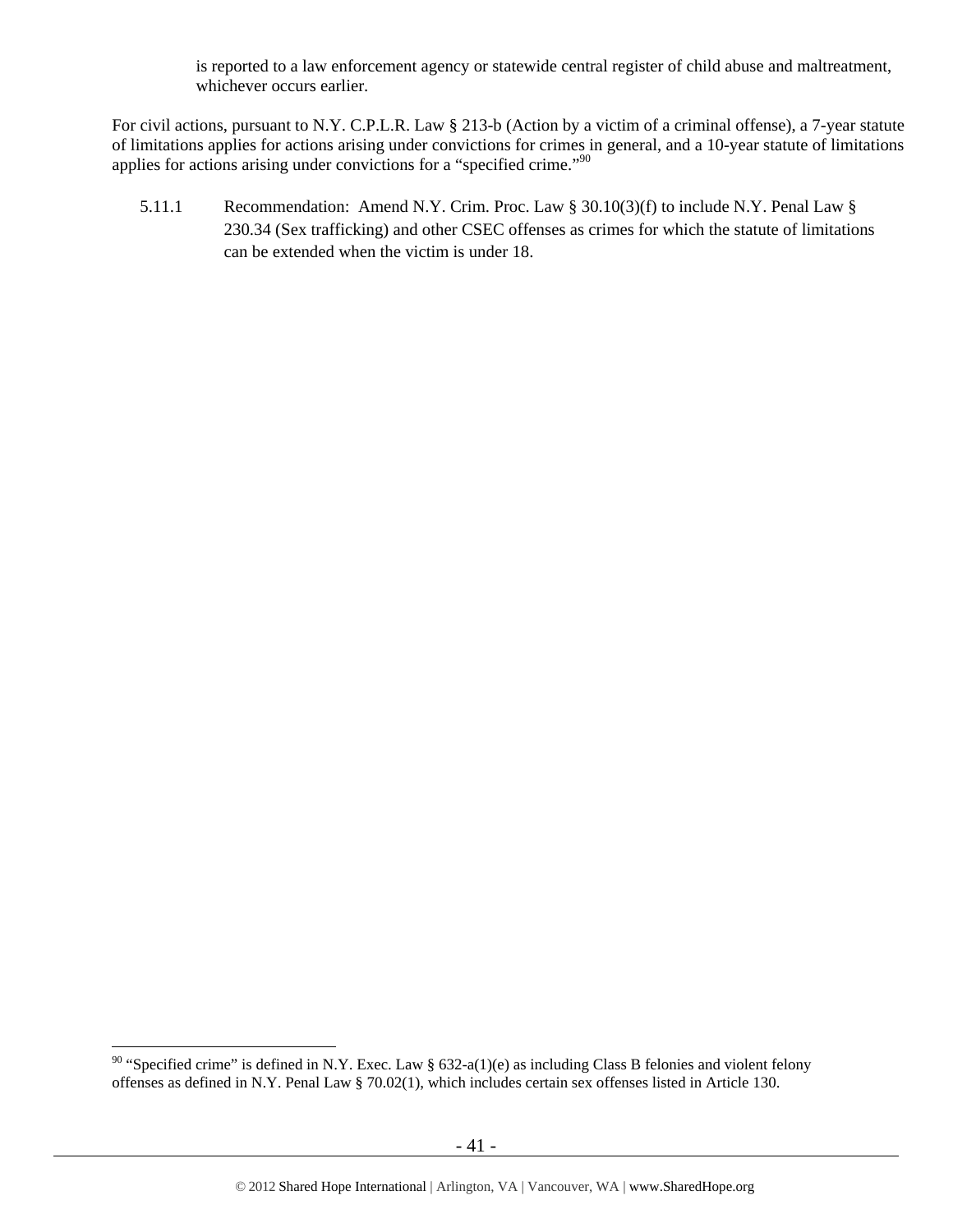is reported to a law enforcement agency or statewide central register of child abuse and maltreatment, whichever occurs earlier.

For civil actions, pursuant to N.Y. C.P.L.R. Law § 213-b (Action by a victim of a criminal offense), a 7-year statute of limitations applies for actions arising under convictions for crimes in general, and a 10-year statute of limitations applies for actions arising under convictions for a "specified crime."[90]

5.11.1 Recommendation: Amend N.Y. Crim. Proc. Law § 30.10(3)(f) to include N.Y. Penal Law § 230.34 (Sex trafficking) and other CSEC offenses as crimes for which the statute of limitations can be extended when the victim is under 18.

---

[90] "Specified crime" is defined in N.Y. Exec. Law § 632-a(1)(e) as including Class B felonies and violent felony offenses as defined in N.Y. Penal Law § 70.02(1), which includes certain sex offenses listed in Article 130.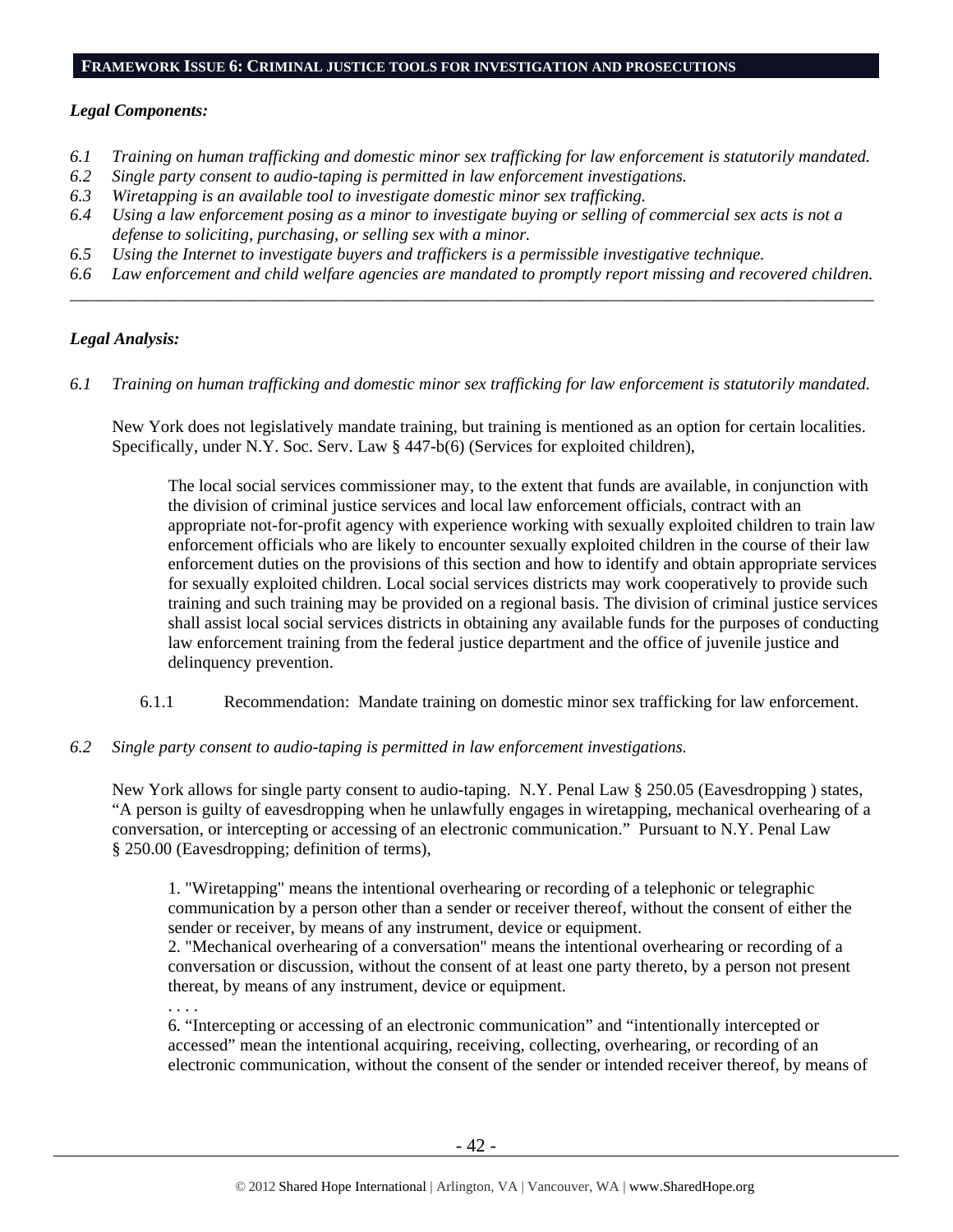## FRAMEWORK ISSUE 6: CRIMINAL JUSTICE TOOLS FOR INVESTIGATION AND PROSECUTIONS

***Legal Components:***

*6.1 Training on human trafficking and domestic minor sex trafficking for law enforcement is statutorily mandated.*
*6.2 Single party consent to audio-taping is permitted in law enforcement investigations.*
*6.3 Wiretapping is an available tool to investigate domestic minor sex trafficking.*
*6.4 Using a law enforcement posing as a minor to investigate buying or selling of commercial sex acts is not a defense to soliciting, purchasing, or selling sex with a minor.*
*6.5 Using the Internet to investigate buyers and traffickers is a permissible investigative technique.*
*6.6 Law enforcement and child welfare agencies are mandated to promptly report missing and recovered children.*

---

***Legal Analysis:***

*6.1 Training on human trafficking and domestic minor sex trafficking for law enforcement is statutorily mandated.*

New York does not legislatively mandate training, but training is mentioned as an option for certain localities. Specifically, under N.Y. Soc. Serv. Law § 447-b(6) (Services for exploited children),

> The local social services commissioner may, to the extent that funds are available, in conjunction with the division of criminal justice services and local law enforcement officials, contract with an appropriate not-for-profit agency with experience working with sexually exploited children to train law enforcement officials who are likely to encounter sexually exploited children in the course of their law enforcement duties on the provisions of this section and how to identify and obtain appropriate services for sexually exploited children. Local social services districts may work cooperatively to provide such training and such training may be provided on a regional basis. The division of criminal justice services shall assist local social services districts in obtaining any available funds for the purposes of conducting law enforcement training from the federal justice department and the office of juvenile justice and delinquency prevention.

6.1.1 Recommendation: Mandate training on domestic minor sex trafficking for law enforcement.

*6.2 Single party consent to audio-taping is permitted in law enforcement investigations.*

New York allows for single party consent to audio-taping. N.Y. Penal Law § 250.05 (Eavesdropping ) states, "A person is guilty of eavesdropping when he unlawfully engages in wiretapping, mechanical overhearing of a conversation, or intercepting or accessing of an electronic communication." Pursuant to N.Y. Penal Law § 250.00 (Eavesdropping; definition of terms),

> 1. "Wiretapping" means the intentional overhearing or recording of a telephonic or telegraphic communication by a person other than a sender or receiver thereof, without the consent of either the sender or receiver, by means of any instrument, device or equipment.
> 2. "Mechanical overhearing of a conversation" means the intentional overhearing or recording of a conversation or discussion, without the consent of at least one party thereto, by a person not present thereat, by means of any instrument, device or equipment.
> . . . .
> 6. "Intercepting or accessing of an electronic communication" and "intentionally intercepted or accessed" mean the intentional acquiring, receiving, collecting, overhearing, or recording of an electronic communication, without the consent of the sender or intended receiver thereof, by means of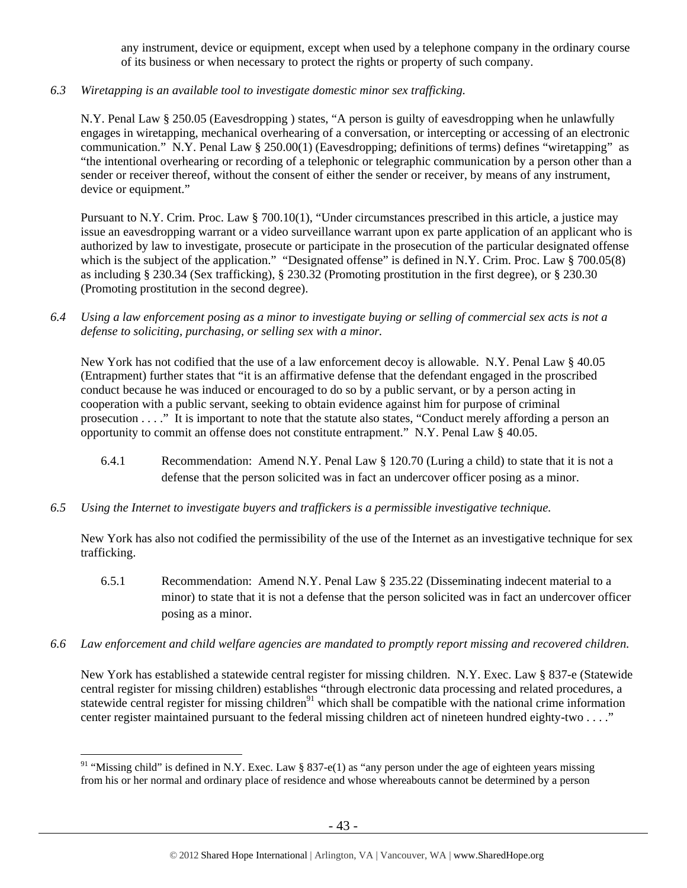any instrument, device or equipment, except when used by a telephone company in the ordinary course of its business or when necessary to protect the rights or property of such company.

*6.3 Wiretapping is an available tool to investigate domestic minor sex trafficking.*

N.Y. Penal Law § 250.05 (Eavesdropping ) states, "A person is guilty of eavesdropping when he unlawfully engages in wiretapping, mechanical overhearing of a conversation, or intercepting or accessing of an electronic communication." N.Y. Penal Law § 250.00(1) (Eavesdropping; definitions of terms) defines "wiretapping" as "the intentional overhearing or recording of a telephonic or telegraphic communication by a person other than a sender or receiver thereof, without the consent of either the sender or receiver, by means of any instrument, device or equipment."

Pursuant to N.Y. Crim. Proc. Law § 700.10(1), "Under circumstances prescribed in this article, a justice may issue an eavesdropping warrant or a video surveillance warrant upon ex parte application of an applicant who is authorized by law to investigate, prosecute or participate in the prosecution of the particular designated offense which is the subject of the application." "Designated offense" is defined in N.Y. Crim. Proc. Law § 700.05(8) as including § 230.34 (Sex trafficking), § 230.32 (Promoting prostitution in the first degree), or § 230.30 (Promoting prostitution in the second degree).

*6.4 Using a law enforcement posing as a minor to investigate buying or selling of commercial sex acts is not a defense to soliciting, purchasing, or selling sex with a minor.*

New York has not codified that the use of a law enforcement decoy is allowable. N.Y. Penal Law § 40.05 (Entrapment) further states that "it is an affirmative defense that the defendant engaged in the proscribed conduct because he was induced or encouraged to do so by a public servant, or by a person acting in cooperation with a public servant, seeking to obtain evidence against him for purpose of criminal prosecution . . . ." It is important to note that the statute also states, "Conduct merely affording a person an opportunity to commit an offense does not constitute entrapment." N.Y. Penal Law § 40.05.

6.4.1 Recommendation: Amend N.Y. Penal Law § 120.70 (Luring a child) to state that it is not a defense that the person solicited was in fact an undercover officer posing as a minor.

*6.5 Using the Internet to investigate buyers and traffickers is a permissible investigative technique.*

New York has also not codified the permissibility of the use of the Internet as an investigative technique for sex trafficking.

6.5.1 Recommendation: Amend N.Y. Penal Law § 235.22 (Disseminating indecent material to a minor) to state that it is not a defense that the person solicited was in fact an undercover officer posing as a minor.

*6.6 Law enforcement and child welfare agencies are mandated to promptly report missing and recovered children.*

New York has established a statewide central register for missing children. N.Y. Exec. Law § 837-e (Statewide central register for missing children) establishes "through electronic data processing and related procedures, a statewide central register for missing children[91] which shall be compatible with the national crime information center register maintained pursuant to the federal missing children act of nineteen hundred eighty-two . . . ."

[91] "Missing child" is defined in N.Y. Exec. Law § 837-e(1) as "any person under the age of eighteen years missing from his or her normal and ordinary place of residence and whose whereabouts cannot be determined by a person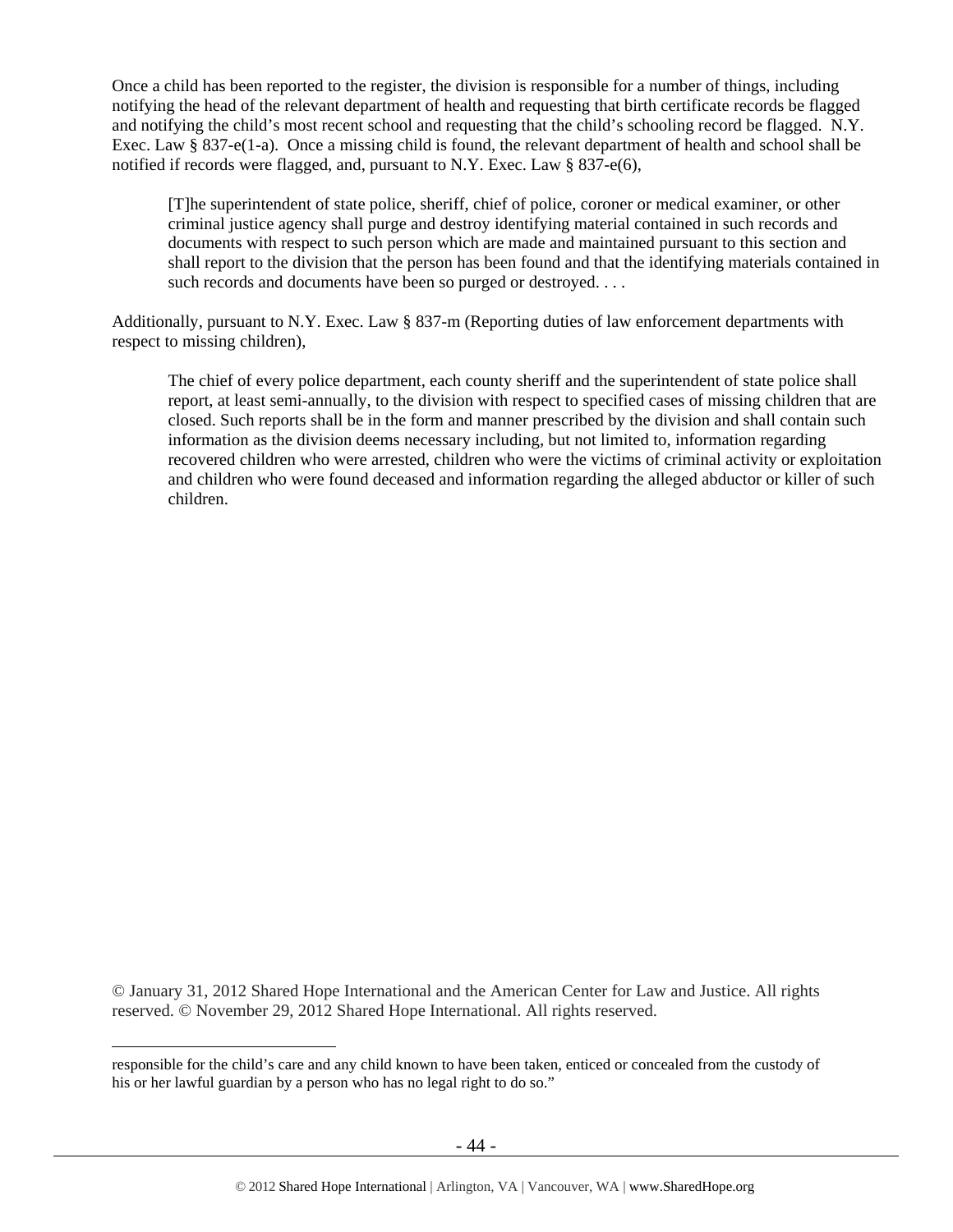Once a child has been reported to the register, the division is responsible for a number of things, including notifying the head of the relevant department of health and requesting that birth certificate records be flagged and notifying the child's most recent school and requesting that the child's schooling record be flagged. N.Y. Exec. Law § 837-e(1-a). Once a missing child is found, the relevant department of health and school shall be notified if records were flagged, and, pursuant to N.Y. Exec. Law § 837-e(6),

> [T]he superintendent of state police, sheriff, chief of police, coroner or medical examiner, or other criminal justice agency shall purge and destroy identifying material contained in such records and documents with respect to such person which are made and maintained pursuant to this section and shall report to the division that the person has been found and that the identifying materials contained in such records and documents have been so purged or destroyed. . . .

Additionally, pursuant to N.Y. Exec. Law § 837-m (Reporting duties of law enforcement departments with respect to missing children),

> The chief of every police department, each county sheriff and the superintendent of state police shall report, at least semi-annually, to the division with respect to specified cases of missing children that are closed. Such reports shall be in the form and manner prescribed by the division and shall contain such information as the division deems necessary including, but not limited to, information regarding recovered children who were arrested, children who were the victims of criminal activity or exploitation and children who were found deceased and information regarding the alleged abductor or killer of such children.

© January 31, 2012 Shared Hope International and the American Center for Law and Justice. All rights reserved. © November 29, 2012 Shared Hope International. All rights reserved.

---

responsible for the child's care and any child known to have been taken, enticed or concealed from the custody of his or her lawful guardian by a person who has no legal right to do so."